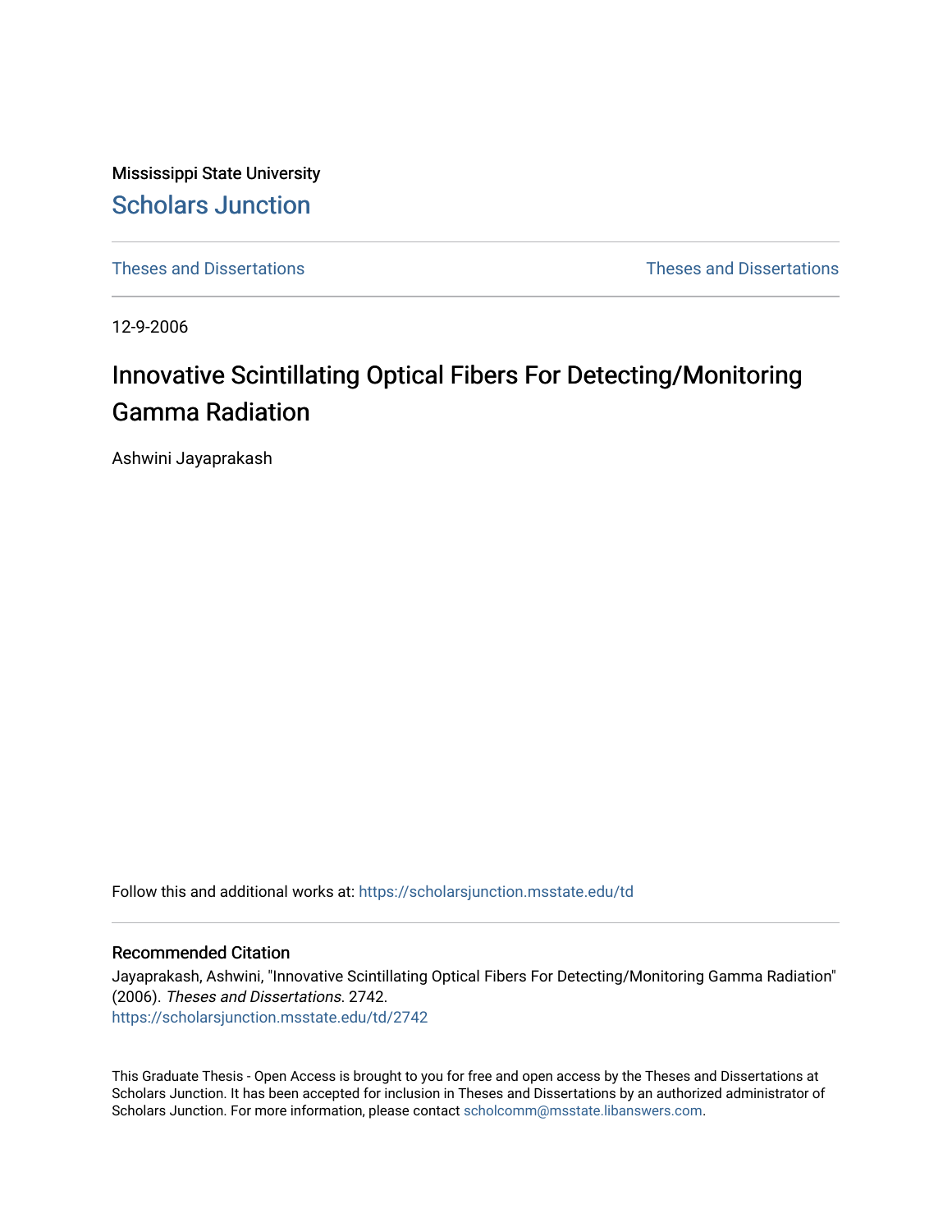Mississippi State University

# Scholars Junction

Theses and Dissertations

Theses and Dissertations

12-9-2006

# Innovative Scintillating Optical Fibers For Detecting/Monitoring Gamma Radiation

Ashwini Jayaprakash

Follow this and additional works at: https://scholarsjunction.msstate.edu/td

## Recommended Citation

Jayaprakash, Ashwini, "Innovative Scintillating Optical Fibers For Detecting/Monitoring Gamma Radiation" (2006). *Theses and Dissertations*. 2742.
https://scholarsjunction.msstate.edu/td/2742

This Graduate Thesis - Open Access is brought to you for free and open access by the Theses and Dissertations at Scholars Junction. It has been accepted for inclusion in Theses and Dissertations by an authorized administrator of Scholars Junction. For more information, please contact scholcomm@msstate.libanswers.com.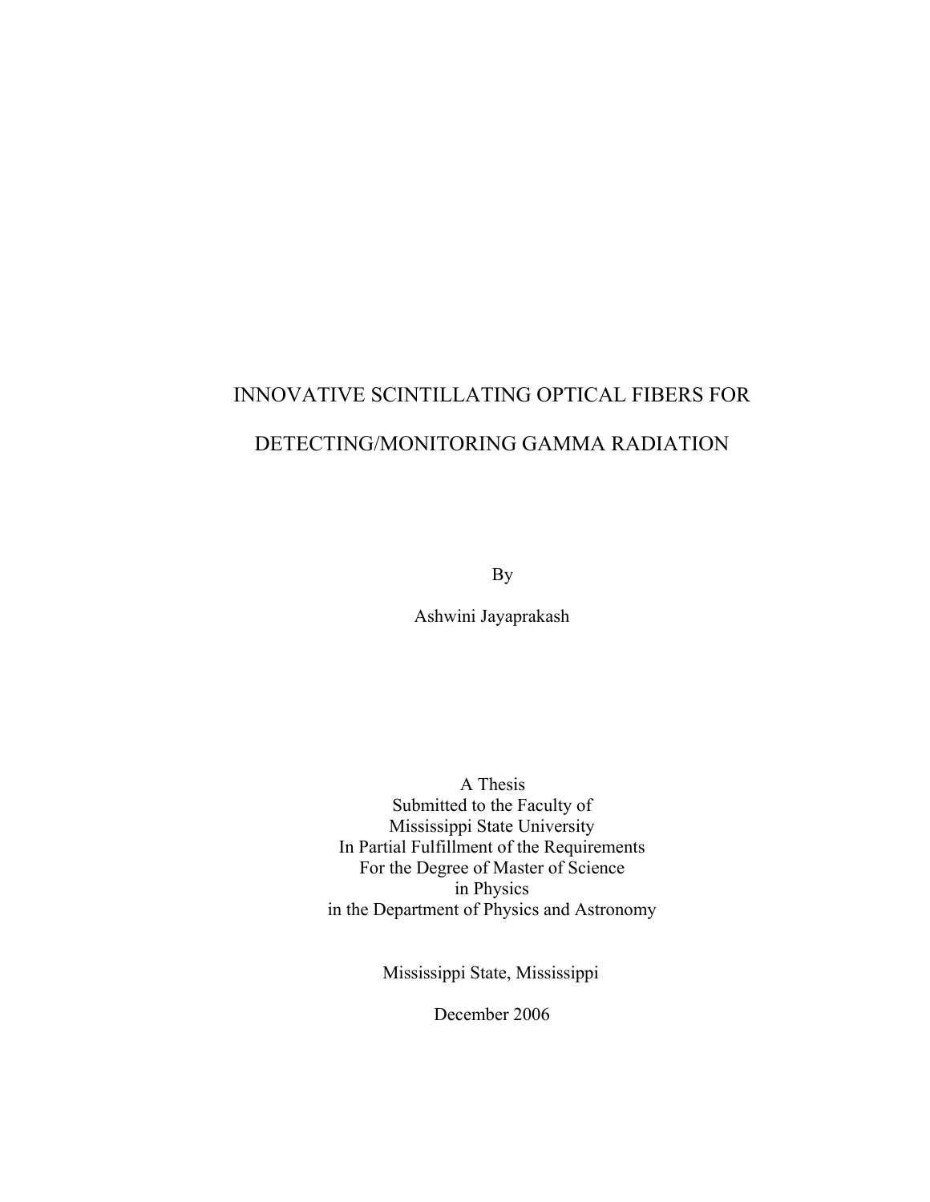# INNOVATIVE SCINTILLATING OPTICAL FIBERS FOR DETECTING/MONITORING GAMMA RADIATION

By

Ashwini Jayaprakash

A Thesis
Submitted to the Faculty of
Mississippi State University
In Partial Fulfillment of the Requirements
For the Degree of Master of Science
in Physics
in the Department of Physics and Astronomy

Mississippi State, Mississippi

December 2006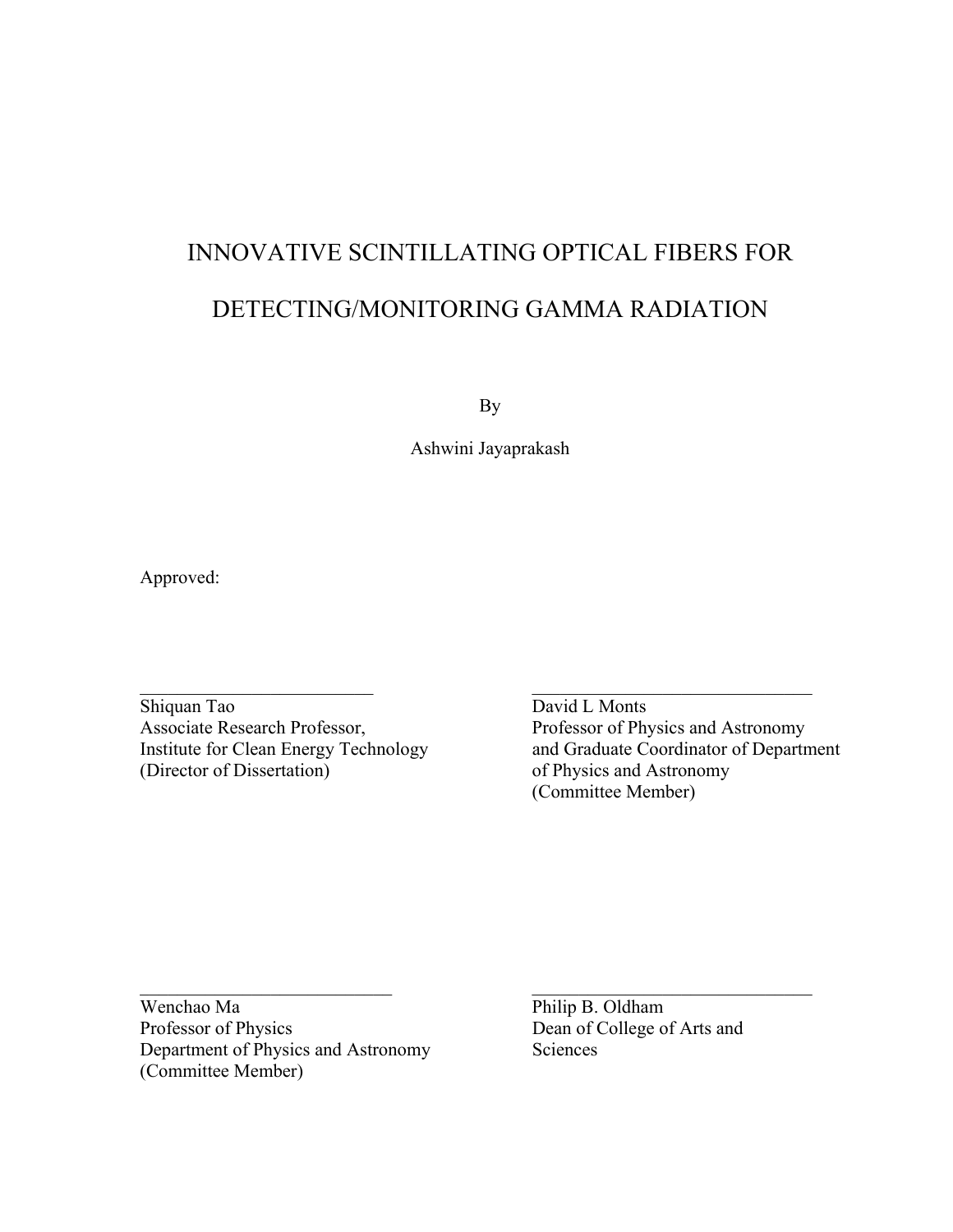# INNOVATIVE SCINTILLATING OPTICAL FIBERS FOR DETECTING/MONITORING GAMMA RADIATION

By

Ashwini Jayaprakash

Approved:

\_\_\_\_\_\_\_\_\_\_\_\_\_\_\_\_\_\_\_\_\_\_\_\_\_\_
Shiquan Tao
Associate Research Professor,
Institute for Clean Energy Technology
(Director of Dissertation)

\_\_\_\_\_\_\_\_\_\_\_\_\_\_\_\_\_\_\_\_\_\_\_\_\_\_
David L Monts
Professor of Physics and Astronomy
and Graduate Coordinator of Department
of Physics and Astronomy
(Committee Member)

\_\_\_\_\_\_\_\_\_\_\_\_\_\_\_\_\_\_\_\_\_\_\_\_\_\_
Wenchao Ma
Professor of Physics
Department of Physics and Astronomy
(Committee Member)

\_\_\_\_\_\_\_\_\_\_\_\_\_\_\_\_\_\_\_\_\_\_\_\_\_\_
Philip B. Oldham
Dean of College of Arts and
Sciences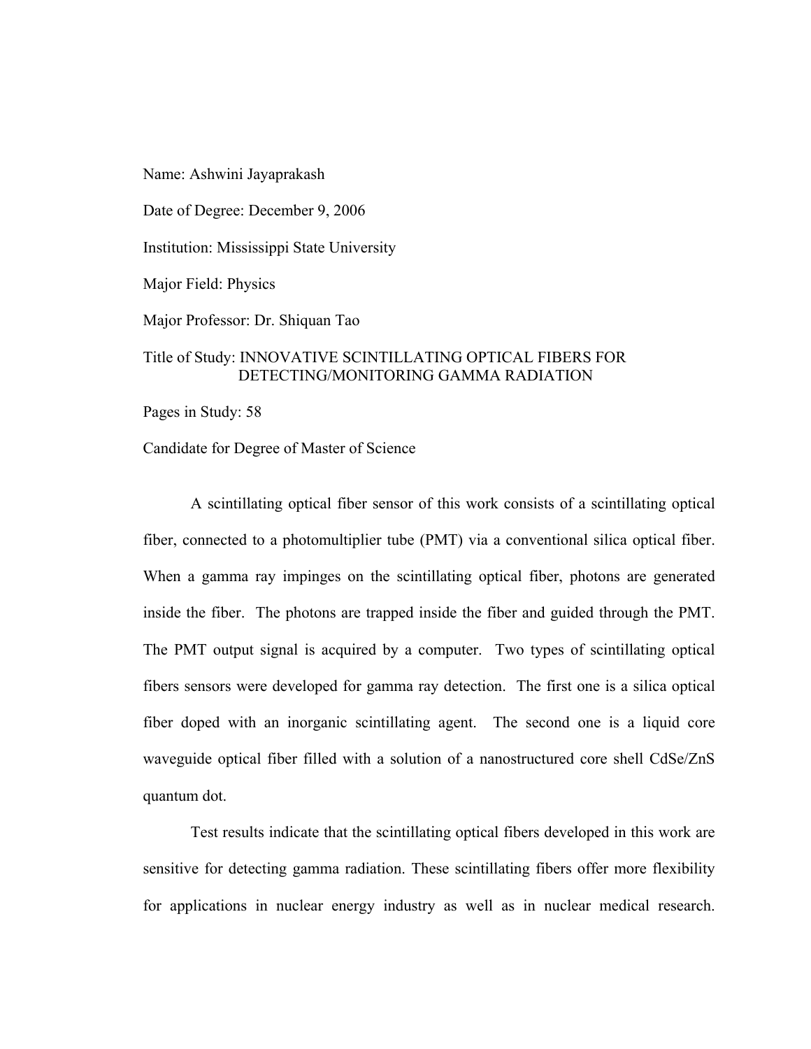Name: Ashwini Jayaprakash

Date of Degree: December 9, 2006

Institution: Mississippi State University

Major Field: Physics

Major Professor: Dr. Shiquan Tao

Title of Study: INNOVATIVE SCINTILLATING OPTICAL FIBERS FOR DETECTING/MONITORING GAMMA RADIATION

Pages in Study: 58

Candidate for Degree of Master of Science

A scintillating optical fiber sensor of this work consists of a scintillating optical fiber, connected to a photomultiplier tube (PMT) via a conventional silica optical fiber. When a gamma ray impinges on the scintillating optical fiber, photons are generated inside the fiber. The photons are trapped inside the fiber and guided through the PMT. The PMT output signal is acquired by a computer. Two types of scintillating optical fibers sensors were developed for gamma ray detection. The first one is a silica optical fiber doped with an inorganic scintillating agent. The second one is a liquid core waveguide optical fiber filled with a solution of a nanostructured core shell CdSe/ZnS quantum dot.

Test results indicate that the scintillating optical fibers developed in this work are sensitive for detecting gamma radiation. These scintillating fibers offer more flexibility for applications in nuclear energy industry as well as in nuclear medical research.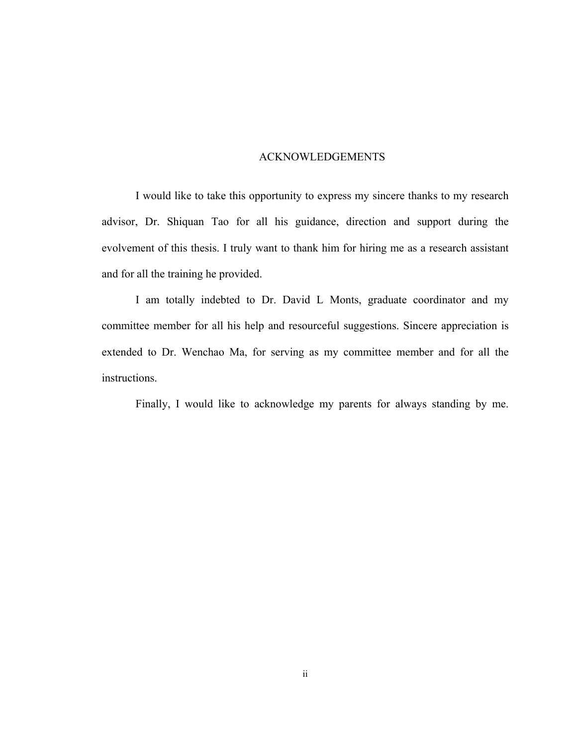# ACKNOWLEDGEMENTS

I would like to take this opportunity to express my sincere thanks to my research advisor, Dr. Shiquan Tao for all his guidance, direction and support during the evolvement of this thesis. I truly want to thank him for hiring me as a research assistant and for all the training he provided.

I am totally indebted to Dr. David L Monts, graduate coordinator and my committee member for all his help and resourceful suggestions. Sincere appreciation is extended to Dr. Wenchao Ma, for serving as my committee member and for all the instructions.

Finally, I would like to acknowledge my parents for always standing by me.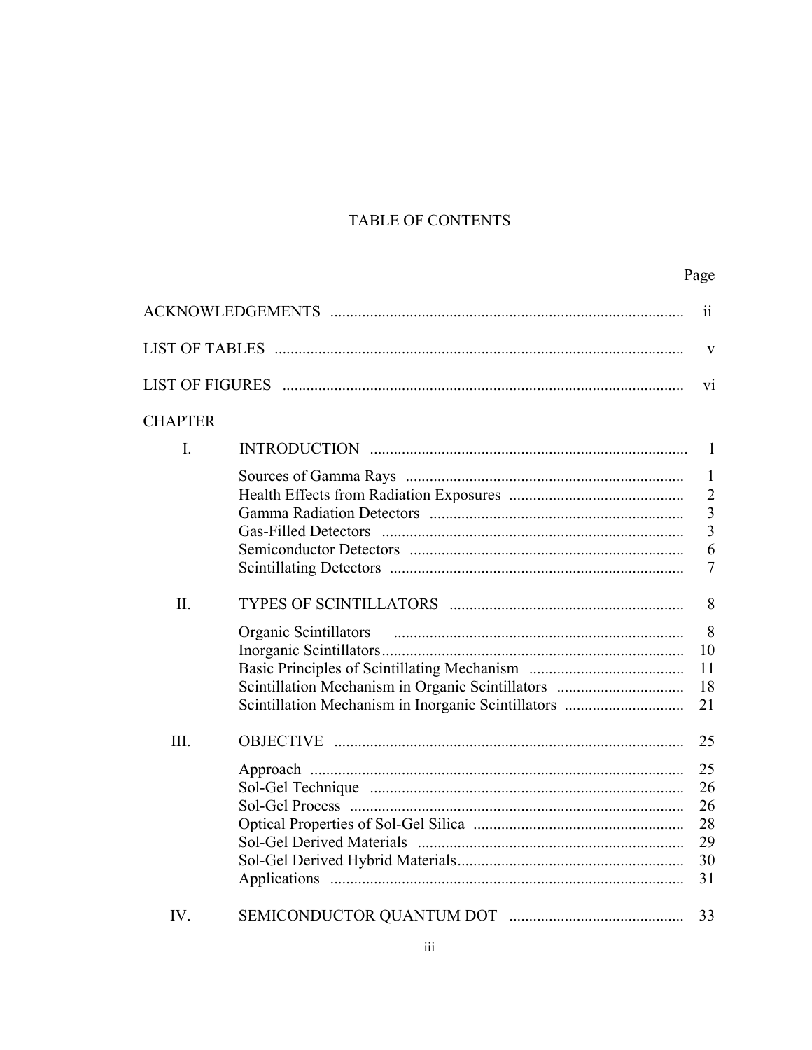# TABLE OF CONTENTS

| | | Page |
|---|---|---|
| ACKNOWLEDGEMENTS | | ii |
| LIST OF TABLES | | v |
| LIST OF FIGURES | | vi |
| CHAPTER | | |
| I. | INTRODUCTION | 1 |
| | Sources of Gamma Rays | 1 |
| | Health Effects from Radiation Exposures | 2 |
| | Gamma Radiation Detectors | 3 |
| | Gas-Filled Detectors | 3 |
| | Semiconductor Detectors | 6 |
| | Scintillating Detectors | 7 |
| II. | TYPES OF SCINTILLATORS | 8 |
| | Organic Scintillators | 8 |
| | Inorganic Scintillators | 10 |
| | Basic Principles of Scintillating Mechanism | 11 |
| | Scintillation Mechanism in Organic Scintillators | 18 |
| | Scintillation Mechanism in Inorganic Scintillators | 21 |
| III. | OBJECTIVE | 25 |
| | Approach | 25 |
| | Sol-Gel Technique | 26 |
| | Sol-Gel Process | 26 |
| | Optical Properties of Sol-Gel Silica | 28 |
| | Sol-Gel Derived Materials | 29 |
| | Sol-Gel Derived Hybrid Materials | 30 |
| | Applications | 31 |
| IV. | SEMICONDUCTOR QUANTUM DOT | 33 |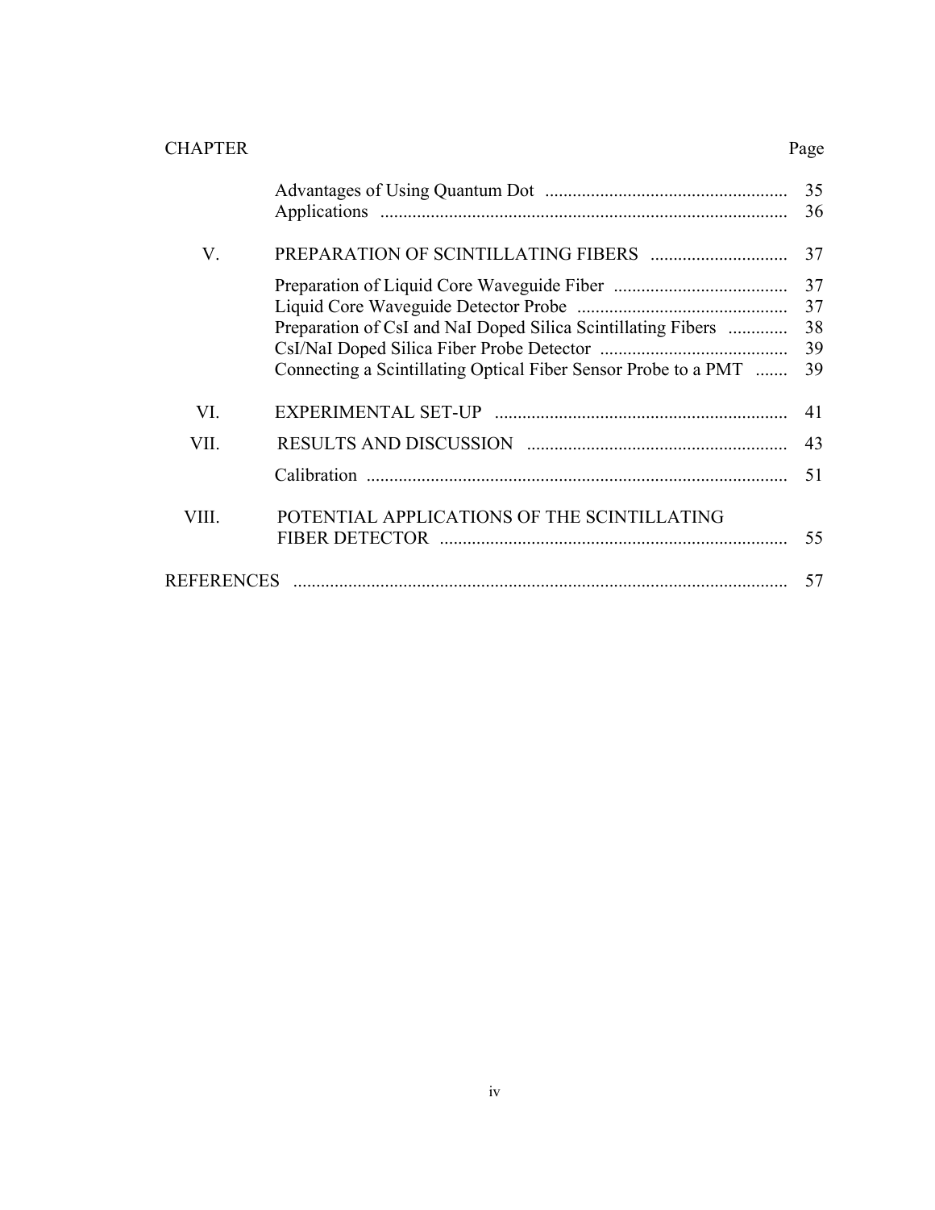| CHAPTER | | Page |
|---|---|---|
| | Advantages of Using Quantum Dot | 35 |
| | Applications | 36 |
| V. | PREPARATION OF SCINTILLATING FIBERS | 37 |
| | Preparation of Liquid Core Waveguide Fiber | 37 |
| | Liquid Core Waveguide Detector Probe | 37 |
| | Preparation of CsI and NaI Doped Silica Scintillating Fibers | 38 |
| | CsI/NaI Doped Silica Fiber Probe Detector | 39 |
| | Connecting a Scintillating Optical Fiber Sensor Probe to a PMT | 39 |
| VI. | EXPERIMENTAL SET-UP | 41 |
| VII. | RESULTS AND DISCUSSION | 43 |
| | Calibration | 51 |
| VIII. | POTENTIAL APPLICATIONS OF THE SCINTILLATING FIBER DETECTOR | 55 |
| REFERENCES | | 57 |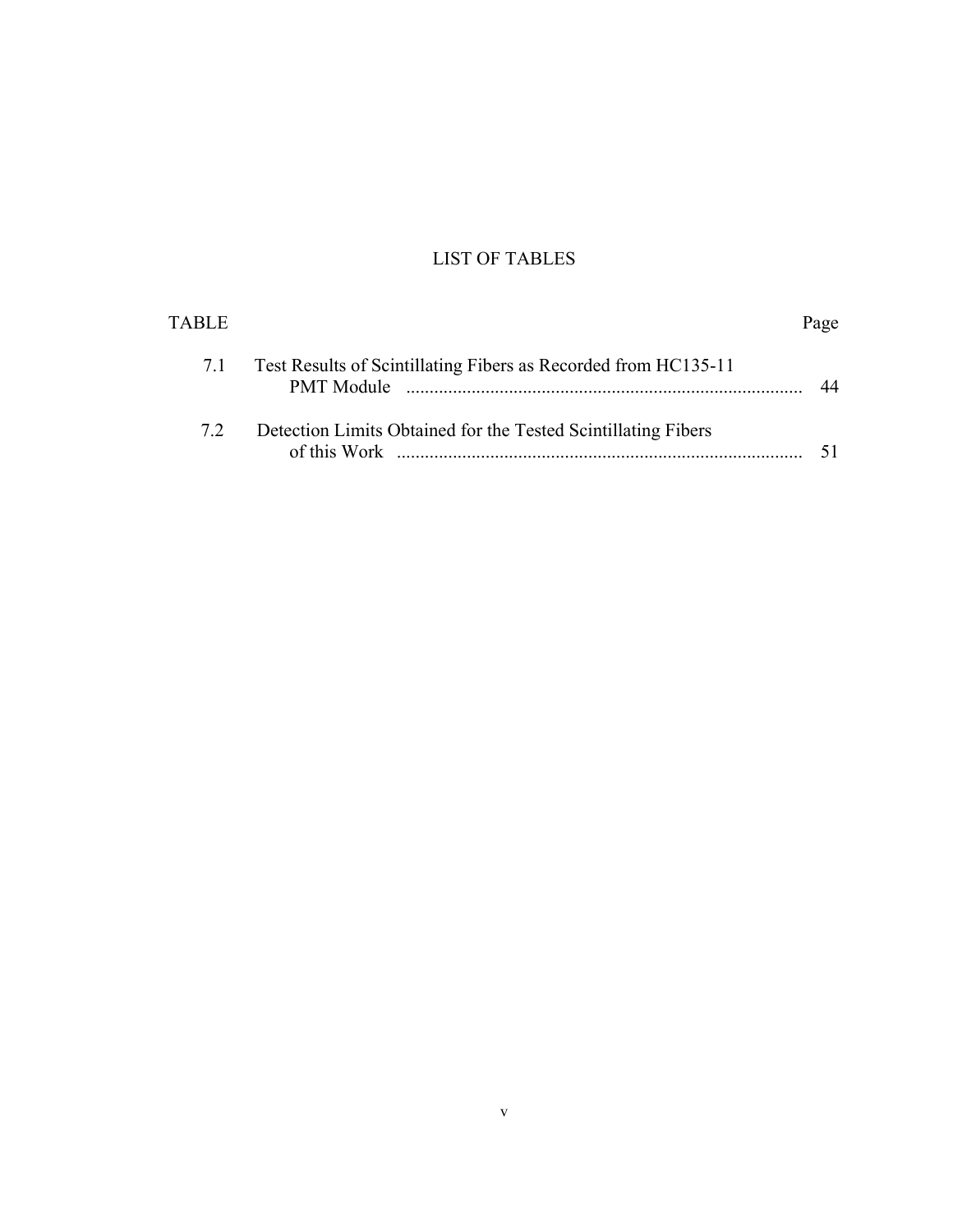# LIST OF TABLES

| TABLE | | Page |
|---|---|---|
| 7.1 | Test Results of Scintillating Fibers as Recorded from HC135-11 PMT Module | 44 |
| 7.2 | Detection Limits Obtained for the Tested Scintillating Fibers of this Work | 51 |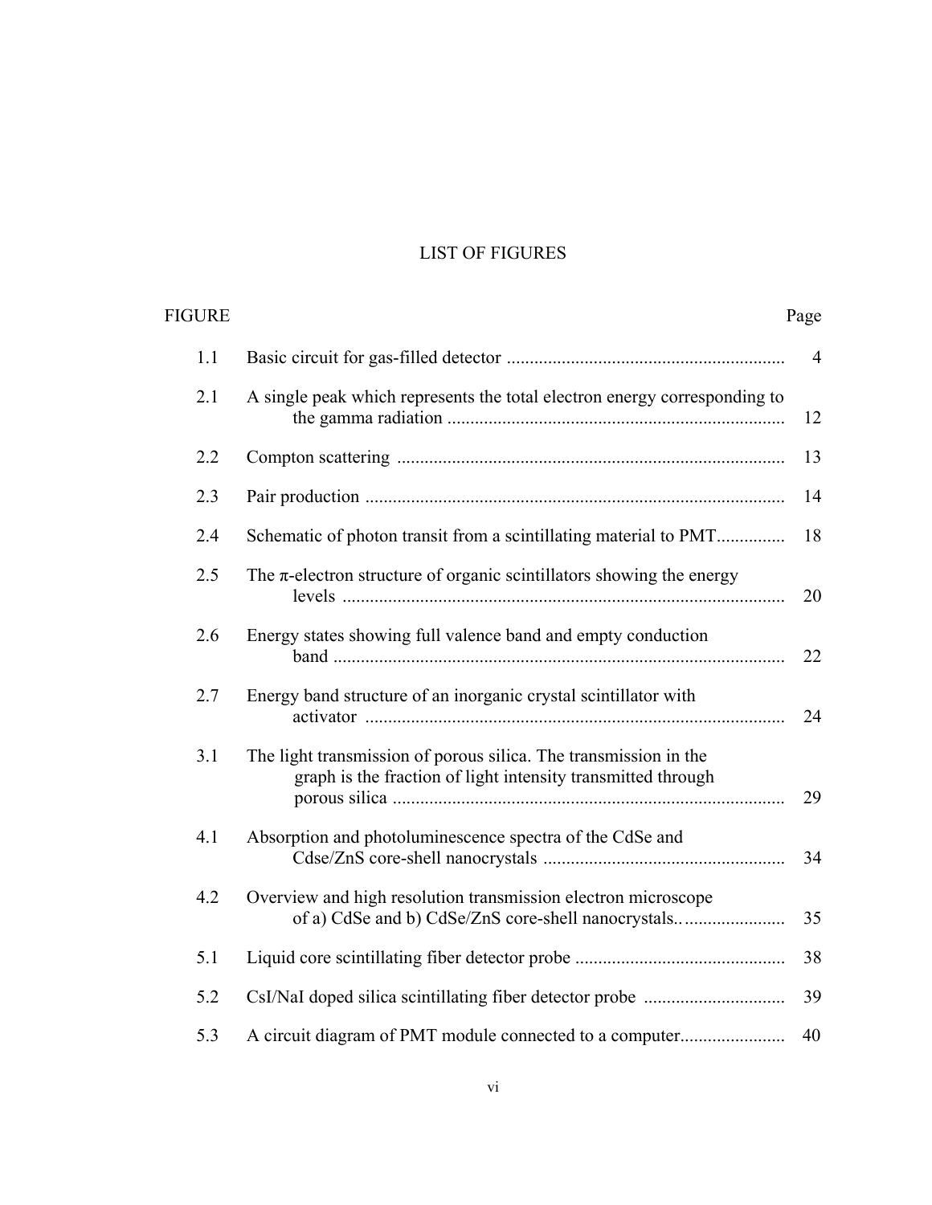# LIST OF FIGURES

| FIGURE | | Page |
|---|---|---|
| 1.1 | Basic circuit for gas-filled detector | 4 |
| 2.1 | A single peak which represents the total electron energy corresponding to the gamma radiation | 12 |
| 2.2 | Compton scattering | 13 |
| 2.3 | Pair production | 14 |
| 2.4 | Schematic of photon transit from a scintillating material to PMT | 18 |
| 2.5 | The π-electron structure of organic scintillators showing the energy levels | 20 |
| 2.6 | Energy states showing full valence band and empty conduction band | 22 |
| 2.7 | Energy band structure of an inorganic crystal scintillator with activator | 24 |
| 3.1 | The light transmission of porous silica. The transmission in the graph is the fraction of light intensity transmitted through porous silica | 29 |
| 4.1 | Absorption and photoluminescence spectra of the CdSe and Cdse/ZnS core-shell nanocrystals | 34 |
| 4.2 | Overview and high resolution transmission electron microscope of a) CdSe and b) CdSe/ZnS core-shell nanocrystals. | 35 |
| 5.1 | Liquid core scintillating fiber detector probe | 38 |
| 5.2 | CsI/NaI doped silica scintillating fiber detector probe | 39 |
| 5.3 | A circuit diagram of PMT module connected to a computer | 40 |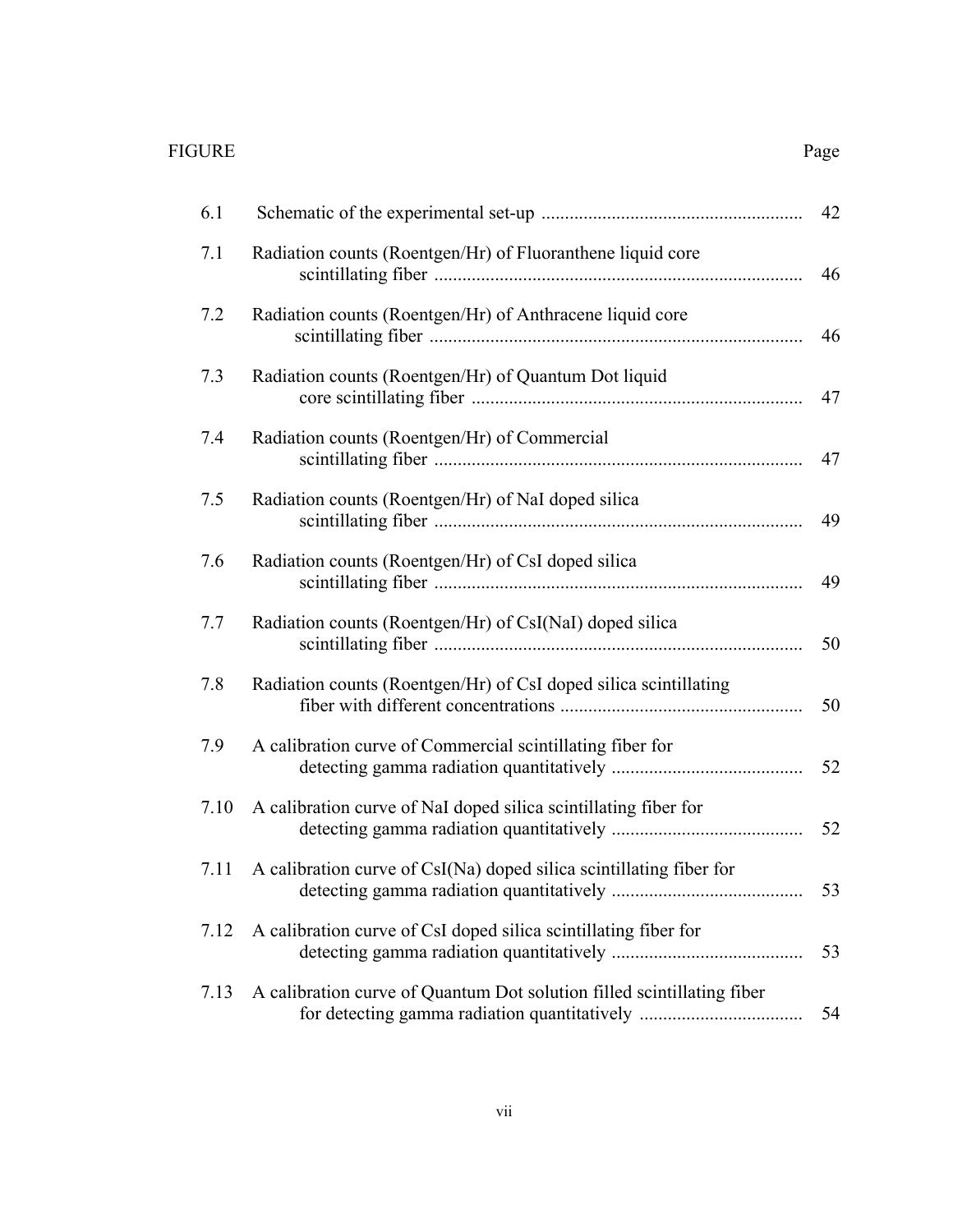| FIGURE | | Page |
|---|---|---|
| 6.1 | Schematic of the experimental set-up | 42 |
| 7.1 | Radiation counts (Roentgen/Hr) of Fluoranthene liquid core scintillating fiber | 46 |
| 7.2 | Radiation counts (Roentgen/Hr) of Anthracene liquid core scintillating fiber | 46 |
| 7.3 | Radiation counts (Roentgen/Hr) of Quantum Dot liquid core scintillating fiber | 47 |
| 7.4 | Radiation counts (Roentgen/Hr) of Commercial scintillating fiber | 47 |
| 7.5 | Radiation counts (Roentgen/Hr) of NaI doped silica scintillating fiber | 49 |
| 7.6 | Radiation counts (Roentgen/Hr) of CsI doped silica scintillating fiber | 49 |
| 7.7 | Radiation counts (Roentgen/Hr) of CsI(NaI) doped silica scintillating fiber | 50 |
| 7.8 | Radiation counts (Roentgen/Hr) of CsI doped silica scintillating fiber with different concentrations | 50 |
| 7.9 | A calibration curve of Commercial scintillating fiber for detecting gamma radiation quantitatively | 52 |
| 7.10 | A calibration curve of NaI doped silica scintillating fiber for detecting gamma radiation quantitatively | 52 |
| 7.11 | A calibration curve of CsI(Na) doped silica scintillating fiber for detecting gamma radiation quantitatively | 53 |
| 7.12 | A calibration curve of CsI doped silica scintillating fiber for detecting gamma radiation quantitatively | 53 |
| 7.13 | A calibration curve of Quantum Dot solution filled scintillating fiber for detecting gamma radiation quantitatively | 54 |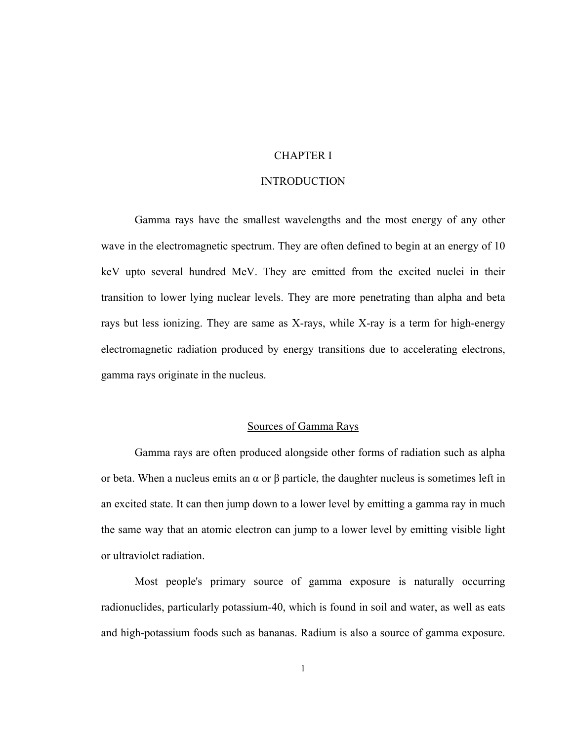# CHAPTER I

# INTRODUCTION

Gamma rays have the smallest wavelengths and the most energy of any other wave in the electromagnetic spectrum. They are often defined to begin at an energy of 10 keV upto several hundred MeV. They are emitted from the excited nuclei in their transition to lower lying nuclear levels. They are more penetrating than alpha and beta rays but less ionizing. They are same as X-rays, while X-ray is a term for high-energy electromagnetic radiation produced by energy transitions due to accelerating electrons, gamma rays originate in the nucleus.

## Sources of Gamma Rays

Gamma rays are often produced alongside other forms of radiation such as alpha or beta. When a nucleus emits an α or β particle, the daughter nucleus is sometimes left in an excited state. It can then jump down to a lower level by emitting a gamma ray in much the same way that an atomic electron can jump to a lower level by emitting visible light or ultraviolet radiation.

Most people's primary source of gamma exposure is naturally occurring radionuclides, particularly potassium-40, which is found in soil and water, as well as eats and high-potassium foods such as bananas. Radium is also a source of gamma exposure.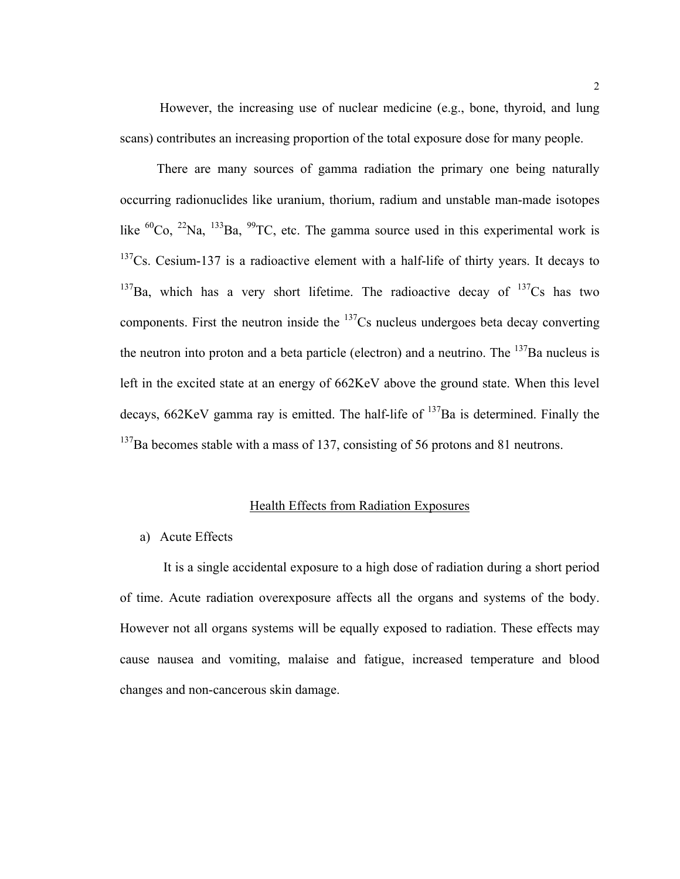However, the increasing use of nuclear medicine (e.g., bone, thyroid, and lung scans) contributes an increasing proportion of the total exposure dose for many people.

There are many sources of gamma radiation the primary one being naturally occurring radionuclides like uranium, thorium, radium and unstable man-made isotopes like $^{60}$Co, $^{22}$Na, $^{133}$Ba, $^{99}$TC, etc. The gamma source used in this experimental work is $^{137}$Cs. Cesium-137 is a radioactive element with a half-life of thirty years. It decays to $^{137}$Ba, which has a very short lifetime. The radioactive decay of $^{137}$Cs has two components. First the neutron inside the $^{137}$Cs nucleus undergoes beta decay converting the neutron into proton and a beta particle (electron) and a neutrino. The $^{137}$Ba nucleus is left in the excited state at an energy of 662KeV above the ground state. When this level decays, 662KeV gamma ray is emitted. The half-life of $^{137}$Ba is determined. Finally the $^{137}$Ba becomes stable with a mass of 137, consisting of 56 protons and 81 neutrons.

## Health Effects from Radiation Exposures

a) Acute Effects

It is a single accidental exposure to a high dose of radiation during a short period of time. Acute radiation overexposure affects all the organs and systems of the body. However not all organs systems will be equally exposed to radiation. These effects may cause nausea and vomiting, malaise and fatigue, increased temperature and blood changes and non-cancerous skin damage.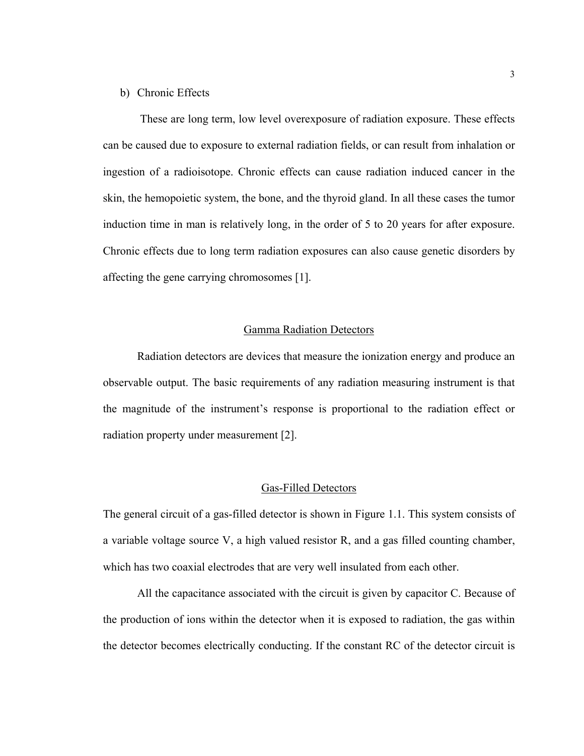b) Chronic Effects

These are long term, low level overexposure of radiation exposure. These effects can be caused due to exposure to external radiation fields, or can result from inhalation or ingestion of a radioisotope. Chronic effects can cause radiation induced cancer in the skin, the hemopoietic system, the bone, and the thyroid gland. In all these cases the tumor induction time in man is relatively long, in the order of 5 to 20 years for after exposure. Chronic effects due to long term radiation exposures can also cause genetic disorders by affecting the gene carrying chromosomes [1].

## Gamma Radiation Detectors

Radiation detectors are devices that measure the ionization energy and produce an observable output. The basic requirements of any radiation measuring instrument is that the magnitude of the instrument's response is proportional to the radiation effect or radiation property under measurement [2].

## Gas-Filled Detectors

The general circuit of a gas-filled detector is shown in Figure 1.1. This system consists of a variable voltage source V, a high valued resistor R, and a gas filled counting chamber, which has two coaxial electrodes that are very well insulated from each other.

All the capacitance associated with the circuit is given by capacitor C. Because of the production of ions within the detector when it is exposed to radiation, the gas within the detector becomes electrically conducting. If the constant RC of the detector circuit is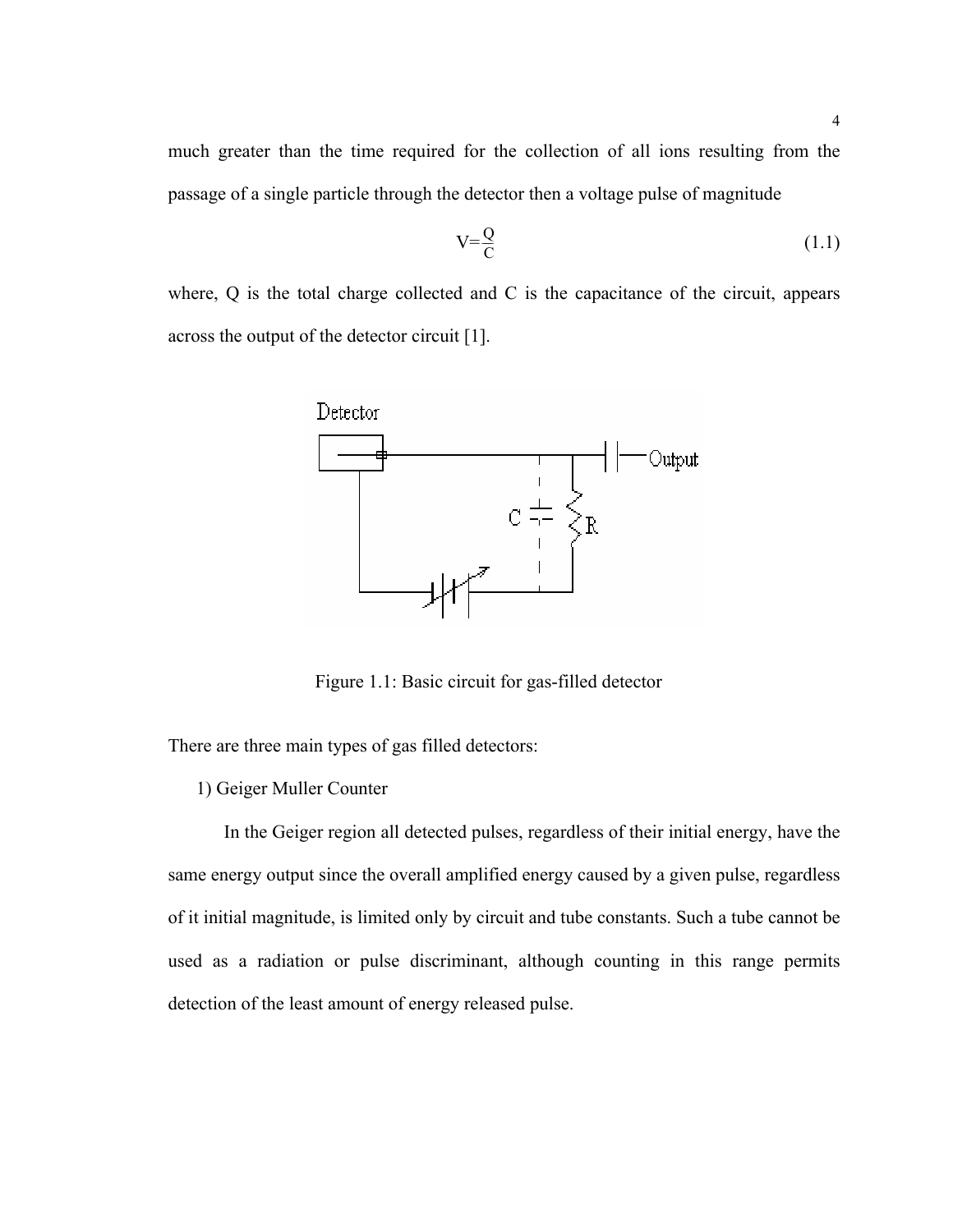much greater than the time required for the collection of all ions resulting from the passage of a single particle through the detector then a voltage pulse of magnitude

$$V=\frac{Q}{C} \tag{1.1}$$

where, Q is the total charge collected and C is the capacitance of the circuit, appears across the output of the detector circuit [1].

Figure 1.1: Basic circuit for gas-filled detector

There are three main types of gas filled detectors:

1) Geiger Muller Counter

In the Geiger region all detected pulses, regardless of their initial energy, have the same energy output since the overall amplified energy caused by a given pulse, regardless of it initial magnitude, is limited only by circuit and tube constants. Such a tube cannot be used as a radiation or pulse discriminant, although counting in this range permits detection of the least amount of energy released pulse.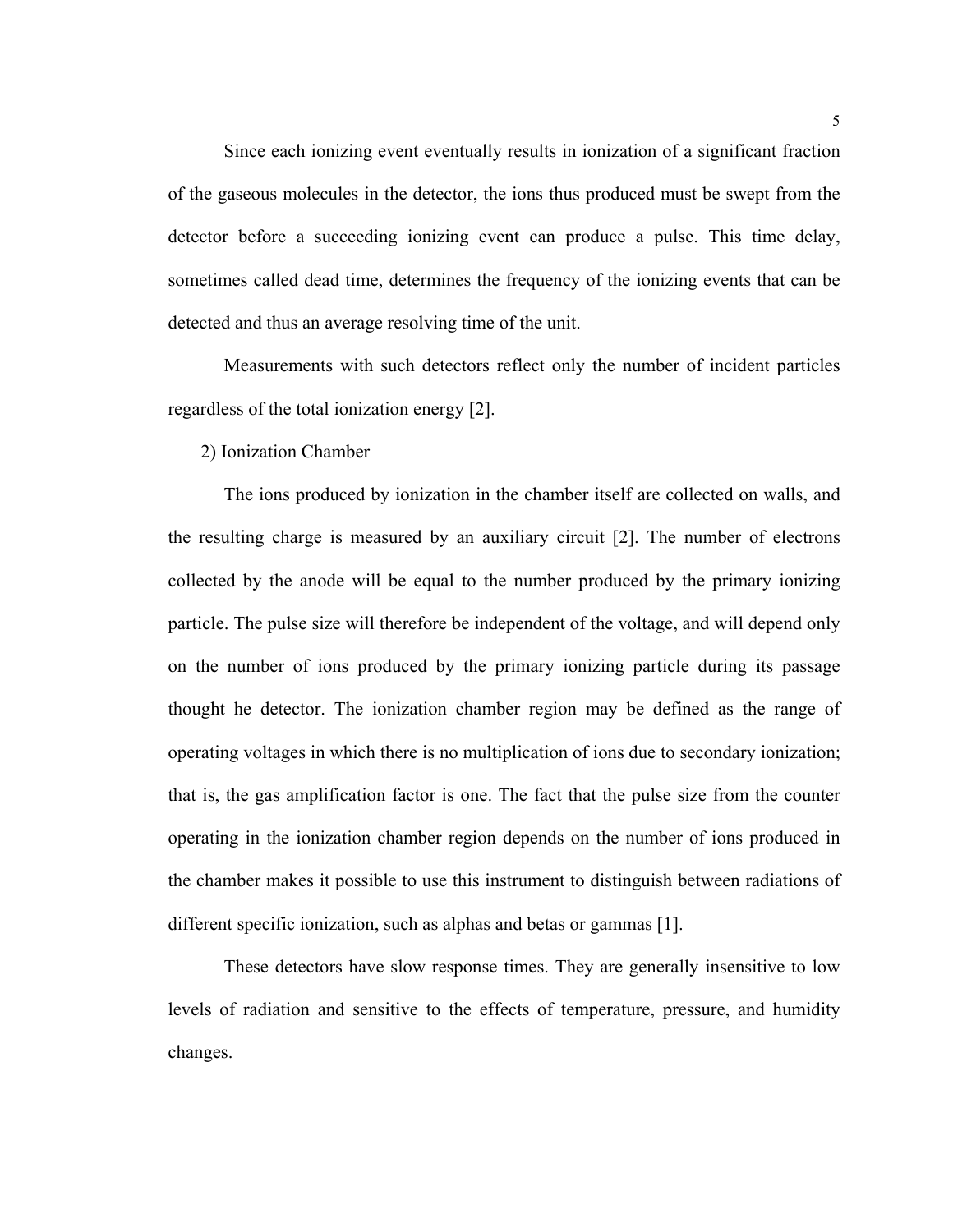Since each ionizing event eventually results in ionization of a significant fraction of the gaseous molecules in the detector, the ions thus produced must be swept from the detector before a succeeding ionizing event can produce a pulse. This time delay, sometimes called dead time, determines the frequency of the ionizing events that can be detected and thus an average resolving time of the unit.

Measurements with such detectors reflect only the number of incident particles regardless of the total ionization energy [2].

2) Ionization Chamber

The ions produced by ionization in the chamber itself are collected on walls, and the resulting charge is measured by an auxiliary circuit [2]. The number of electrons collected by the anode will be equal to the number produced by the primary ionizing particle. The pulse size will therefore be independent of the voltage, and will depend only on the number of ions produced by the primary ionizing particle during its passage thought he detector. The ionization chamber region may be defined as the range of operating voltages in which there is no multiplication of ions due to secondary ionization; that is, the gas amplification factor is one. The fact that the pulse size from the counter operating in the ionization chamber region depends on the number of ions produced in the chamber makes it possible to use this instrument to distinguish between radiations of different specific ionization, such as alphas and betas or gammas [1].

These detectors have slow response times. They are generally insensitive to low levels of radiation and sensitive to the effects of temperature, pressure, and humidity changes.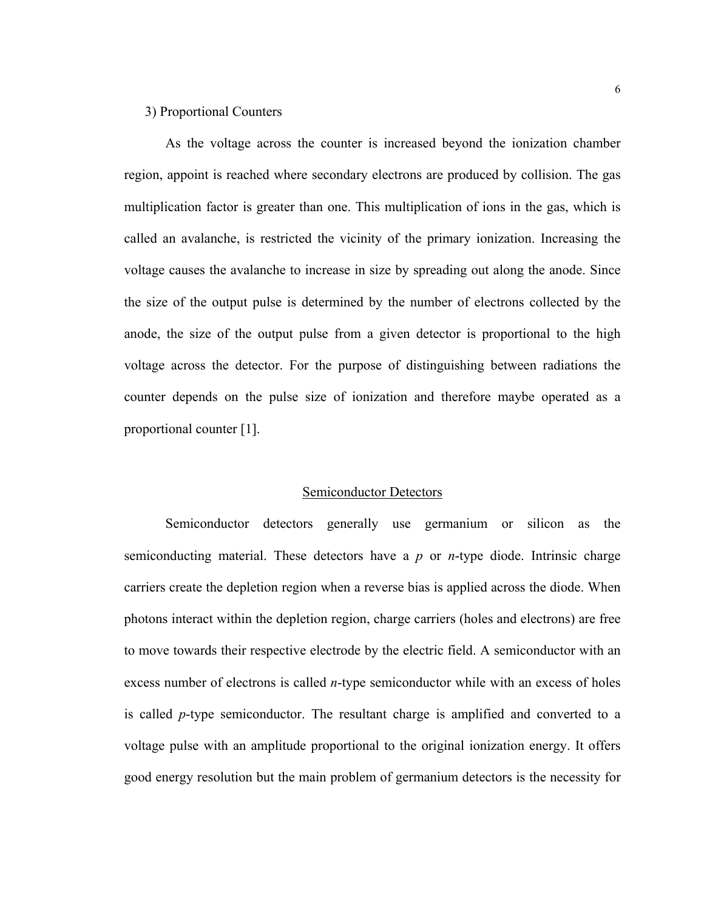3) Proportional Counters

As the voltage across the counter is increased beyond the ionization chamber region, appoint is reached where secondary electrons are produced by collision. The gas multiplication factor is greater than one. This multiplication of ions in the gas, which is called an avalanche, is restricted the vicinity of the primary ionization. Increasing the voltage causes the avalanche to increase in size by spreading out along the anode. Since the size of the output pulse is determined by the number of electrons collected by the anode, the size of the output pulse from a given detector is proportional to the high voltage across the detector. For the purpose of distinguishing between radiations the counter depends on the pulse size of ionization and therefore maybe operated as a proportional counter [1].

## Semiconductor Detectors

Semiconductor detectors generally use germanium or silicon as the semiconducting material. These detectors have a *p* or *n*-type diode. Intrinsic charge carriers create the depletion region when a reverse bias is applied across the diode. When photons interact within the depletion region, charge carriers (holes and electrons) are free to move towards their respective electrode by the electric field. A semiconductor with an excess number of electrons is called *n*-type semiconductor while with an excess of holes is called *p*-type semiconductor. The resultant charge is amplified and converted to a voltage pulse with an amplitude proportional to the original ionization energy. It offers good energy resolution but the main problem of germanium detectors is the necessity for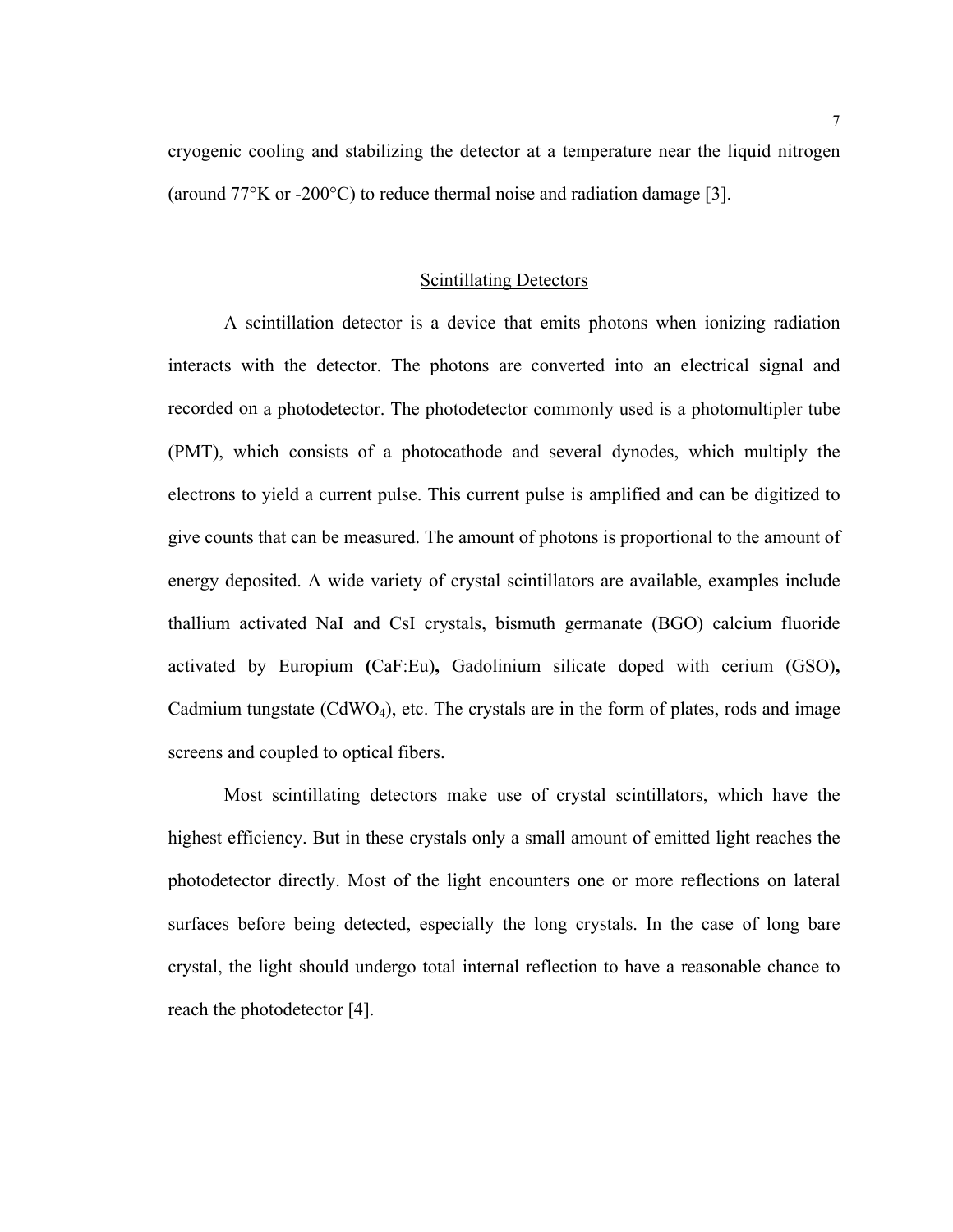cryogenic cooling and stabilizing the detector at a temperature near the liquid nitrogen (around 77°K or -200°C) to reduce thermal noise and radiation damage [3].

## Scintillating Detectors

A scintillation detector is a device that emits photons when ionizing radiation interacts with the detector. The photons are converted into an electrical signal and recorded on a photodetector. The photodetector commonly used is a photomultipler tube (PMT), which consists of a photocathode and several dynodes, which multiply the electrons to yield a current pulse. This current pulse is amplified and can be digitized to give counts that can be measured. The amount of photons is proportional to the amount of energy deposited. A wide variety of crystal scintillators are available, examples include thallium activated NaI and CsI crystals, bismuth germanate (BGO) calcium fluoride activated by Europium **(**CaF:Eu)**,** Gadolinium silicate doped with cerium (GSO)**,** Cadmium tungstate ($CdWO_4$), etc. The crystals are in the form of plates, rods and image screens and coupled to optical fibers.

Most scintillating detectors make use of crystal scintillators, which have the highest efficiency. But in these crystals only a small amount of emitted light reaches the photodetector directly. Most of the light encounters one or more reflections on lateral surfaces before being detected, especially the long crystals. In the case of long bare crystal, the light should undergo total internal reflection to have a reasonable chance to reach the photodetector [4].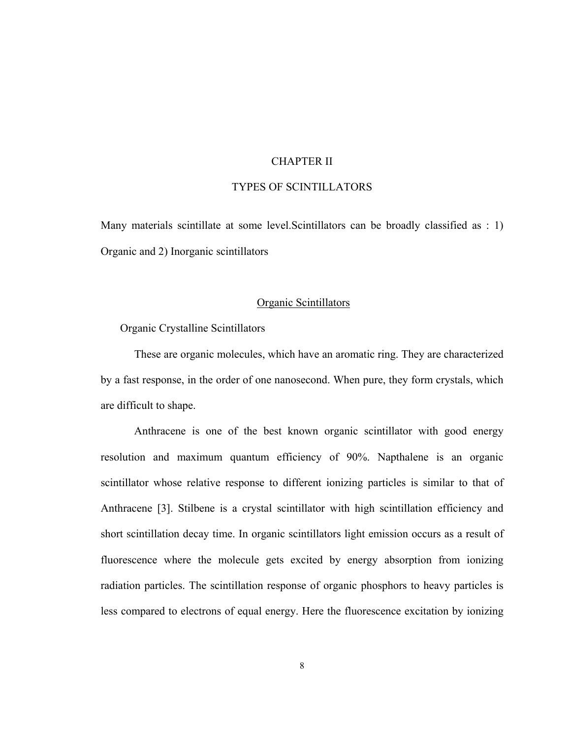# CHAPTER II

# TYPES OF SCINTILLATORS

Many materials scintillate at some level.Scintillators can be broadly classified as : 1) Organic and 2) Inorganic scintillators

## Organic Scintillators

### Organic Crystalline Scintillators

These are organic molecules, which have an aromatic ring. They are characterized by a fast response, in the order of one nanosecond. When pure, they form crystals, which are difficult to shape.

Anthracene is one of the best known organic scintillator with good energy resolution and maximum quantum efficiency of 90%. Napthalene is an organic scintillator whose relative response to different ionizing particles is similar to that of Anthracene [3]. Stilbene is a crystal scintillator with high scintillation efficiency and short scintillation decay time. In organic scintillators light emission occurs as a result of fluorescence where the molecule gets excited by energy absorption from ionizing radiation particles. The scintillation response of organic phosphors to heavy particles is less compared to electrons of equal energy. Here the fluorescence excitation by ionizing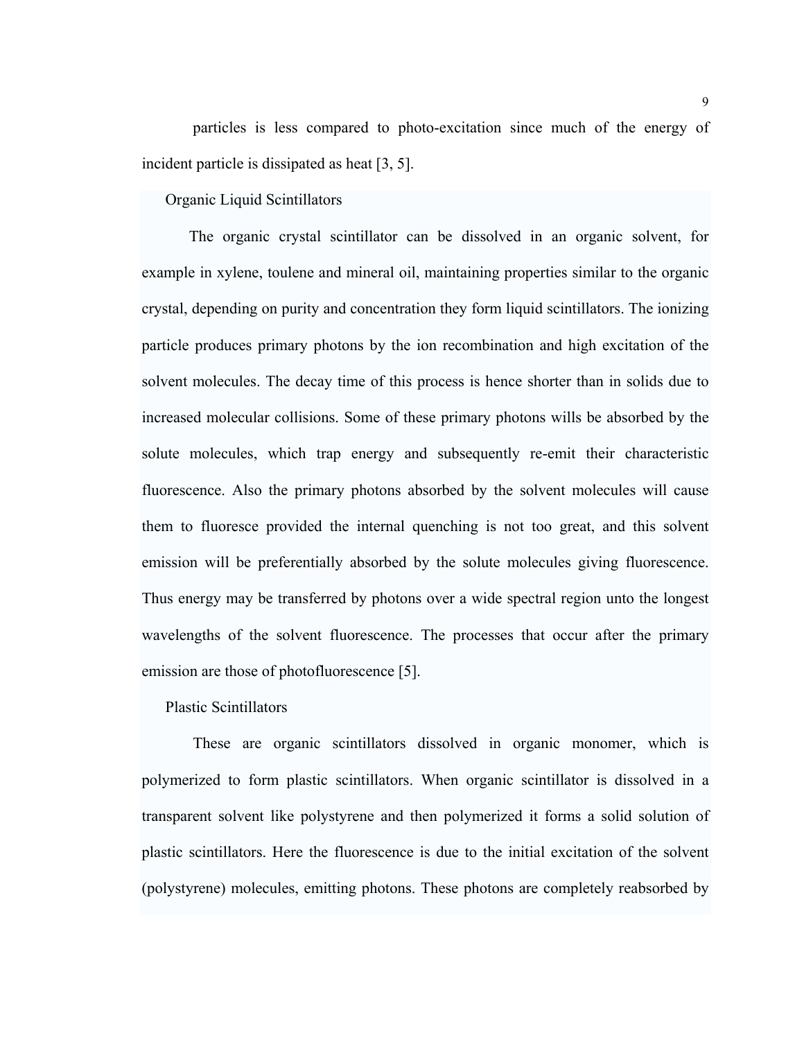particles is less compared to photo-excitation since much of the energy of incident particle is dissipated as heat [3, 5].

### Organic Liquid Scintillators

The organic crystal scintillator can be dissolved in an organic solvent, for example in xylene, toulene and mineral oil, maintaining properties similar to the organic crystal, depending on purity and concentration they form liquid scintillators. The ionizing particle produces primary photons by the ion recombination and high excitation of the solvent molecules. The decay time of this process is hence shorter than in solids due to increased molecular collisions. Some of these primary photons wills be absorbed by the solute molecules, which trap energy and subsequently re-emit their characteristic fluorescence. Also the primary photons absorbed by the solvent molecules will cause them to fluoresce provided the internal quenching is not too great, and this solvent emission will be preferentially absorbed by the solute molecules giving fluorescence. Thus energy may be transferred by photons over a wide spectral region unto the longest wavelengths of the solvent fluorescence. The processes that occur after the primary emission are those of photofluorescence [5].

### Plastic Scintillators

These are organic scintillators dissolved in organic monomer, which is polymerized to form plastic scintillators. When organic scintillator is dissolved in a transparent solvent like polystyrene and then polymerized it forms a solid solution of plastic scintillators. Here the fluorescence is due to the initial excitation of the solvent (polystyrene) molecules, emitting photons. These photons are completely reabsorbed by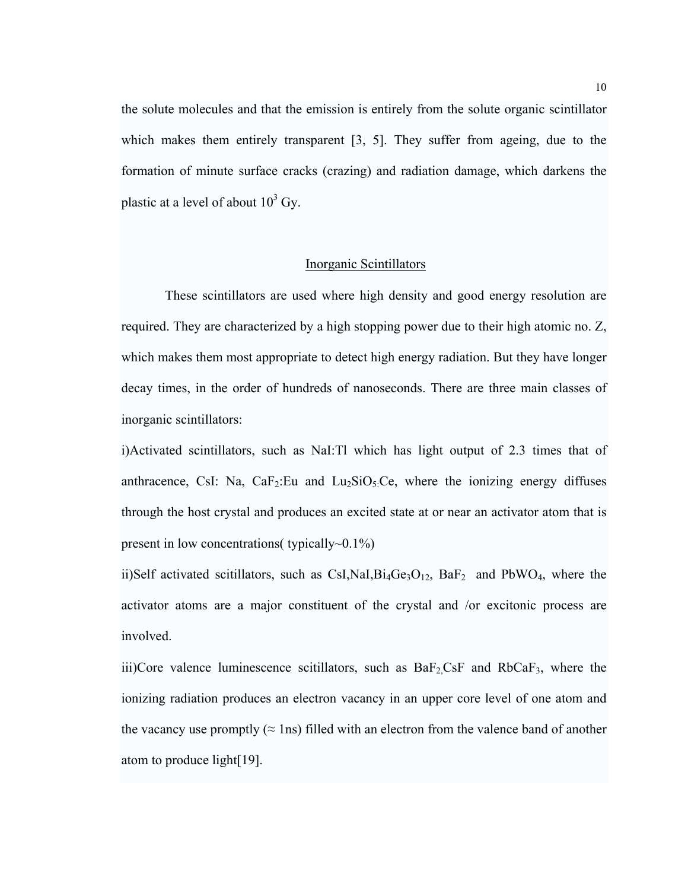the solute molecules and that the emission is entirely from the solute organic scintillator which makes them entirely transparent [3, 5]. They suffer from ageing, due to the formation of minute surface cracks (crazing) and radiation damage, which darkens the plastic at a level of about $10^3$ Gy.

## Inorganic Scintillators

These scintillators are used where high density and good energy resolution are required. They are characterized by a high stopping power due to their high atomic no. Z, which makes them most appropriate to detect high energy radiation. But they have longer decay times, in the order of hundreds of nanoseconds. There are three main classes of inorganic scintillators:

i)Activated scintillators, such as NaI:Tl which has light output of 2.3 times that of anthracence, CsI: Na, $CaF_2$:Eu and $Lu_2SiO_5$:Ce, where the ionizing energy diffuses through the host crystal and produces an excited state at or near an activator atom that is present in low concentrations( typically~0.1%)

ii)Self activated scitillators, such as CsI,NaI,$Bi_4Ge_3O_{12}$, $BaF_2$ and $PbWO_4$, where the activator atoms are a major constituent of the crystal and /or excitonic process are involved.

iii)Core valence luminescence scitillators, such as $BaF_2$,CsF and $RbCaF_3$, where the ionizing radiation produces an electron vacancy in an upper core level of one atom and the vacancy use promptly (≈ 1ns) filled with an electron from the valence band of another atom to produce light[19].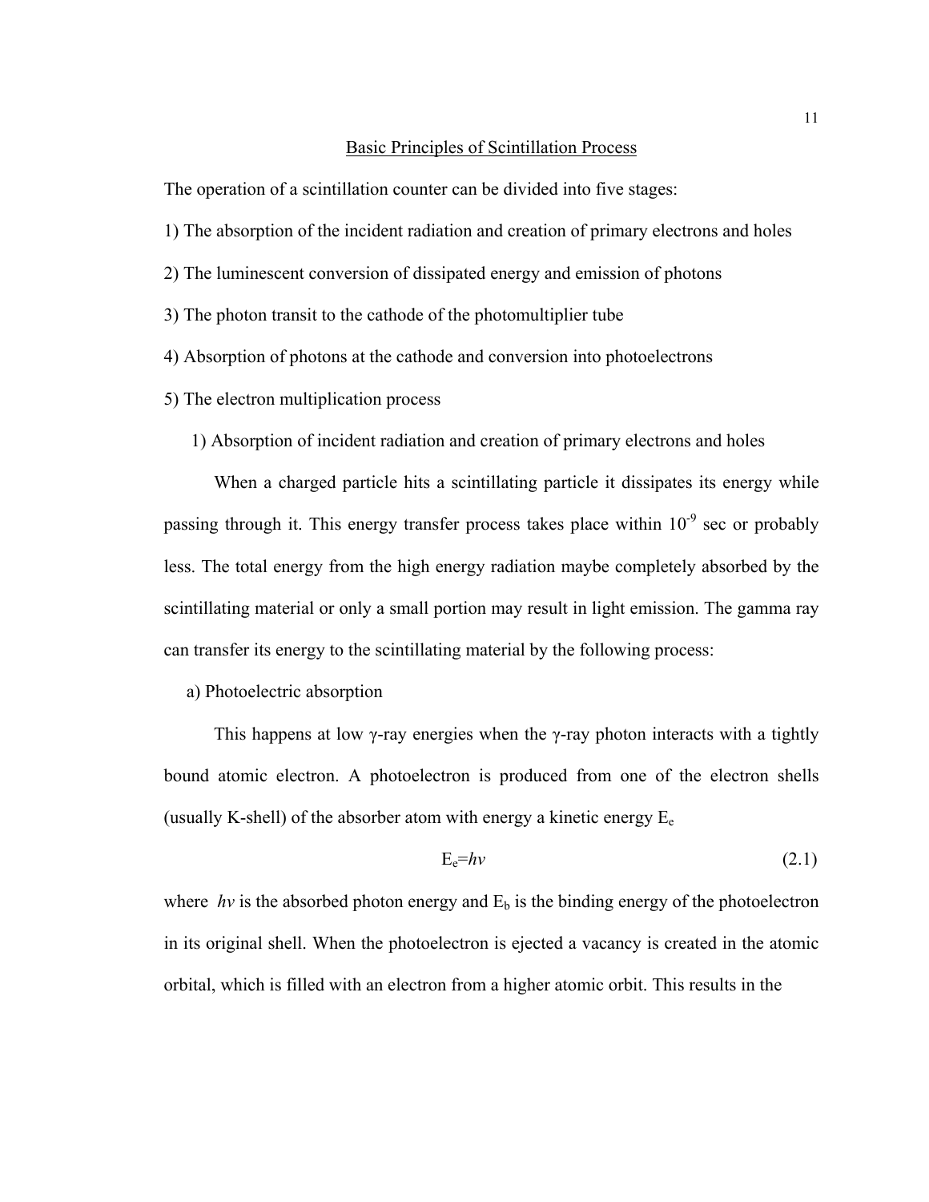## Basic Principles of Scintillation Process

The operation of a scintillation counter can be divided into five stages:

1) The absorption of the incident radiation and creation of primary electrons and holes

2) The luminescent conversion of dissipated energy and emission of photons

3) The photon transit to the cathode of the photomultiplier tube

4) Absorption of photons at the cathode and conversion into photoelectrons

5) The electron multiplication process

### 1) Absorption of incident radiation and creation of primary electrons and holes

When a charged particle hits a scintillating particle it dissipates its energy while passing through it. This energy transfer process takes place within $10^{-9}$ sec or probably less. The total energy from the high energy radiation maybe completely absorbed by the scintillating material or only a small portion may result in light emission. The gamma ray can transfer its energy to the scintillating material by the following process:

#### a) Photoelectric absorption

This happens at low γ-ray energies when the γ-ray photon interacts with a tightly bound atomic electron. A photoelectron is produced from one of the electron shells (usually K-shell) of the absorber atom with energy a kinetic energy $E_e$

$$E_e = h\nu \tag{2.1}$$

where $h\nu$ is the absorbed photon energy and $E_b$ is the binding energy of the photoelectron in its original shell. When the photoelectron is ejected a vacancy is created in the atomic orbital, which is filled with an electron from a higher atomic orbit. This results in the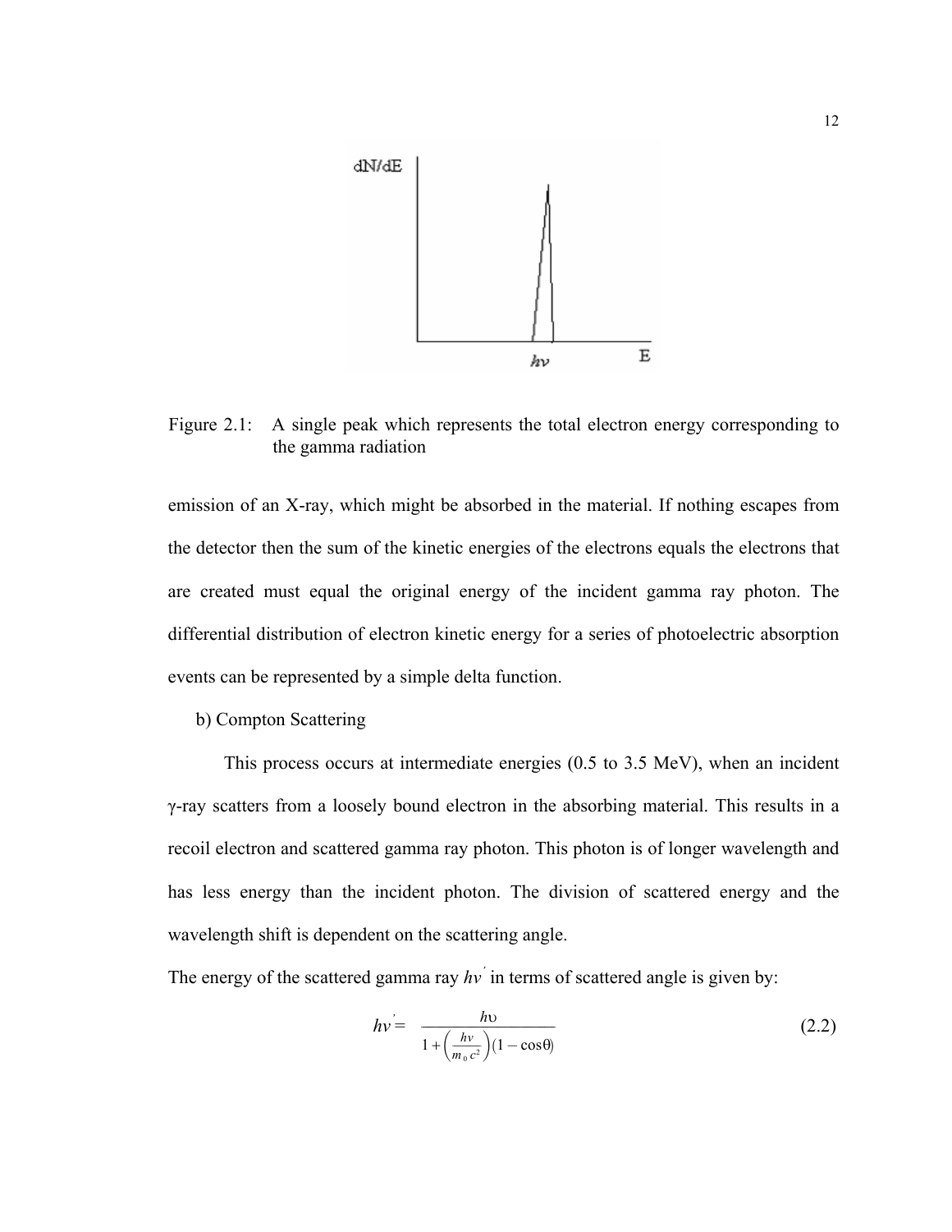Figure 2.1: A single peak which represents the total electron energy corresponding to the gamma radiation

emission of an X-ray, which might be absorbed in the material. If nothing escapes from the detector then the sum of the kinetic energies of the electrons equals the electrons that are created must equal the original energy of the incident gamma ray photon. The differential distribution of electron kinetic energy for a series of photoelectric absorption events can be represented by a simple delta function.

b) Compton Scattering

This process occurs at intermediate energies (0.5 to 3.5 MeV), when an incident γ-ray scatters from a loosely bound electron in the absorbing material. This results in a recoil electron and scattered gamma ray photon. This photon is of longer wavelength and has less energy than the incident photon. The division of scattered energy and the wavelength shift is dependent on the scattering angle.

The energy of the scattered gamma ray $hv'$ in terms of scattered angle is given by:

$$hv' = \frac{h\upsilon}{1 + \left(\frac{hv}{m_0 c^2}\right)(1 - \cos\theta)} \quad (2.2)$$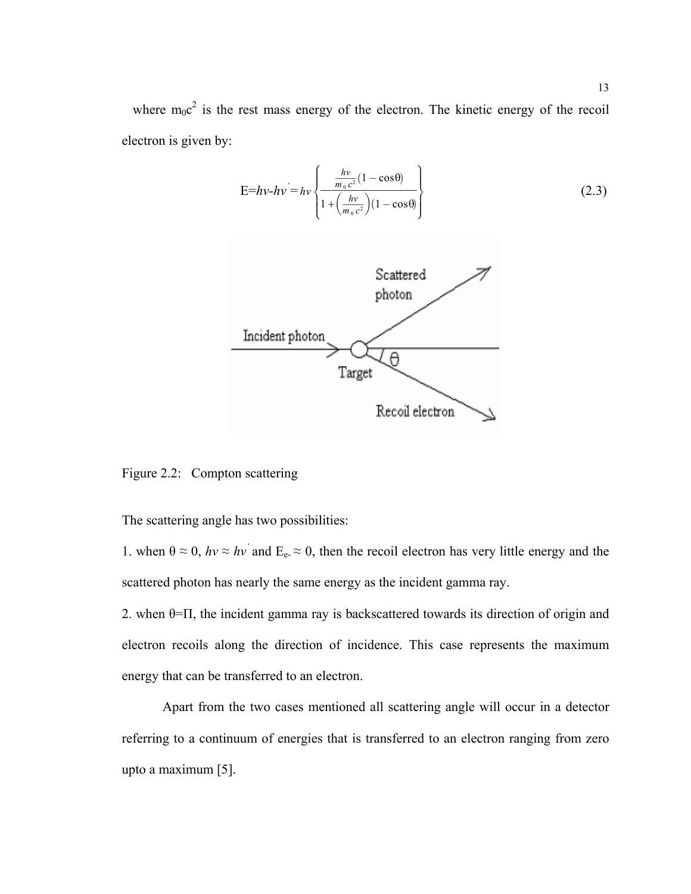where $m_0c^2$ is the rest mass energy of the electron. The kinetic energy of the recoil electron is given by:

$$E = h\nu - h\nu' = h\nu \left\{ \frac{\frac{h\nu}{m_0 c^2}(1-\cos\theta)}{1+\left(\frac{h\nu}{m_0 c^2}\right)(1-\cos\theta)} \right\} \tag{2.3}$$

Figure 2.2: Compton scattering

The scattering angle has two possibilities:

1. when $\theta \approx 0$, $h\nu \approx h\nu'$ and $E_{e^-} \approx 0$, then the recoil electron has very little energy and the scattered photon has nearly the same energy as the incident gamma ray.

2. when $\theta = \Pi$, the incident gamma ray is backscattered towards its direction of origin and electron recoils along the direction of incidence. This case represents the maximum energy that can be transferred to an electron.

Apart from the two cases mentioned all scattering angle will occur in a detector referring to a continuum of energies that is transferred to an electron ranging from zero upto a maximum [5].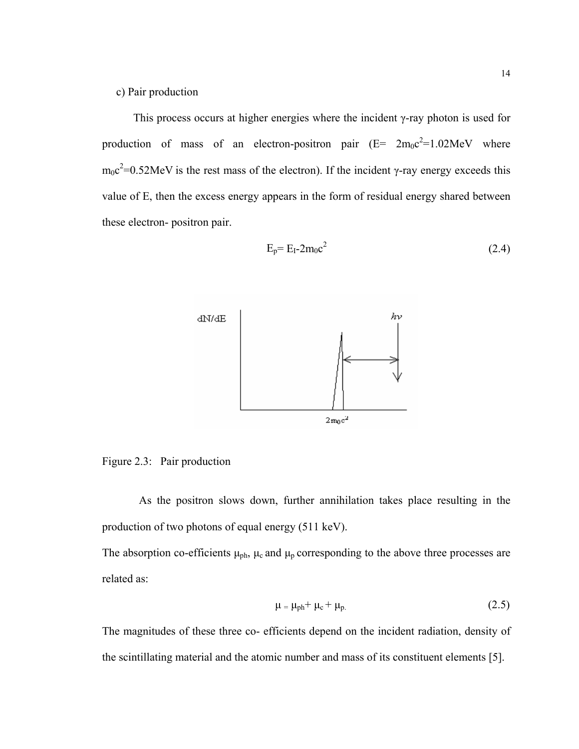c) Pair production

This process occurs at higher energies where the incident γ-ray photon is used for production of mass of an electron-positron pair ($E= 2m_0c^2=1.02MeV$ where $m_0c^2=0.52MeV$ is the rest mass of the electron). If the incident γ-ray energy exceeds this value of E, then the excess energy appears in the form of residual energy shared between these electron- positron pair.

$$E_p= E_I-2m_0c^2 \quad (2.4)$$

Figure 2.3: Pair production

As the positron slows down, further annihilation takes place resulting in the production of two photons of equal energy (511 keV).

The absorption co-efficients $\mu_{ph}$, $\mu_c$ and $\mu_p$ corresponding to the above three processes are related as:

$$\mu = \mu_{ph}+ \mu_c + \mu_p. \quad (2.5)$$

The magnitudes of these three co- efficients depend on the incident radiation, density of the scintillating material and the atomic number and mass of its constituent elements [5].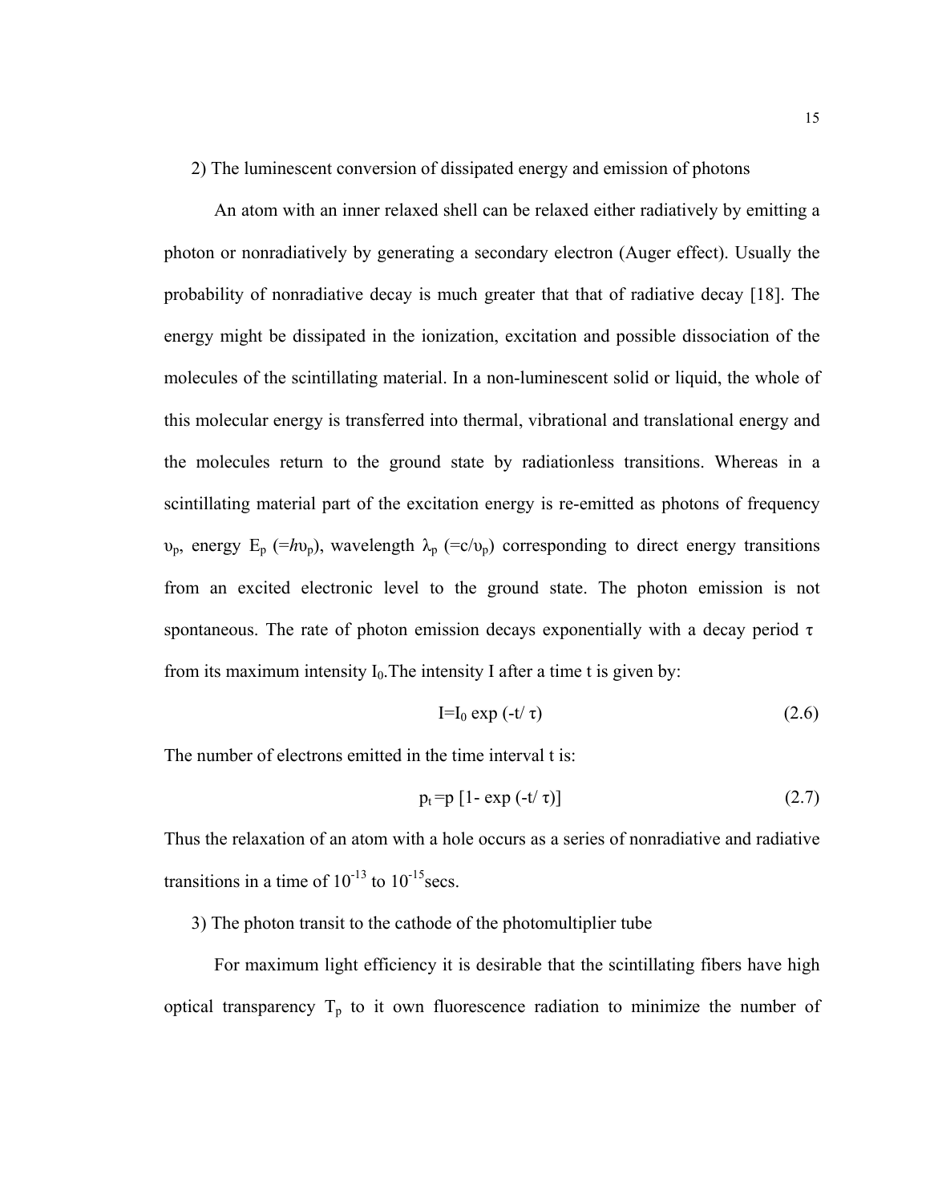2) The luminescent conversion of dissipated energy and emission of photons

An atom with an inner relaxed shell can be relaxed either radiatively by emitting a photon or nonradiatively by generating a secondary electron (Auger effect). Usually the probability of nonradiative decay is much greater that that of radiative decay [18]. The energy might be dissipated in the ionization, excitation and possible dissociation of the molecules of the scintillating material. In a non-luminescent solid or liquid, the whole of this molecular energy is transferred into thermal, vibrational and translational energy and the molecules return to the ground state by radiationless transitions. Whereas in a scintillating material part of the excitation energy is re-emitted as photons of frequency $\upsilon_p$, energy $E_p$ ($=h\upsilon_p$), wavelength $\lambda_p$ ($=c/\upsilon_p$) corresponding to direct energy transitions from an excited electronic level to the ground state. The photon emission is not spontaneous. The rate of photon emission decays exponentially with a decay period $\tau$ from its maximum intensity $I_0$. The intensity I after a time t is given by:

$$I=I_0 \exp(-t/\tau) \tag{2.6}$$

The number of electrons emitted in the time interval t is:

$$p_t = p\,[1-\exp(-t/\tau)] \tag{2.7}$$

Thus the relaxation of an atom with a hole occurs as a series of nonradiative and radiative transitions in a time of $10^{-13}$ to $10^{-15}$secs.

3) The photon transit to the cathode of the photomultiplier tube

For maximum light efficiency it is desirable that the scintillating fibers have high optical transparency $T_p$ to it own fluorescence radiation to minimize the number of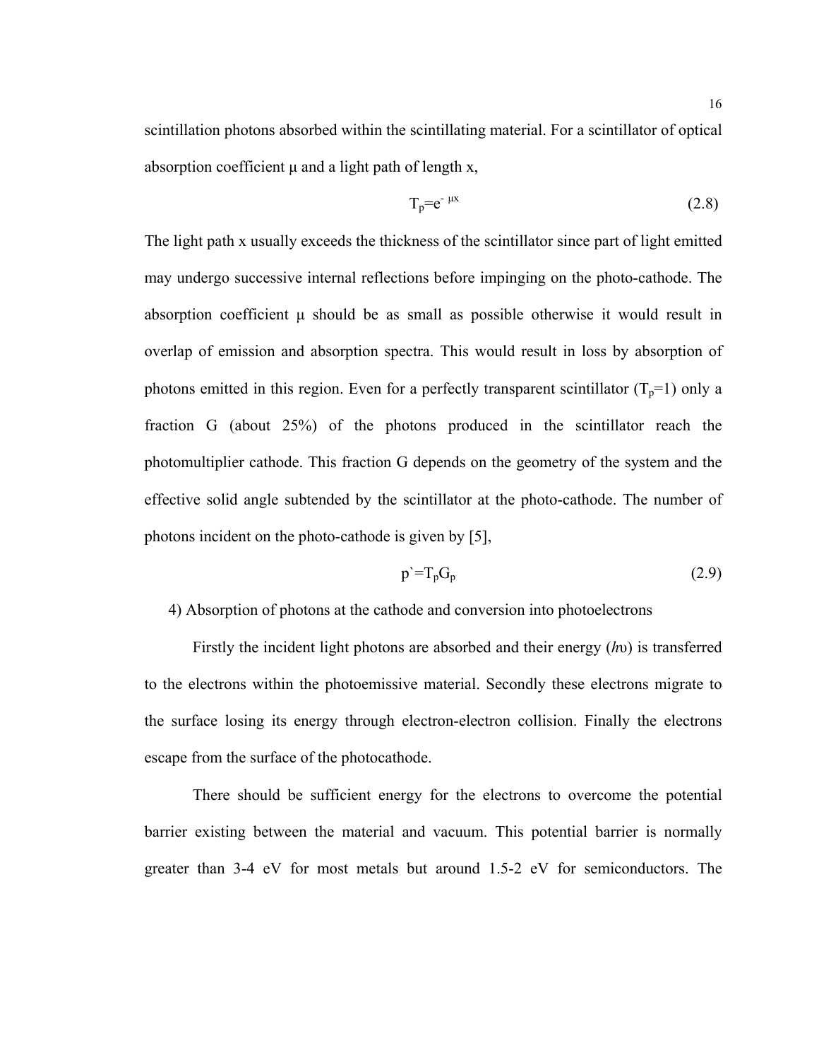scintillation photons absorbed within the scintillating material. For a scintillator of optical absorption coefficient μ and a light path of length x,

$$T_p=e^{-\mu x} \tag{2.8}$$

The light path x usually exceeds the thickness of the scintillator since part of light emitted may undergo successive internal reflections before impinging on the photo-cathode. The absorption coefficient μ should be as small as possible otherwise it would result in overlap of emission and absorption spectra. This would result in loss by absorption of photons emitted in this region. Even for a perfectly transparent scintillator ($T_p$=1) only a fraction G (about 25%) of the photons produced in the scintillator reach the photomultiplier cathode. This fraction G depends on the geometry of the system and the effective solid angle subtended by the scintillator at the photo-cathode. The number of photons incident on the photo-cathode is given by [5],

$$p`=T_pG_p \tag{2.9}$$

4) Absorption of photons at the cathode and conversion into photoelectrons

Firstly the incident light photons are absorbed and their energy ($h\upsilon$) is transferred to the electrons within the photoemissive material. Secondly these electrons migrate to the surface losing its energy through electron-electron collision. Finally the electrons escape from the surface of the photocathode.

There should be sufficient energy for the electrons to overcome the potential barrier existing between the material and vacuum. This potential barrier is normally greater than 3-4 eV for most metals but around 1.5-2 eV for semiconductors. The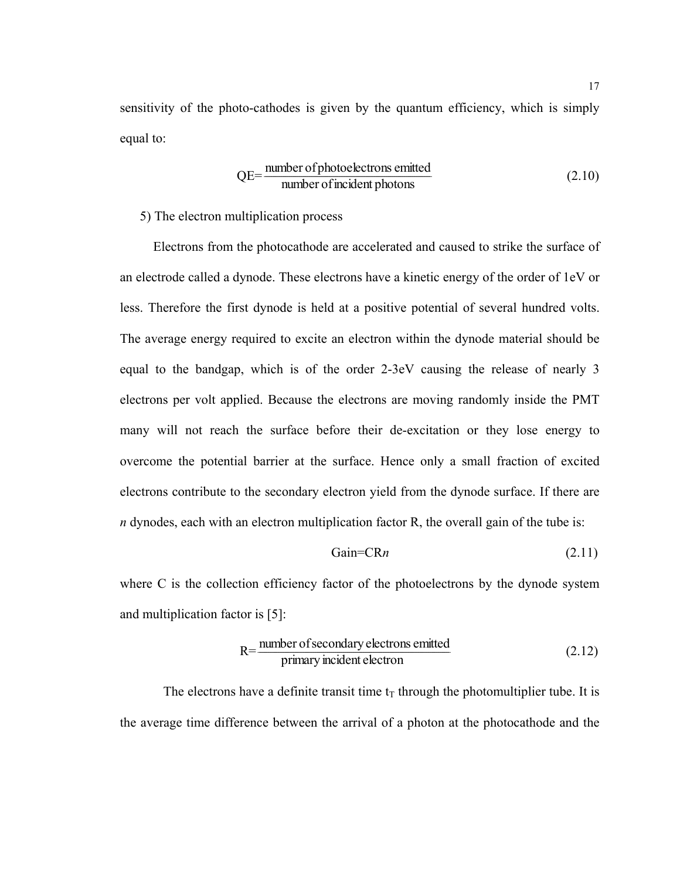sensitivity of the photo-cathodes is given by the quantum efficiency, which is simply equal to:

$$QE=\frac{\text{number of photoelectrons emitted}}{\text{number of incident photons}} \tag{2.10}$$

5) The electron multiplication process

Electrons from the photocathode are accelerated and caused to strike the surface of an electrode called a dynode. These electrons have a kinetic energy of the order of 1eV or less. Therefore the first dynode is held at a positive potential of several hundred volts. The average energy required to excite an electron within the dynode material should be equal to the bandgap, which is of the order 2-3eV causing the release of nearly 3 electrons per volt applied. Because the electrons are moving randomly inside the PMT many will not reach the surface before their de-excitation or they lose energy to overcome the potential barrier at the surface. Hence only a small fraction of excited electrons contribute to the secondary electron yield from the dynode surface. If there are $n$ dynodes, each with an electron multiplication factor R, the overall gain of the tube is:

$$\text{Gain}=CRn \tag{2.11}$$

where C is the collection efficiency factor of the photoelectrons by the dynode system and multiplication factor is [5]:

$$R=\frac{\text{number of secondary electrons emitted}}{\text{primary incident electron}} \tag{2.12}$$

The electrons have a definite transit time $t_T$ through the photomultiplier tube. It is the average time difference between the arrival of a photon at the photocathode and the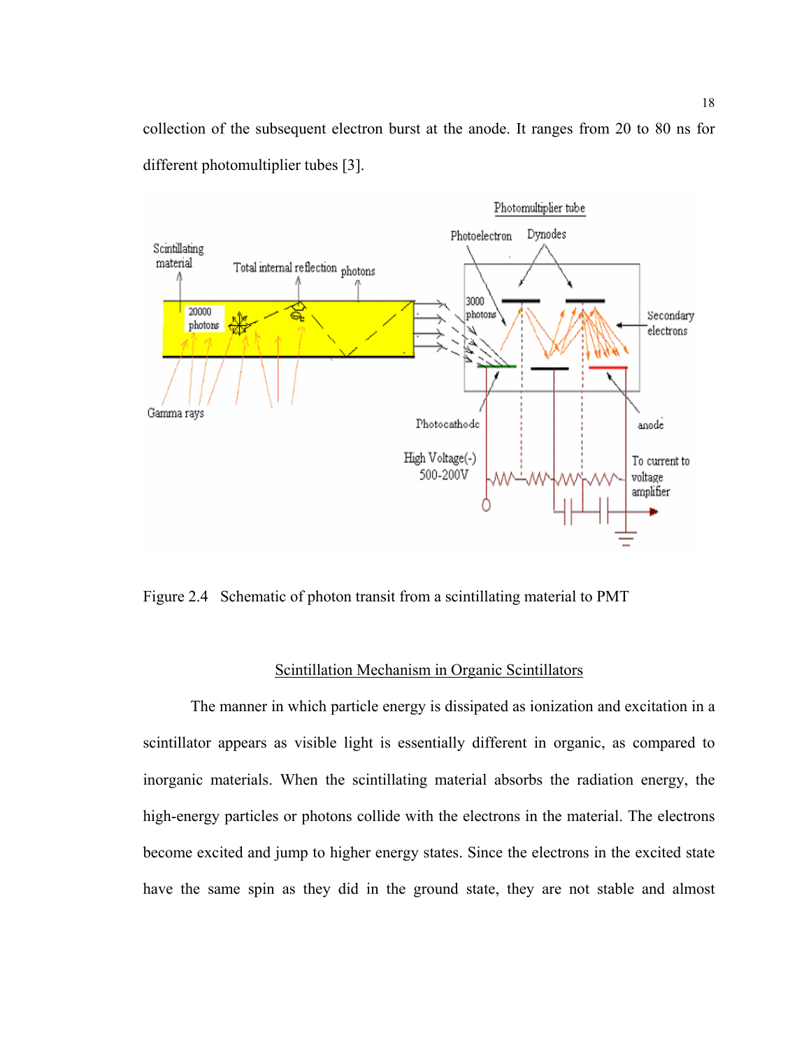collection of the subsequent electron burst at the anode. It ranges from 20 to 80 ns for different photomultiplier tubes [3].

Figure 2.4 Schematic of photon transit from a scintillating material to PMT

## Scintillation Mechanism in Organic Scintillators

The manner in which particle energy is dissipated as ionization and excitation in a scintillator appears as visible light is essentially different in organic, as compared to inorganic materials. When the scintillating material absorbs the radiation energy, the high-energy particles or photons collide with the electrons in the material. The electrons become excited and jump to higher energy states. Since the electrons in the excited state have the same spin as they did in the ground state, they are not stable and almost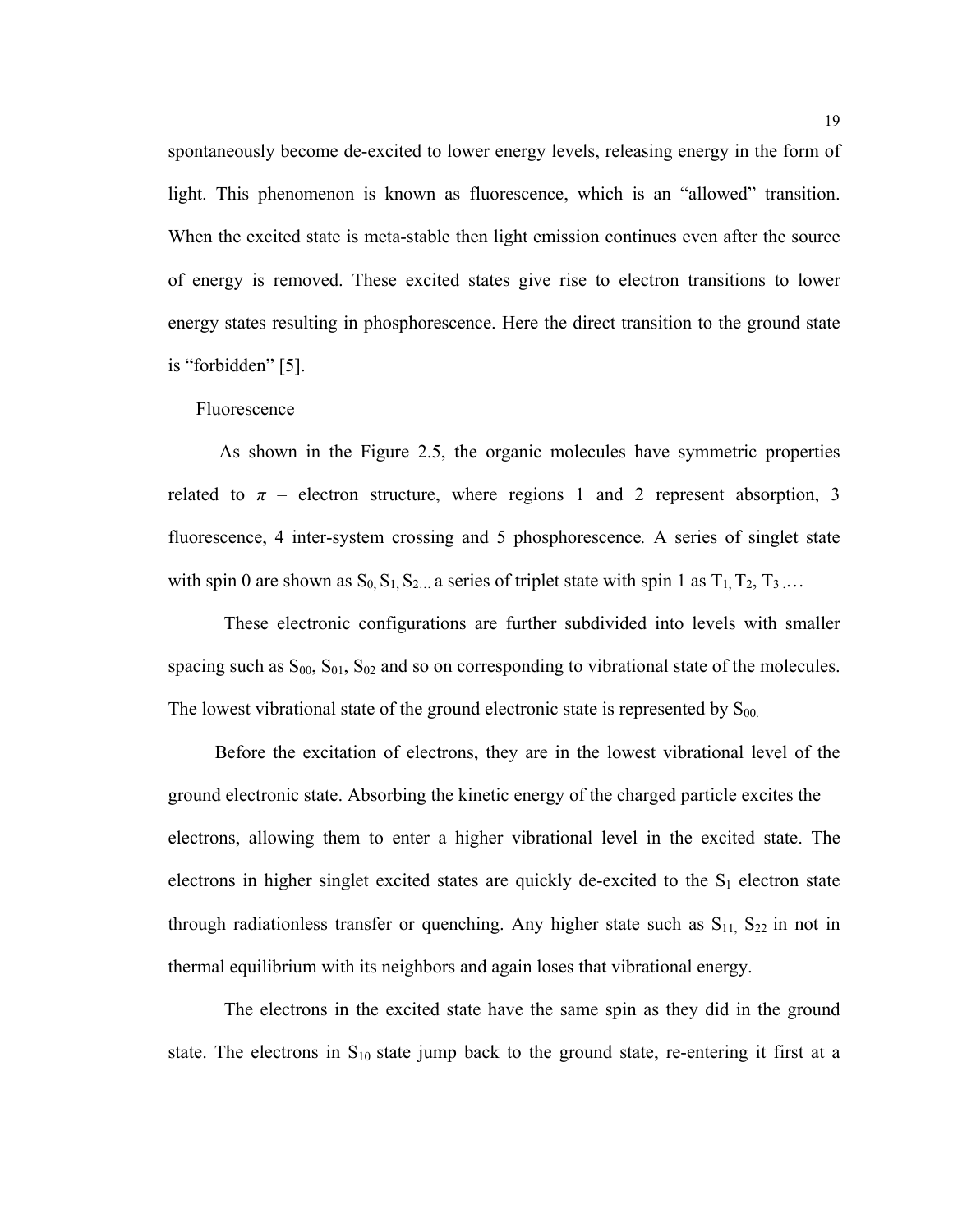spontaneously become de-excited to lower energy levels, releasing energy in the form of light. This phenomenon is known as fluorescence, which is an "allowed" transition. When the excited state is meta-stable then light emission continues even after the source of energy is removed. These excited states give rise to electron transitions to lower energy states resulting in phosphorescence. Here the direct transition to the ground state is "forbidden" [5].

### Fluorescence

As shown in the Figure 2.5, the organic molecules have symmetric properties related to $\pi$ – electron structure, where regions 1 and 2 represent absorption, 3 fluorescence, 4 inter-system crossing and 5 phosphorescence. A series of singlet state with spin 0 are shown as $S_0, S_1, S_{2...}$ a series of triplet state with spin 1 as $T_1, T_2, T_3$ ....

These electronic configurations are further subdivided into levels with smaller spacing such as $S_{00}$, $S_{01}$, $S_{02}$ and so on corresponding to vibrational state of the molecules. The lowest vibrational state of the ground electronic state is represented by $S_{00.}$

Before the excitation of electrons, they are in the lowest vibrational level of the ground electronic state. Absorbing the kinetic energy of the charged particle excites the electrons, allowing them to enter a higher vibrational level in the excited state. The electrons in higher singlet excited states are quickly de-excited to the $S_1$ electron state through radiationless transfer or quenching. Any higher state such as $S_{11,}$ $S_{22}$ in not in thermal equilibrium with its neighbors and again loses that vibrational energy.

The electrons in the excited state have the same spin as they did in the ground state. The electrons in $S_{10}$ state jump back to the ground state, re-entering it first at a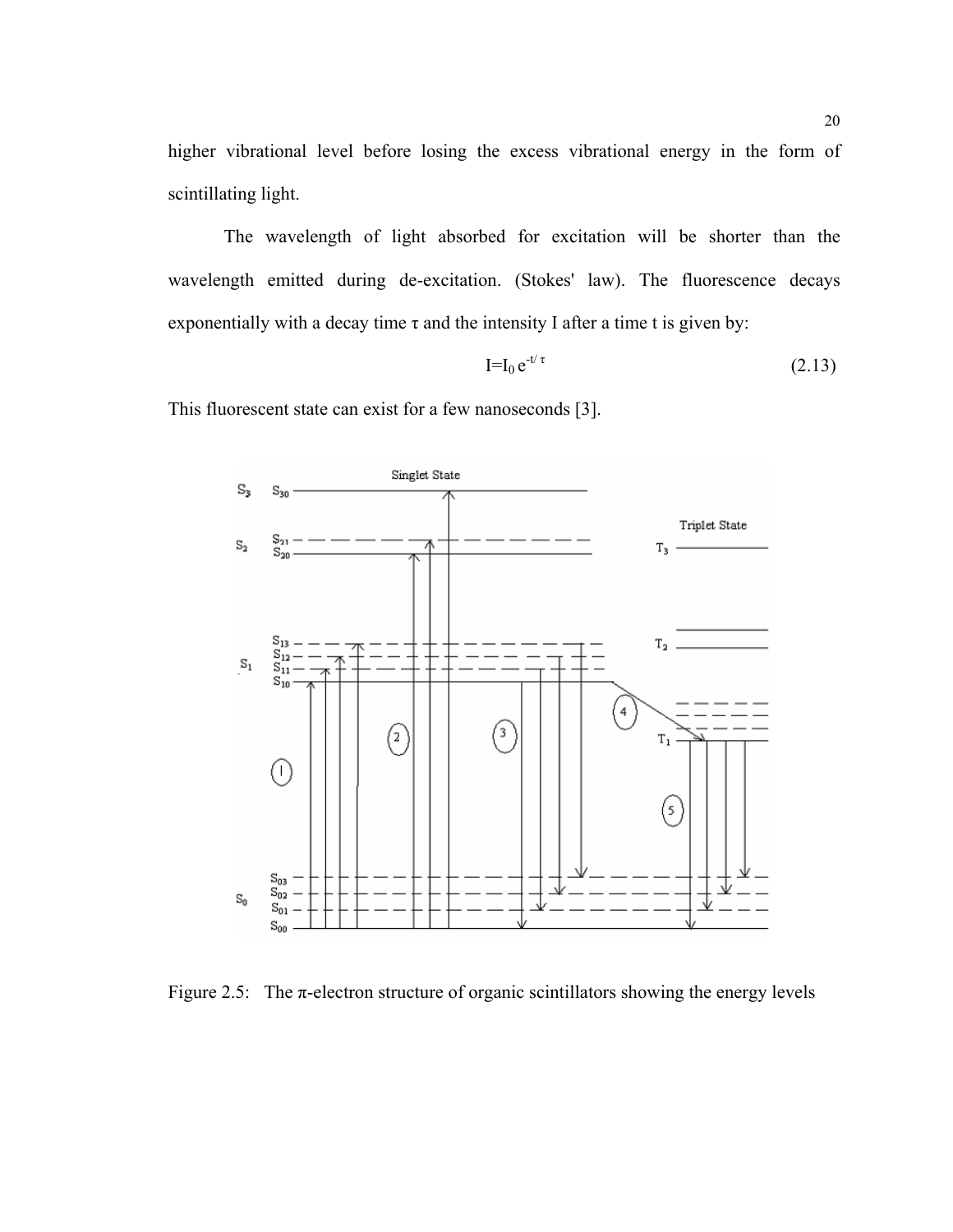higher vibrational level before losing the excess vibrational energy in the form of scintillating light.

The wavelength of light absorbed for excitation will be shorter than the wavelength emitted during de-excitation. (Stokes' law). The fluorescence decays exponentially with a decay time τ and the intensity I after a time t is given by:

$$I = I_0 e^{-t/\tau} \tag{2.13}$$

This fluorescent state can exist for a few nanoseconds [3].

Figure 2.5: The π-electron structure of organic scintillators showing the energy levels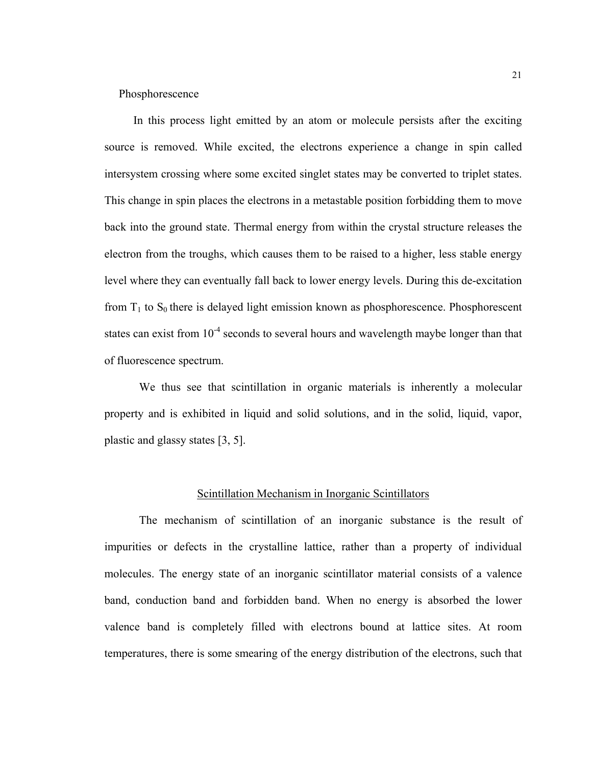Phosphorescence

In this process light emitted by an atom or molecule persists after the exciting source is removed. While excited, the electrons experience a change in spin called intersystem crossing where some excited singlet states may be converted to triplet states. This change in spin places the electrons in a metastable position forbidding them to move back into the ground state. Thermal energy from within the crystal structure releases the electron from the troughs, which causes them to be raised to a higher, less stable energy level where they can eventually fall back to lower energy levels. During this de-excitation from $T_1$ to $S_0$ there is delayed light emission known as phosphorescence. Phosphorescent states can exist from $10^{-4}$ seconds to several hours and wavelength maybe longer than that of fluorescence spectrum.

We thus see that scintillation in organic materials is inherently a molecular property and is exhibited in liquid and solid solutions, and in the solid, liquid, vapor, plastic and glassy states [3, 5].

## Scintillation Mechanism in Inorganic Scintillators

The mechanism of scintillation of an inorganic substance is the result of impurities or defects in the crystalline lattice, rather than a property of individual molecules. The energy state of an inorganic scintillator material consists of a valence band, conduction band and forbidden band. When no energy is absorbed the lower valence band is completely filled with electrons bound at lattice sites. At room temperatures, there is some smearing of the energy distribution of the electrons, such that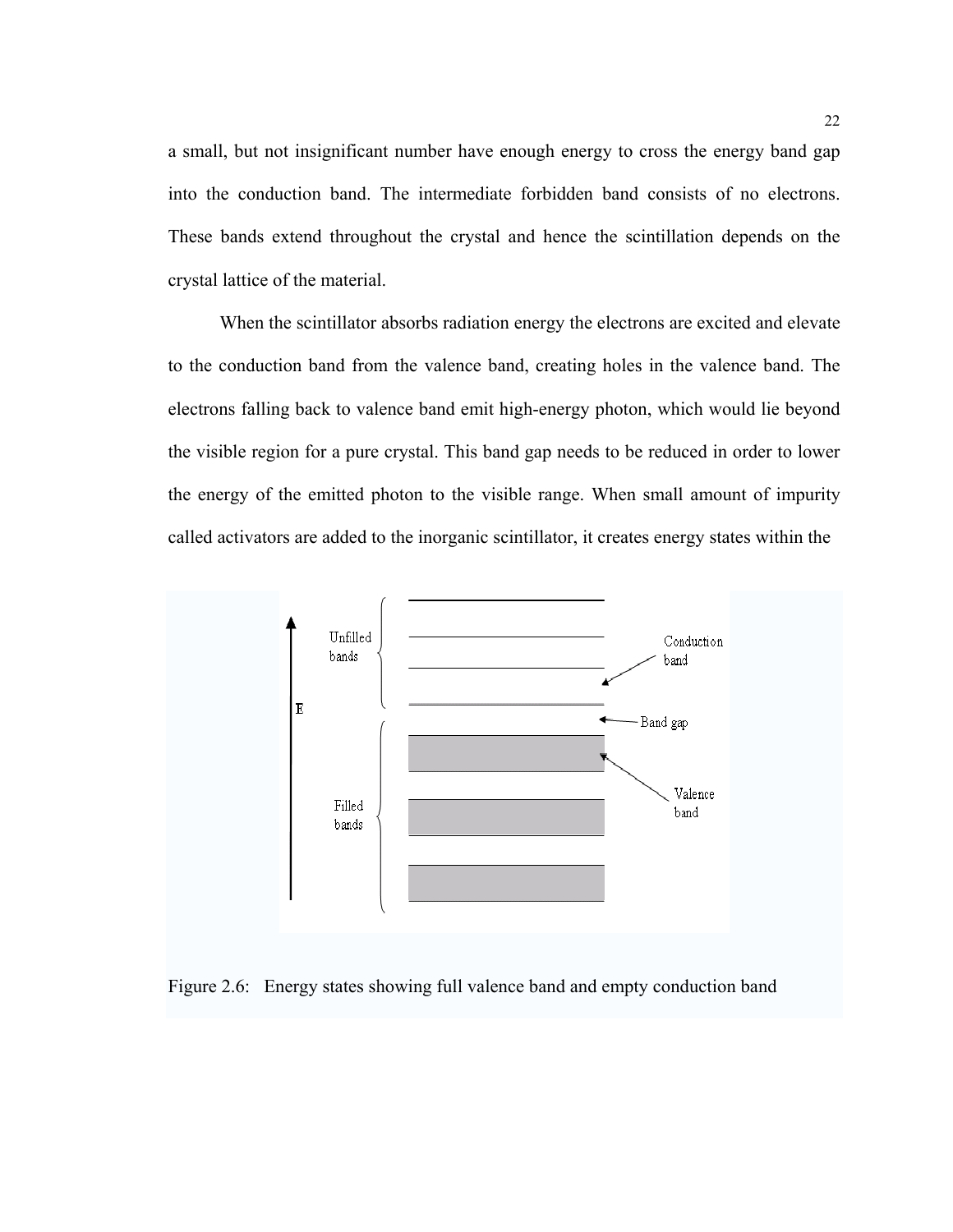a small, but not insignificant number have enough energy to cross the energy band gap into the conduction band. The intermediate forbidden band consists of no electrons. These bands extend throughout the crystal and hence the scintillation depends on the crystal lattice of the material.

When the scintillator absorbs radiation energy the electrons are excited and elevate to the conduction band from the valence band, creating holes in the valence band. The electrons falling back to valence band emit high-energy photon, which would lie beyond the visible region for a pure crystal. This band gap needs to be reduced in order to lower the energy of the emitted photon to the visible range. When small amount of impurity called activators are added to the inorganic scintillator, it creates energy states within the

Figure 2.6: Energy states showing full valence band and empty conduction band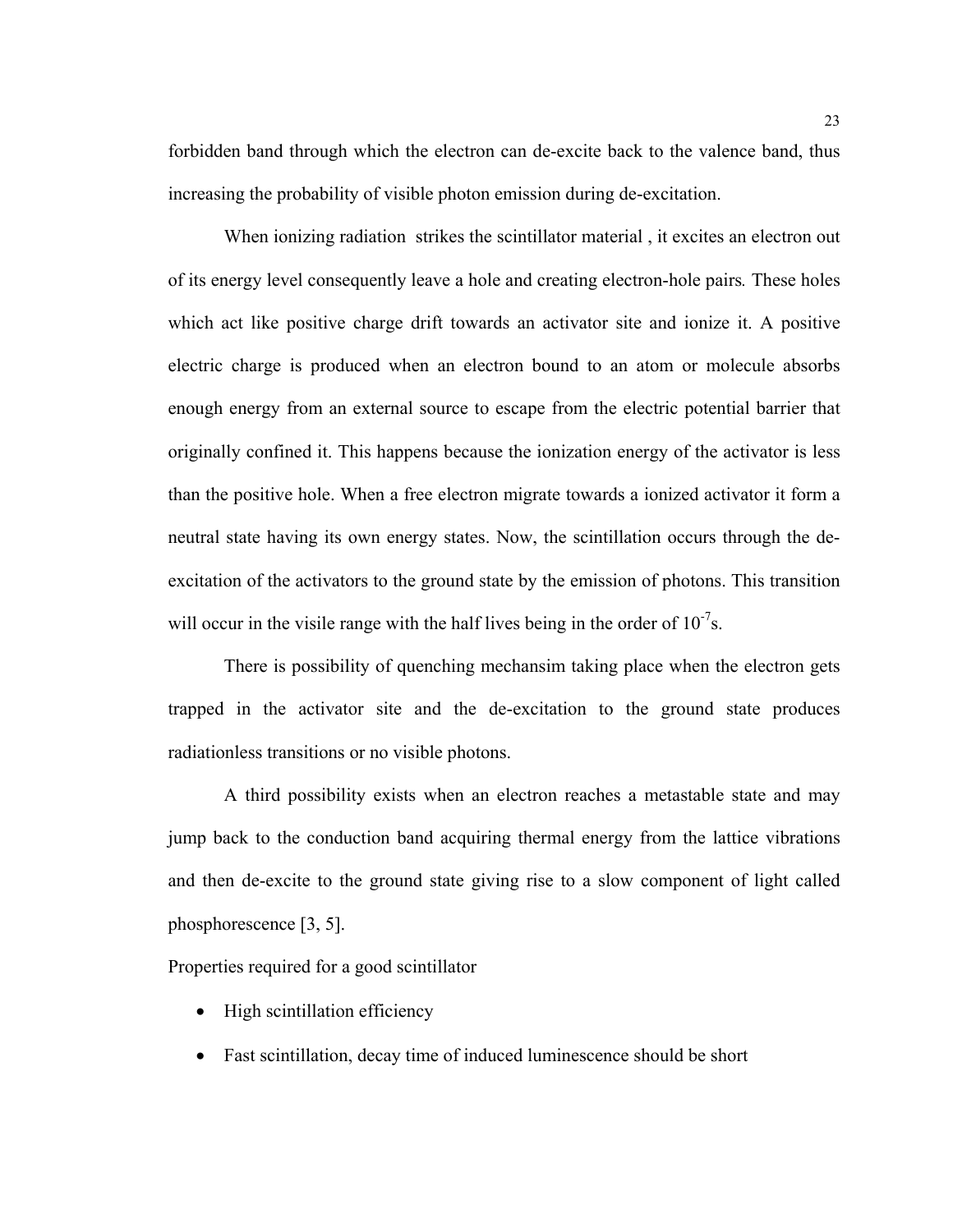forbidden band through which the electron can de-excite back to the valence band, thus increasing the probability of visible photon emission during de-excitation.

When ionizing radiation strikes the scintillator material , it excites an electron out of its energy level consequently leave a hole and creating electron-hole pairs. These holes which act like positive charge drift towards an activator site and ionize it. A positive electric charge is produced when an electron bound to an atom or molecule absorbs enough energy from an external source to escape from the electric potential barrier that originally confined it. This happens because the ionization energy of the activator is less than the positive hole. When a free electron migrate towards a ionized activator it form a neutral state having its own energy states. Now, the scintillation occurs through the de-excitation of the activators to the ground state by the emission of photons. This transition will occur in the visile range with the half lives being in the order of $10^{-7}$s.

There is possibility of quenching mechansim taking place when the electron gets trapped in the activator site and the de-excitation to the ground state produces radiationless transitions or no visible photons.

A third possibility exists when an electron reaches a metastable state and may jump back to the conduction band acquiring thermal energy from the lattice vibrations and then de-excite to the ground state giving rise to a slow component of light called phosphorescence [3, 5].

Properties required for a good scintillator

- High scintillation efficiency
- Fast scintillation, decay time of induced luminescence should be short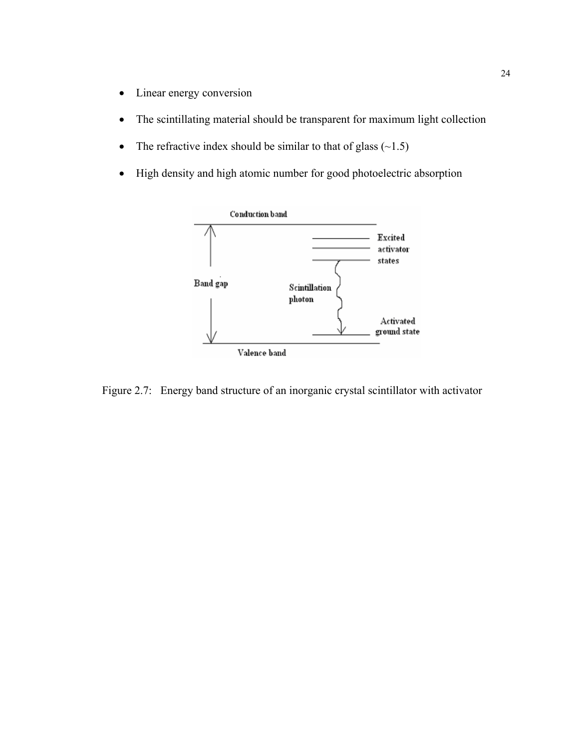- Linear energy conversion
- The scintillating material should be transparent for maximum light collection
- The refractive index should be similar to that of glass (~1.5)
- High density and high atomic number for good photoelectric absorption

Figure 2.7: Energy band structure of an inorganic crystal scintillator with activator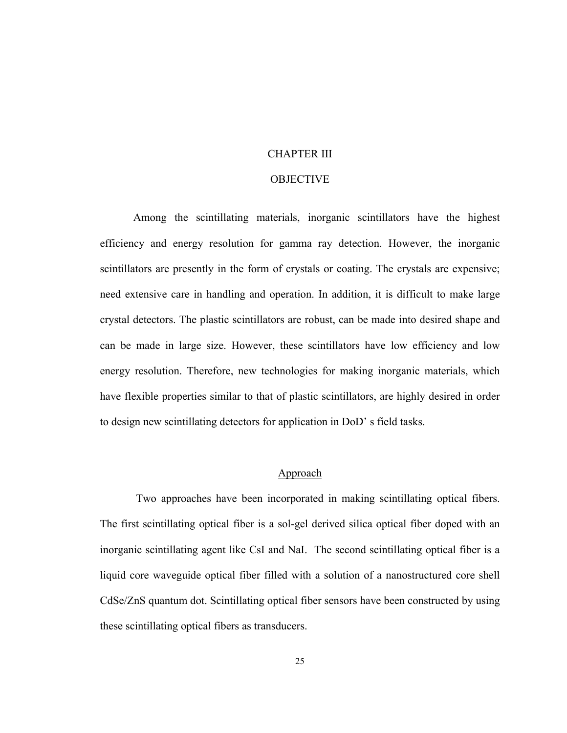# CHAPTER III

# OBJECTIVE

Among the scintillating materials, inorganic scintillators have the highest efficiency and energy resolution for gamma ray detection. However, the inorganic scintillators are presently in the form of crystals or coating. The crystals are expensive; need extensive care in handling and operation. In addition, it is difficult to make large crystal detectors. The plastic scintillators are robust, can be made into desired shape and can be made in large size. However, these scintillators have low efficiency and low energy resolution. Therefore, new technologies for making inorganic materials, which have flexible properties similar to that of plastic scintillators, are highly desired in order to design new scintillating detectors for application in DoD' s field tasks.

## Approach

Two approaches have been incorporated in making scintillating optical fibers. The first scintillating optical fiber is a sol-gel derived silica optical fiber doped with an inorganic scintillating agent like CsI and NaI. The second scintillating optical fiber is a liquid core waveguide optical fiber filled with a solution of a nanostructured core shell CdSe/ZnS quantum dot. Scintillating optical fiber sensors have been constructed by using these scintillating optical fibers as transducers.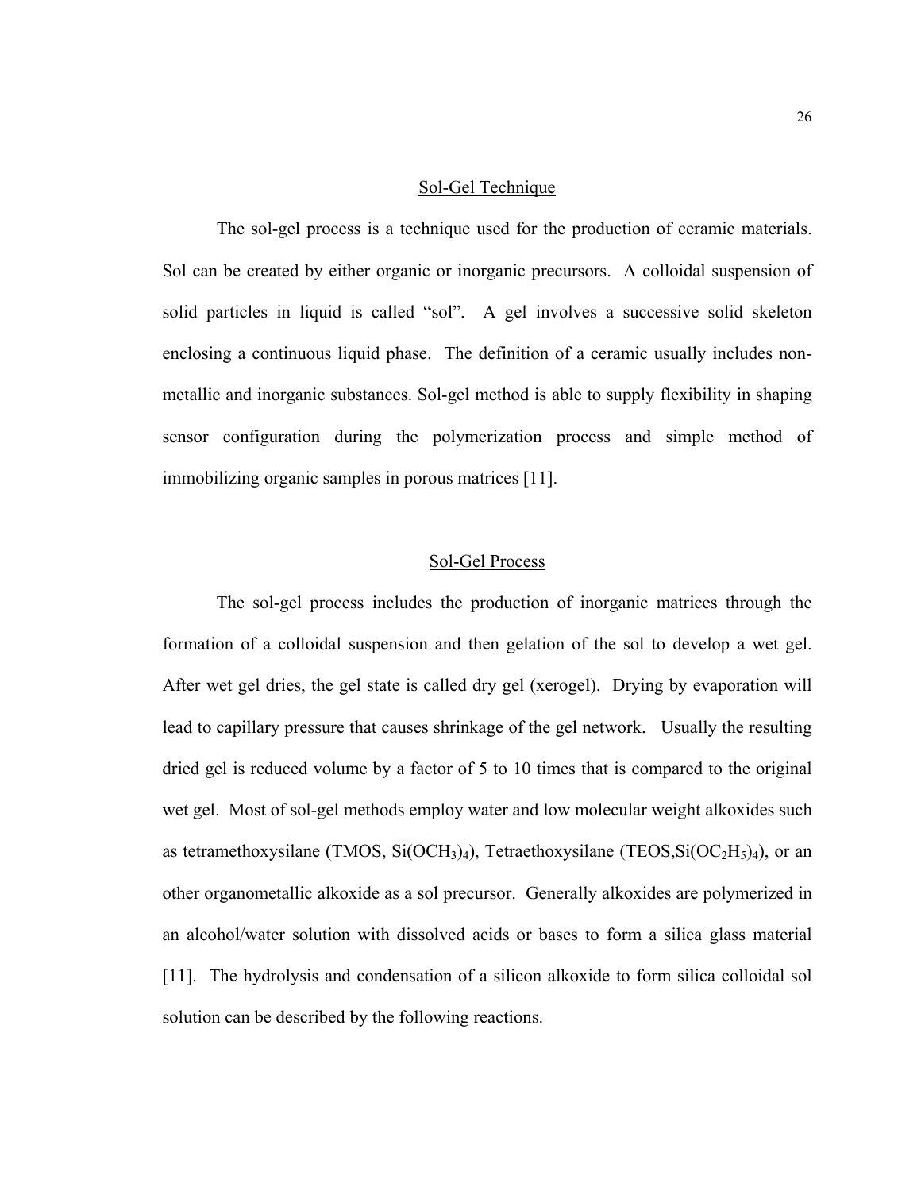## Sol-Gel Technique

The sol-gel process is a technique used for the production of ceramic materials. Sol can be created by either organic or inorganic precursors. A colloidal suspension of solid particles in liquid is called "sol". A gel involves a successive solid skeleton enclosing a continuous liquid phase. The definition of a ceramic usually includes non-metallic and inorganic substances. Sol-gel method is able to supply flexibility in shaping sensor configuration during the polymerization process and simple method of immobilizing organic samples in porous matrices [11].

## Sol-Gel Process

The sol-gel process includes the production of inorganic matrices through the formation of a colloidal suspension and then gelation of the sol to develop a wet gel. After wet gel dries, the gel state is called dry gel (xerogel). Drying by evaporation will lead to capillary pressure that causes shrinkage of the gel network. Usually the resulting dried gel is reduced volume by a factor of 5 to 10 times that is compared to the original wet gel. Most of sol-gel methods employ water and low molecular weight alkoxides such as tetramethoxysilane (TMOS, $Si(OCH_3)_4$), Tetraethoxysilane (TEOS,$Si(OC_2H_5)_4$), or an other organometallic alkoxide as a sol precursor. Generally alkoxides are polymerized in an alcohol/water solution with dissolved acids or bases to form a silica glass material [11]. The hydrolysis and condensation of a silicon alkoxide to form silica colloidal sol solution can be described by the following reactions.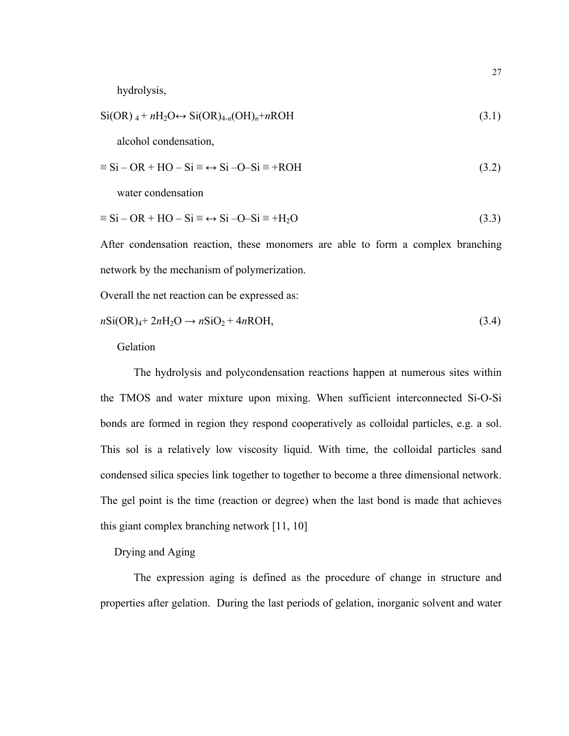hydrolysis,

$$Si(OR)_4 + nH_2O \leftrightarrow Si(OR)_{4-n}(OH)_n + nROH \tag{3.1}$$

alcohol condensation,

$$\equiv Si - OR + HO - Si \equiv \leftrightarrow Si - O - Si \equiv + ROH \tag{3.2}$$

water condensation

$$\equiv Si - OR + HO - Si \equiv \leftrightarrow Si - O - Si \equiv + H_2O \tag{3.3}$$

After condensation reaction, these monomers are able to form a complex branching network by the mechanism of polymerization.

Overall the net reaction can be expressed as:

$$nSi(OR)_4 + 2nH_2O \rightarrow nSiO_2 + 4nROH, \tag{3.4}$$

Gelation

The hydrolysis and polycondensation reactions happen at numerous sites within the TMOS and water mixture upon mixing. When sufficient interconnected Si-O-Si bonds are formed in region they respond cooperatively as colloidal particles, e.g. a sol. This sol is a relatively low viscosity liquid. With time, the colloidal particles sand condensed silica species link together to together to become a three dimensional network. The gel point is the time (reaction or degree) when the last bond is made that achieves this giant complex branching network [11, 10]

Drying and Aging

The expression aging is defined as the procedure of change in structure and properties after gelation. During the last periods of gelation, inorganic solvent and water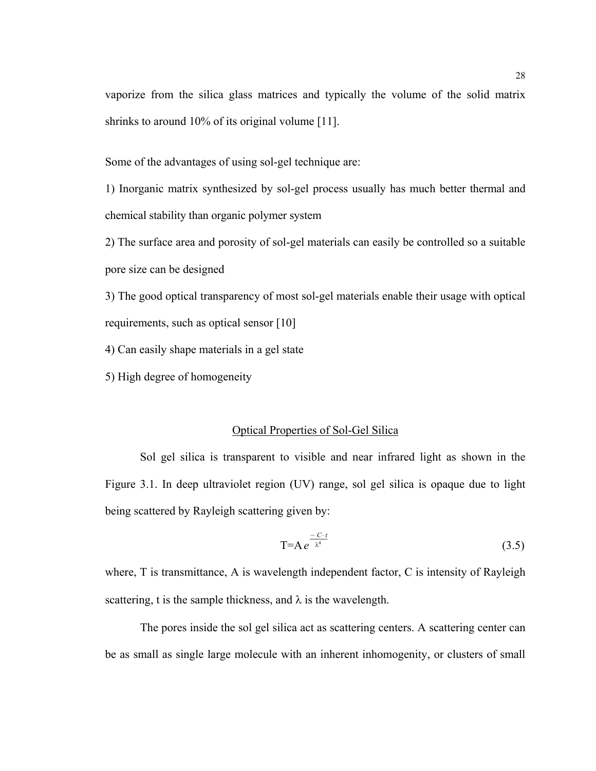vaporize from the silica glass matrices and typically the volume of the solid matrix shrinks to around 10% of its original volume [11].

Some of the advantages of using sol-gel technique are:

1) Inorganic matrix synthesized by sol-gel process usually has much better thermal and chemical stability than organic polymer system

2) The surface area and porosity of sol-gel materials can easily be controlled so a suitable pore size can be designed

3) The good optical transparency of most sol-gel materials enable their usage with optical requirements, such as optical sensor [10]

4) Can easily shape materials in a gel state

5) High degree of homogeneity

## Optical Properties of Sol-Gel Silica

Sol gel silica is transparent to visible and near infrared light as shown in the Figure 3.1. In deep ultraviolet region (UV) range, sol gel silica is opaque due to light being scattered by Rayleigh scattering given by:

$$T = A\, e^{\frac{-C \cdot t}{\lambda^4}} \tag{3.5}$$

where, T is transmittance, A is wavelength independent factor, C is intensity of Rayleigh scattering, t is the sample thickness, and $\lambda$ is the wavelength.

The pores inside the sol gel silica act as scattering centers. A scattering center can be as small as single large molecule with an inherent inhomogenity, or clusters of small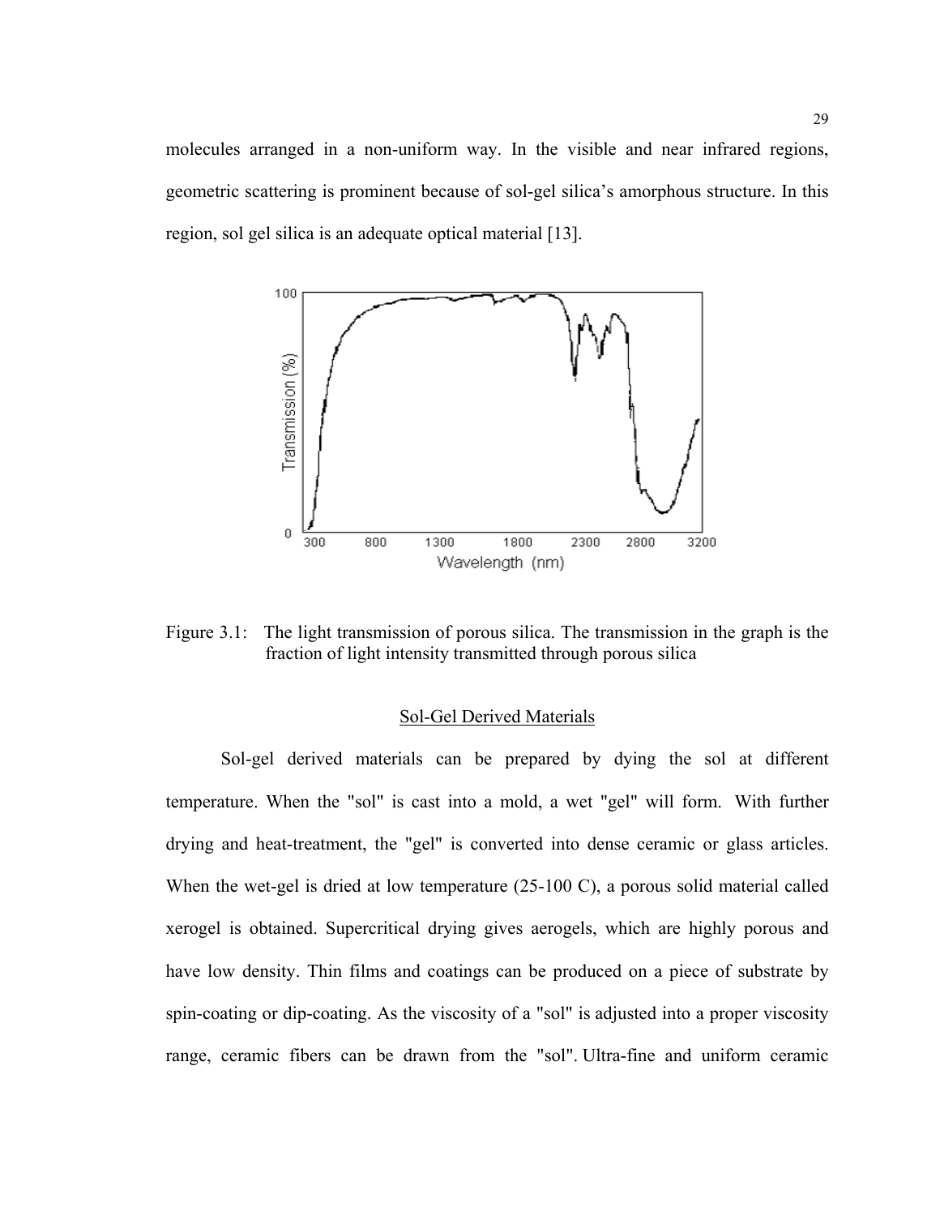molecules arranged in a non-uniform way. In the visible and near infrared regions, geometric scattering is prominent because of sol-gel silica's amorphous structure. In this region, sol gel silica is an adequate optical material [13].

Figure 3.1: The light transmission of porous silica. The transmission in the graph is the fraction of light intensity transmitted through porous silica

## Sol-Gel Derived Materials

Sol-gel derived materials can be prepared by dying the sol at different temperature. When the "sol" is cast into a mold, a wet "gel" will form. With further drying and heat-treatment, the "gel" is converted into dense ceramic or glass articles. When the wet-gel is dried at low temperature (25-100 C), a porous solid material called xerogel is obtained. Supercritical drying gives aerogels, which are highly porous and have low density. Thin films and coatings can be produced on a piece of substrate by spin-coating or dip-coating. As the viscosity of a "sol" is adjusted into a proper viscosity range, ceramic fibers can be drawn from the "sol". Ultra-fine and uniform ceramic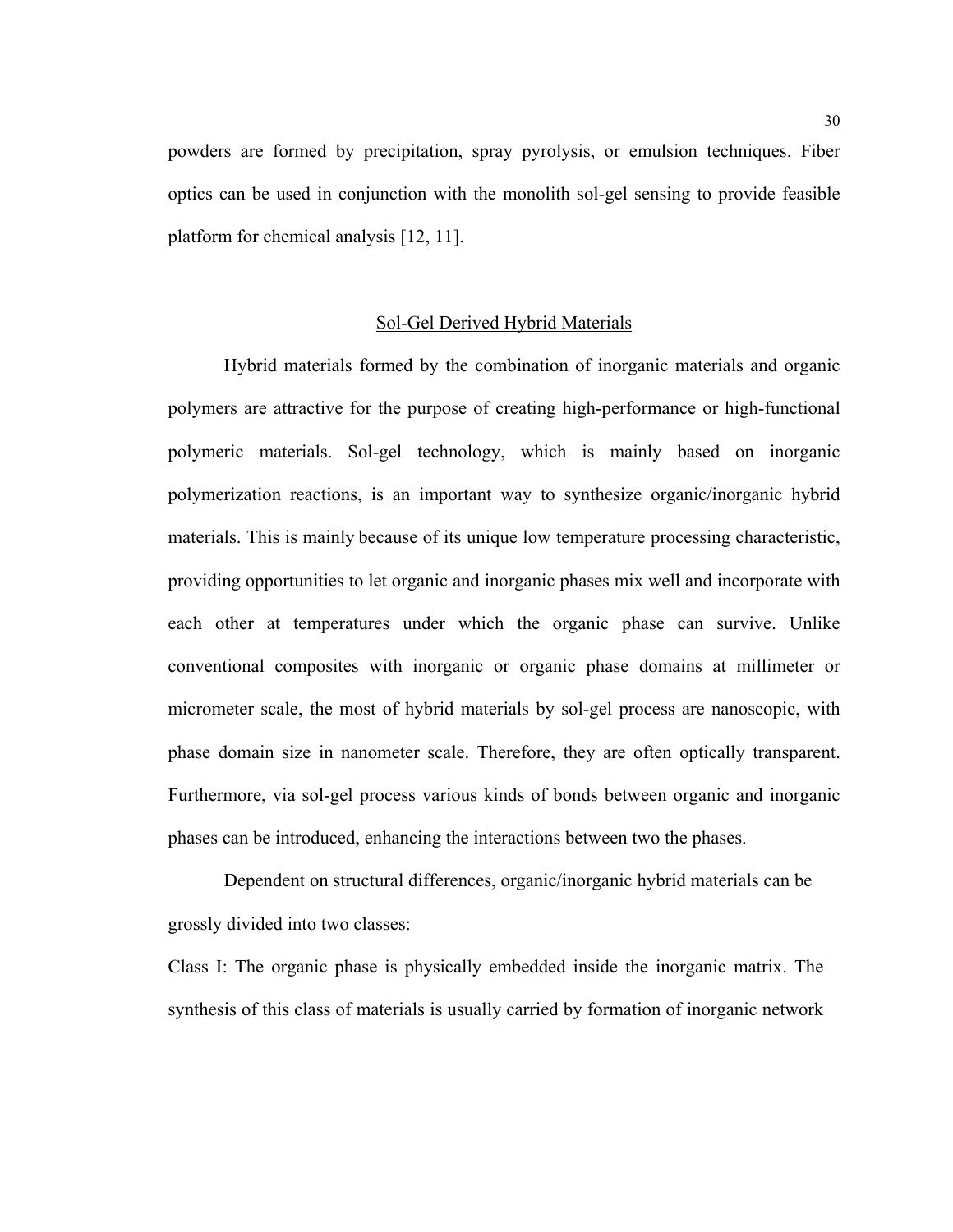powders are formed by precipitation, spray pyrolysis, or emulsion techniques. Fiber optics can be used in conjunction with the monolith sol-gel sensing to provide feasible platform for chemical analysis [12, 11].

## Sol-Gel Derived Hybrid Materials

Hybrid materials formed by the combination of inorganic materials and organic polymers are attractive for the purpose of creating high-performance or high-functional polymeric materials. Sol-gel technology, which is mainly based on inorganic polymerization reactions, is an important way to synthesize organic/inorganic hybrid materials. This is mainly because of its unique low temperature processing characteristic, providing opportunities to let organic and inorganic phases mix well and incorporate with each other at temperatures under which the organic phase can survive. Unlike conventional composites with inorganic or organic phase domains at millimeter or micrometer scale, the most of hybrid materials by sol-gel process are nanoscopic, with phase domain size in nanometer scale. Therefore, they are often optically transparent. Furthermore, via sol-gel process various kinds of bonds between organic and inorganic phases can be introduced, enhancing the interactions between two the phases.

Dependent on structural differences, organic/inorganic hybrid materials can be grossly divided into two classes:

Class I: The organic phase is physically embedded inside the inorganic matrix. The synthesis of this class of materials is usually carried by formation of inorganic network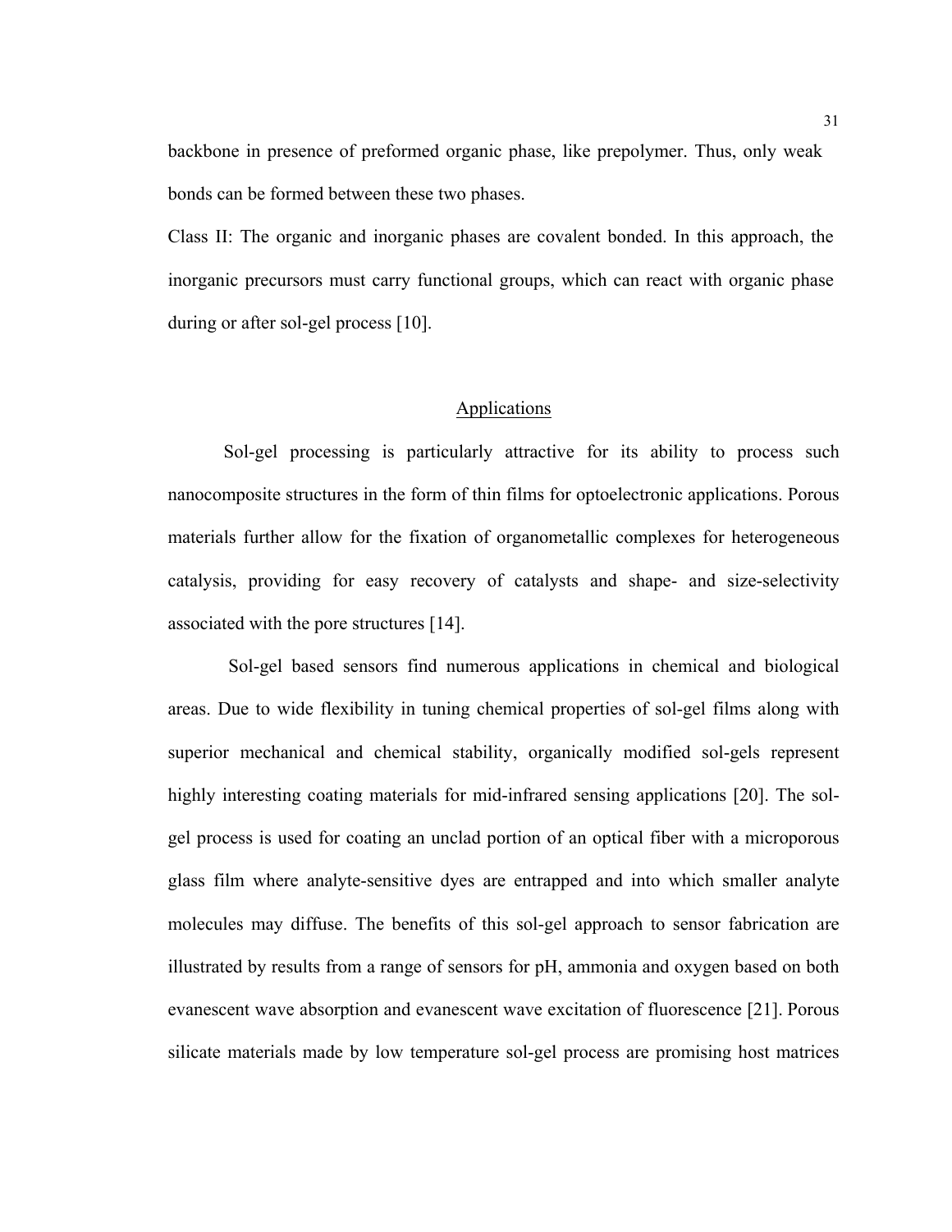backbone in presence of preformed organic phase, like prepolymer. Thus, only weak bonds can be formed between these two phases.

Class II: The organic and inorganic phases are covalent bonded. In this approach, the inorganic precursors must carry functional groups, which can react with organic phase during or after sol-gel process [10].

## Applications

Sol-gel processing is particularly attractive for its ability to process such nanocomposite structures in the form of thin films for optoelectronic applications. Porous materials further allow for the fixation of organometallic complexes for heterogeneous catalysis, providing for easy recovery of catalysts and shape- and size-selectivity associated with the pore structures [14].

Sol-gel based sensors find numerous applications in chemical and biological areas. Due to wide flexibility in tuning chemical properties of sol-gel films along with superior mechanical and chemical stability, organically modified sol-gels represent highly interesting coating materials for mid-infrared sensing applications [20]. The sol-gel process is used for coating an unclad portion of an optical fiber with a microporous glass film where analyte-sensitive dyes are entrapped and into which smaller analyte molecules may diffuse. The benefits of this sol-gel approach to sensor fabrication are illustrated by results from a range of sensors for pH, ammonia and oxygen based on both evanescent wave absorption and evanescent wave excitation of fluorescence [21]. Porous silicate materials made by low temperature sol-gel process are promising host matrices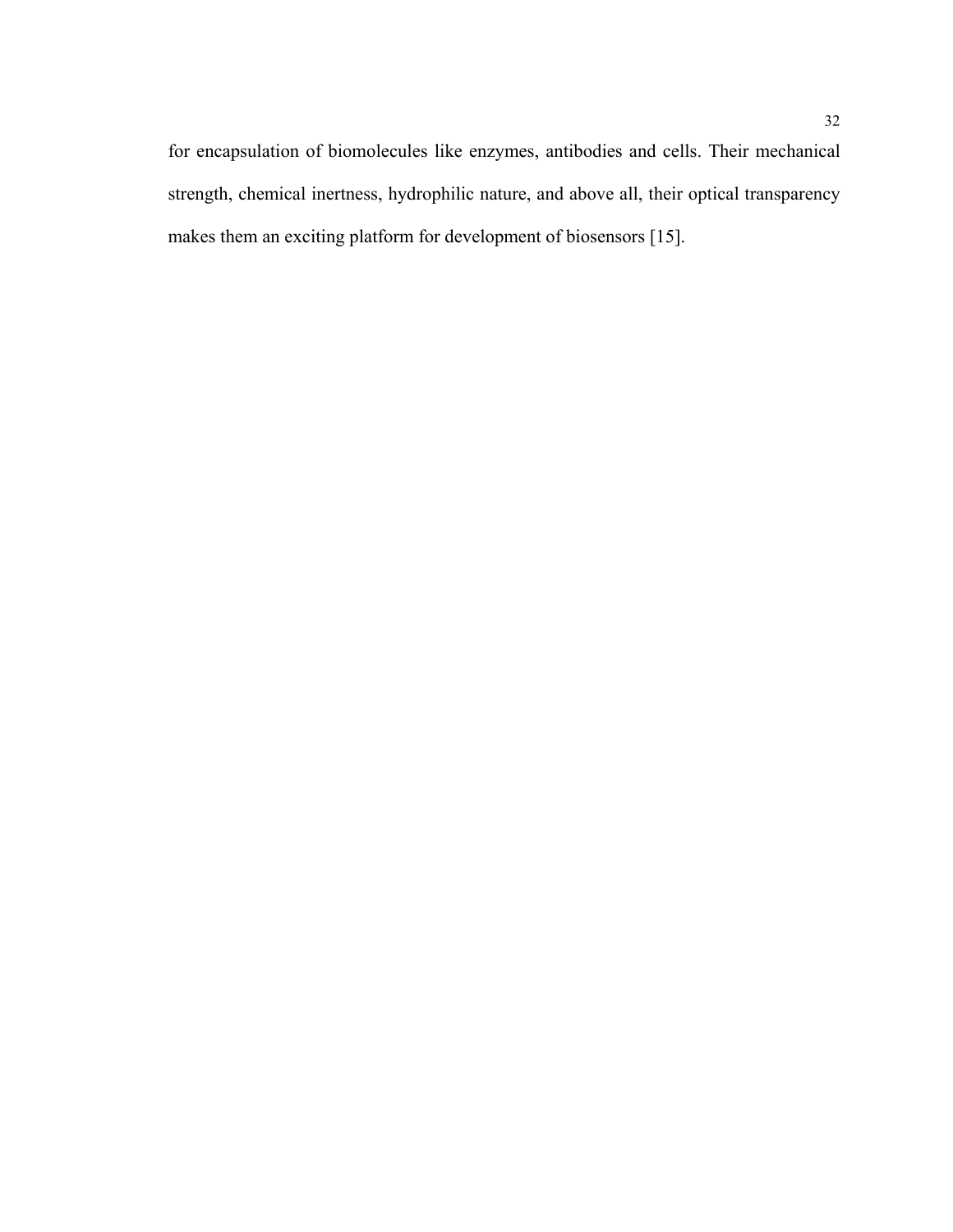for encapsulation of biomolecules like enzymes, antibodies and cells. Their mechanical strength, chemical inertness, hydrophilic nature, and above all, their optical transparency makes them an exciting platform for development of biosensors [15].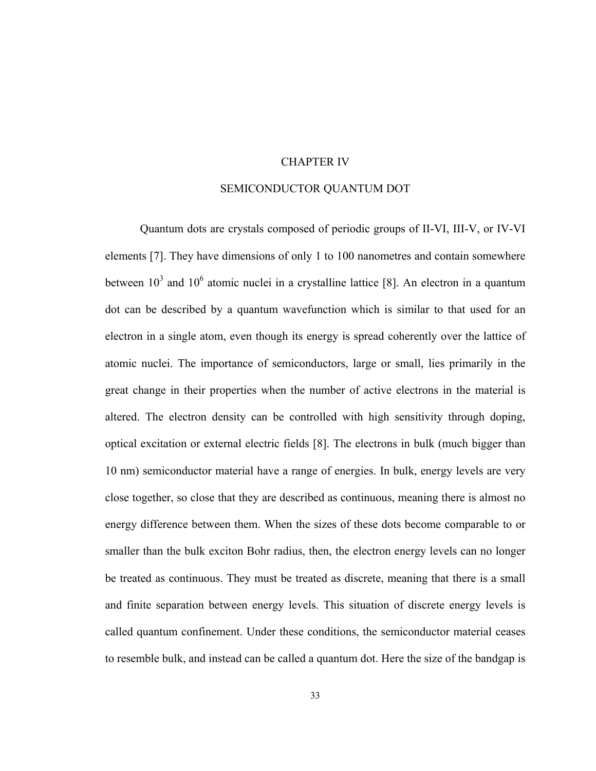# CHAPTER IV

# SEMICONDUCTOR QUANTUM DOT

Quantum dots are crystals composed of periodic groups of II-VI, III-V, or IV-VI elements [7]. They have dimensions of only 1 to 100 nanometres and contain somewhere between $10^3$ and $10^6$ atomic nuclei in a crystalline lattice [8]. An electron in a quantum dot can be described by a quantum wavefunction which is similar to that used for an electron in a single atom, even though its energy is spread coherently over the lattice of atomic nuclei. The importance of semiconductors, large or small, lies primarily in the great change in their properties when the number of active electrons in the material is altered. The electron density can be controlled with high sensitivity through doping, optical excitation or external electric fields [8]. The electrons in bulk (much bigger than 10 nm) semiconductor material have a range of energies. In bulk, energy levels are very close together, so close that they are described as continuous, meaning there is almost no energy difference between them. When the sizes of these dots become comparable to or smaller than the bulk exciton Bohr radius, then, the electron energy levels can no longer be treated as continuous. They must be treated as discrete, meaning that there is a small and finite separation between energy levels. This situation of discrete energy levels is called quantum confinement. Under these conditions, the semiconductor material ceases to resemble bulk, and instead can be called a quantum dot. Here the size of the bandgap is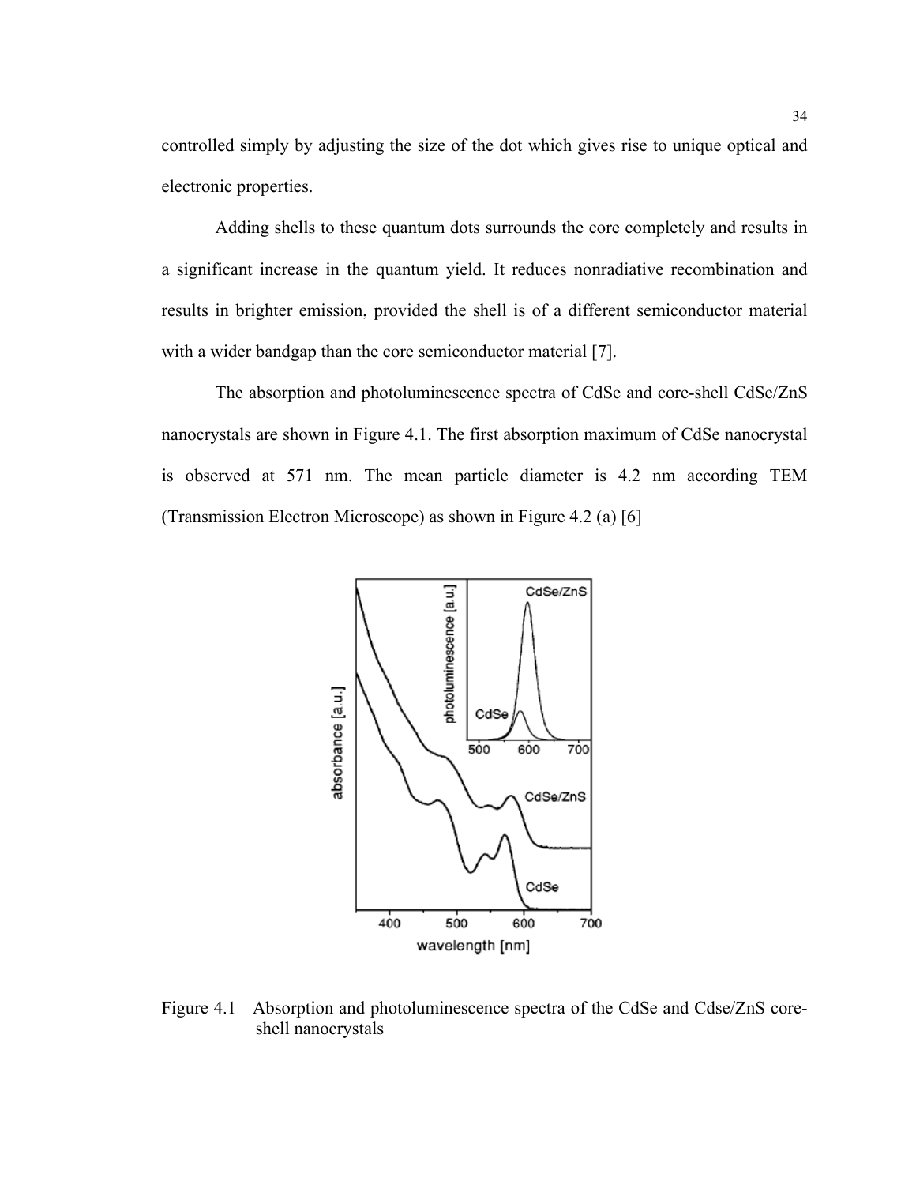controlled simply by adjusting the size of the dot which gives rise to unique optical and electronic properties.

Adding shells to these quantum dots surrounds the core completely and results in a significant increase in the quantum yield. It reduces nonradiative recombination and results in brighter emission, provided the shell is of a different semiconductor material with a wider bandgap than the core semiconductor material [7].

The absorption and photoluminescence spectra of CdSe and core-shell CdSe/ZnS nanocrystals are shown in Figure 4.1. The first absorption maximum of CdSe nanocrystal is observed at 571 nm. The mean particle diameter is 4.2 nm according TEM (Transmission Electron Microscope) as shown in Figure 4.2 (a) [6]

Figure 4.1 Absorption and photoluminescence spectra of the CdSe and Cdse/ZnS core-shell nanocrystals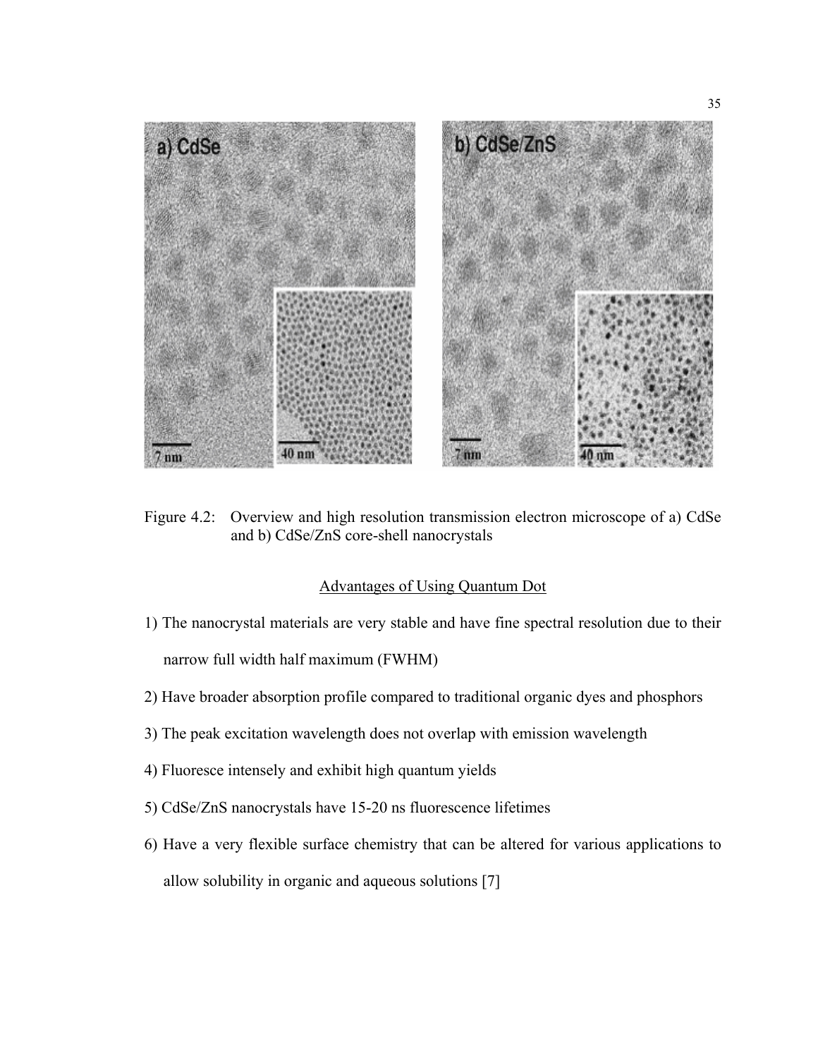Figure 4.2: Overview and high resolution transmission electron microscope of a) CdSe and b) CdSe/ZnS core-shell nanocrystals

Advantages of Using Quantum Dot

1) The nanocrystal materials are very stable and have fine spectral resolution due to their narrow full width half maximum (FWHM)
2) Have broader absorption profile compared to traditional organic dyes and phosphors
3) The peak excitation wavelength does not overlap with emission wavelength
4) Fluoresce intensely and exhibit high quantum yields
5) CdSe/ZnS nanocrystals have 15-20 ns fluorescence lifetimes
6) Have a very flexible surface chemistry that can be altered for various applications to allow solubility in organic and aqueous solutions [7]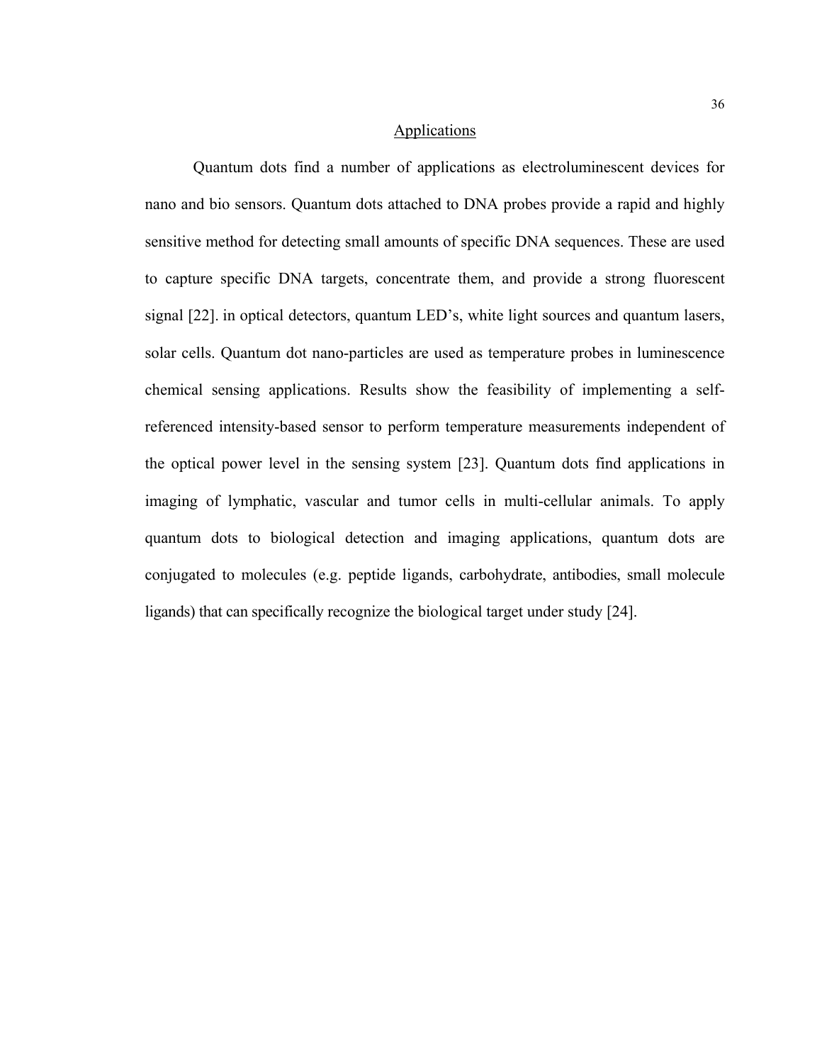## Applications

Quantum dots find a number of applications as electroluminescent devices for nano and bio sensors. Quantum dots attached to DNA probes provide a rapid and highly sensitive method for detecting small amounts of specific DNA sequences. These are used to capture specific DNA targets, concentrate them, and provide a strong fluorescent signal [22]. in optical detectors, quantum LED's, white light sources and quantum lasers, solar cells. Quantum dot nano-particles are used as temperature probes in luminescence chemical sensing applications. Results show the feasibility of implementing a self-referenced intensity-based sensor to perform temperature measurements independent of the optical power level in the sensing system [23]. Quantum dots find applications in imaging of lymphatic, vascular and tumor cells in multi-cellular animals. To apply quantum dots to biological detection and imaging applications, quantum dots are conjugated to molecules (e.g. peptide ligands, carbohydrate, antibodies, small molecule ligands) that can specifically recognize the biological target under study [24].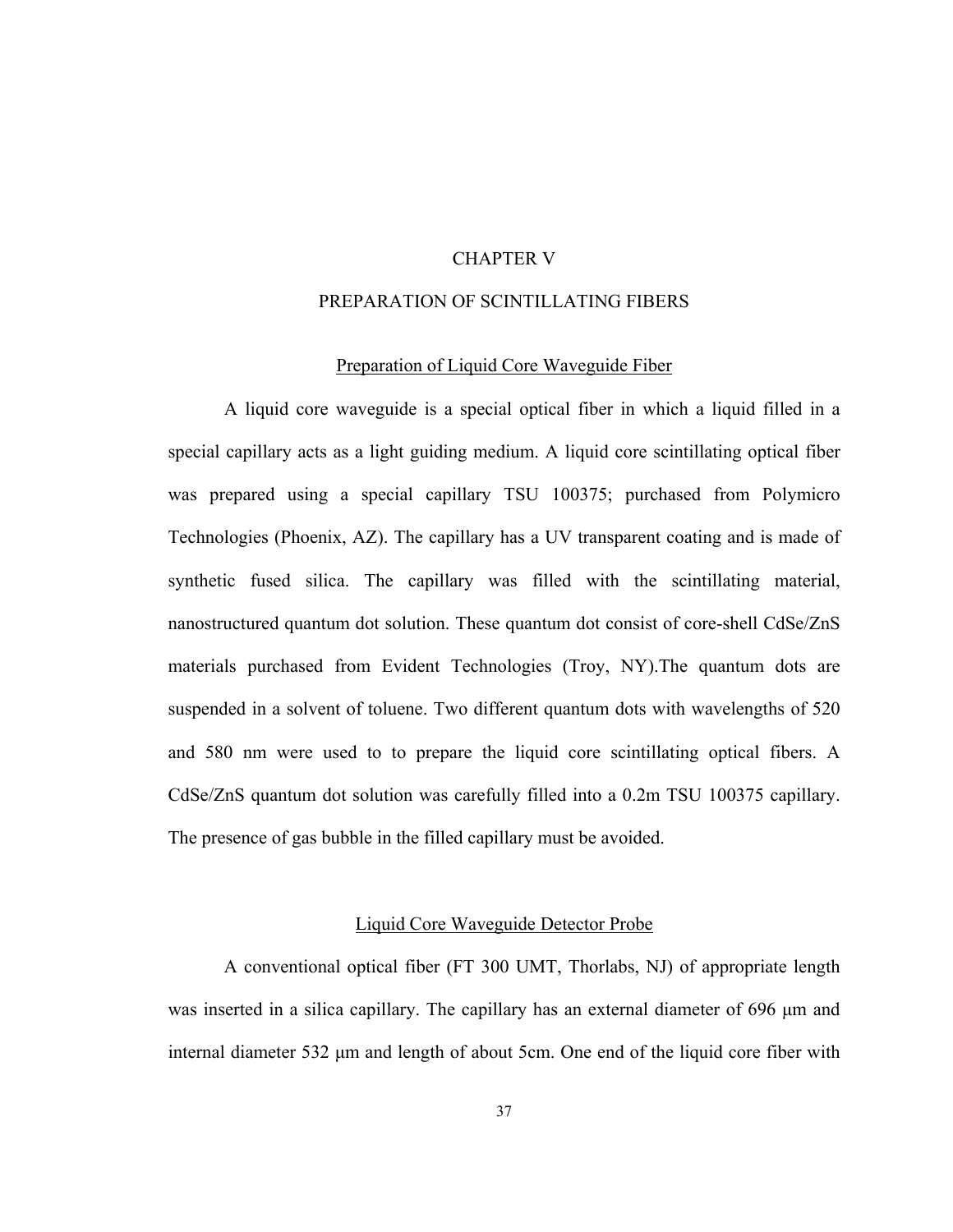# CHAPTER V

# PREPARATION OF SCINTILLATING FIBERS

## Preparation of Liquid Core Waveguide Fiber

A liquid core waveguide is a special optical fiber in which a liquid filled in a special capillary acts as a light guiding medium. A liquid core scintillating optical fiber was prepared using a special capillary TSU 100375; purchased from Polymicro Technologies (Phoenix, AZ). The capillary has a UV transparent coating and is made of synthetic fused silica. The capillary was filled with the scintillating material, nanostructured quantum dot solution. These quantum dot consist of core-shell CdSe/ZnS materials purchased from Evident Technologies (Troy, NY).The quantum dots are suspended in a solvent of toluene. Two different quantum dots with wavelengths of 520 and 580 nm were used to to prepare the liquid core scintillating optical fibers. A CdSe/ZnS quantum dot solution was carefully filled into a 0.2m TSU 100375 capillary. The presence of gas bubble in the filled capillary must be avoided.

## Liquid Core Waveguide Detector Probe

A conventional optical fiber (FT 300 UMT, Thorlabs, NJ) of appropriate length was inserted in a silica capillary. The capillary has an external diameter of 696 μm and internal diameter 532 μm and length of about 5cm. One end of the liquid core fiber with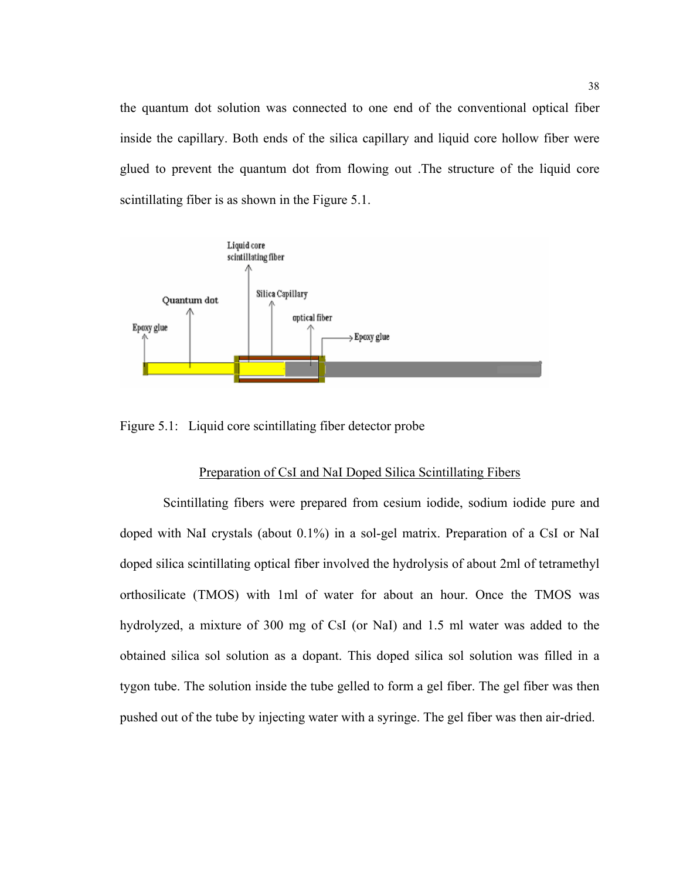the quantum dot solution was connected to one end of the conventional optical fiber inside the capillary. Both ends of the silica capillary and liquid core hollow fiber were glued to prevent the quantum dot from flowing out .The structure of the liquid core scintillating fiber is as shown in the Figure 5.1.

Figure 5.1: Liquid core scintillating fiber detector probe

## Preparation of CsI and NaI Doped Silica Scintillating Fibers

Scintillating fibers were prepared from cesium iodide, sodium iodide pure and doped with NaI crystals (about 0.1%) in a sol-gel matrix. Preparation of a CsI or NaI doped silica scintillating optical fiber involved the hydrolysis of about 2ml of tetramethyl orthosilicate (TMOS) with 1ml of water for about an hour. Once the TMOS was hydrolyzed, a mixture of 300 mg of CsI (or NaI) and 1.5 ml water was added to the obtained silica sol solution as a dopant. This doped silica sol solution was filled in a tygon tube. The solution inside the tube gelled to form a gel fiber. The gel fiber was then pushed out of the tube by injecting water with a syringe. The gel fiber was then air-dried.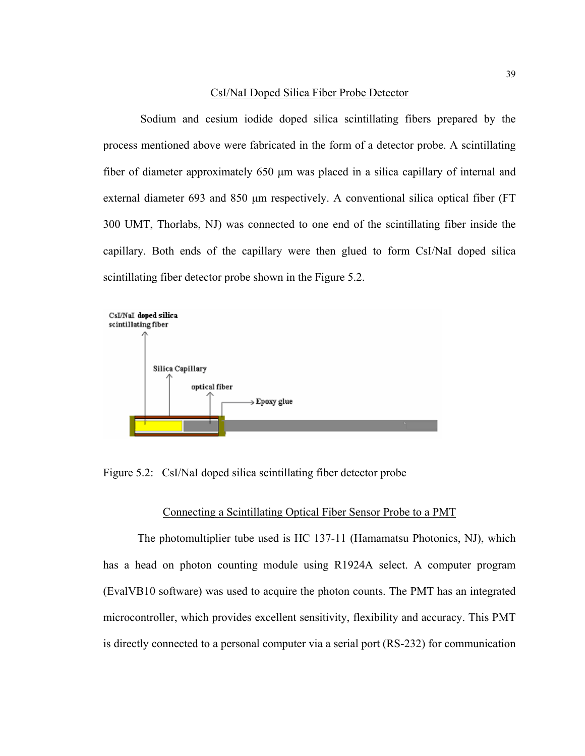## CsI/NaI Doped Silica Fiber Probe Detector

Sodium and cesium iodide doped silica scintillating fibers prepared by the process mentioned above were fabricated in the form of a detector probe. A scintillating fiber of diameter approximately 650 µm was placed in a silica capillary of internal and external diameter 693 and 850 µm respectively. A conventional silica optical fiber (FT 300 UMT, Thorlabs, NJ) was connected to one end of the scintillating fiber inside the capillary. Both ends of the capillary were then glued to form CsI/NaI doped silica scintillating fiber detector probe shown in the Figure 5.2.

Figure 5.2: CsI/NaI doped silica scintillating fiber detector probe

## Connecting a Scintillating Optical Fiber Sensor Probe to a PMT

The photomultiplier tube used is HC 137-11 (Hamamatsu Photonics, NJ), which has a head on photon counting module using R1924A select. A computer program (EvalVB10 software) was used to acquire the photon counts. The PMT has an integrated microcontroller, which provides excellent sensitivity, flexibility and accuracy. This PMT is directly connected to a personal computer via a serial port (RS-232) for communication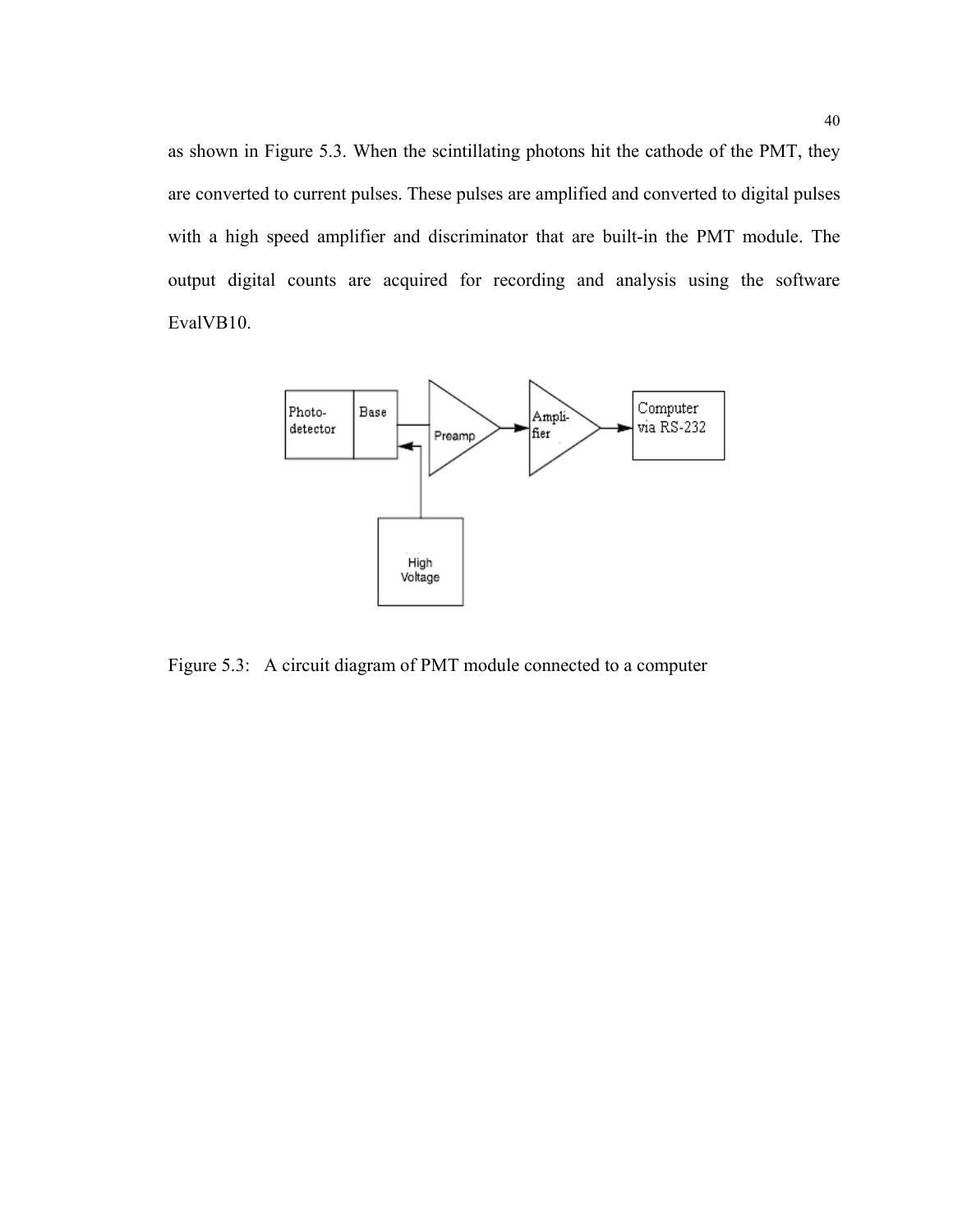as shown in Figure 5.3. When the scintillating photons hit the cathode of the PMT, they are converted to current pulses. These pulses are amplified and converted to digital pulses with a high speed amplifier and discriminator that are built-in the PMT module. The output digital counts are acquired for recording and analysis using the software EvalVB10.

Figure 5.3: A circuit diagram of PMT module connected to a computer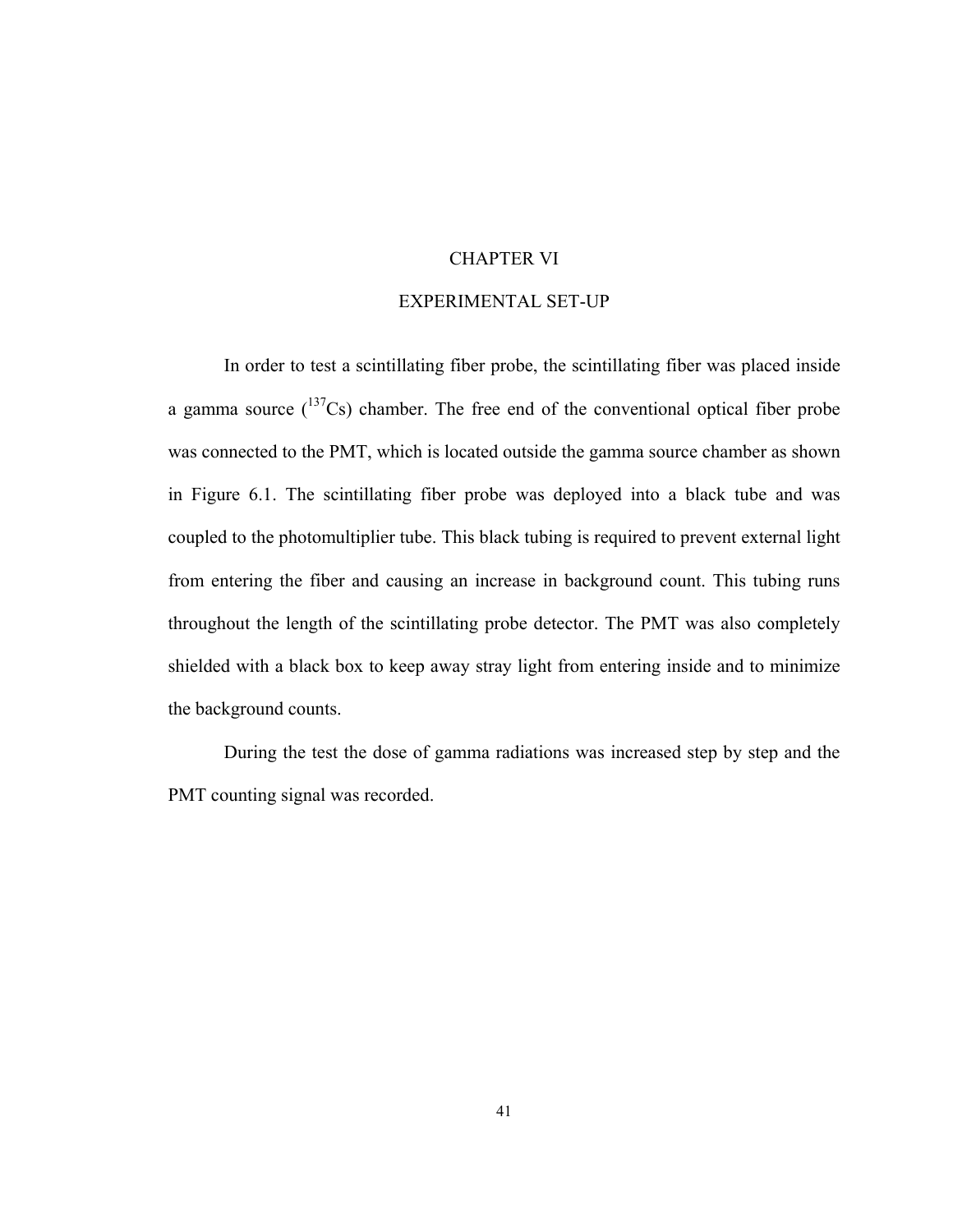# CHAPTER VI

## EXPERIMENTAL SET-UP

In order to test a scintillating fiber probe, the scintillating fiber was placed inside a gamma source ($^{137}Cs$) chamber. The free end of the conventional optical fiber probe was connected to the PMT, which is located outside the gamma source chamber as shown in Figure 6.1. The scintillating fiber probe was deployed into a black tube and was coupled to the photomultiplier tube. This black tubing is required to prevent external light from entering the fiber and causing an increase in background count. This tubing runs throughout the length of the scintillating probe detector. The PMT was also completely shielded with a black box to keep away stray light from entering inside and to minimize the background counts.

During the test the dose of gamma radiations was increased step by step and the PMT counting signal was recorded.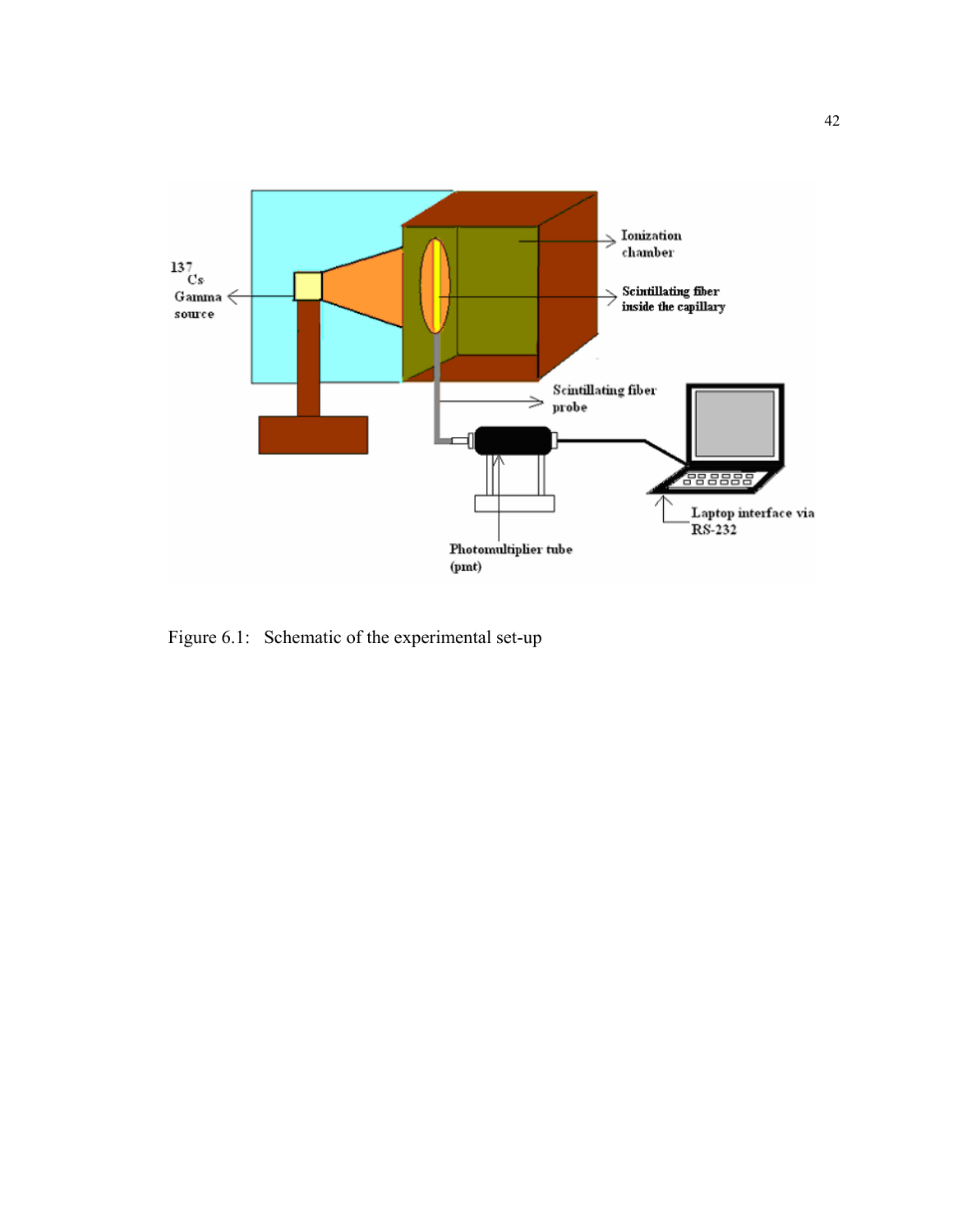Figure 6.1: Schematic of the experimental set-up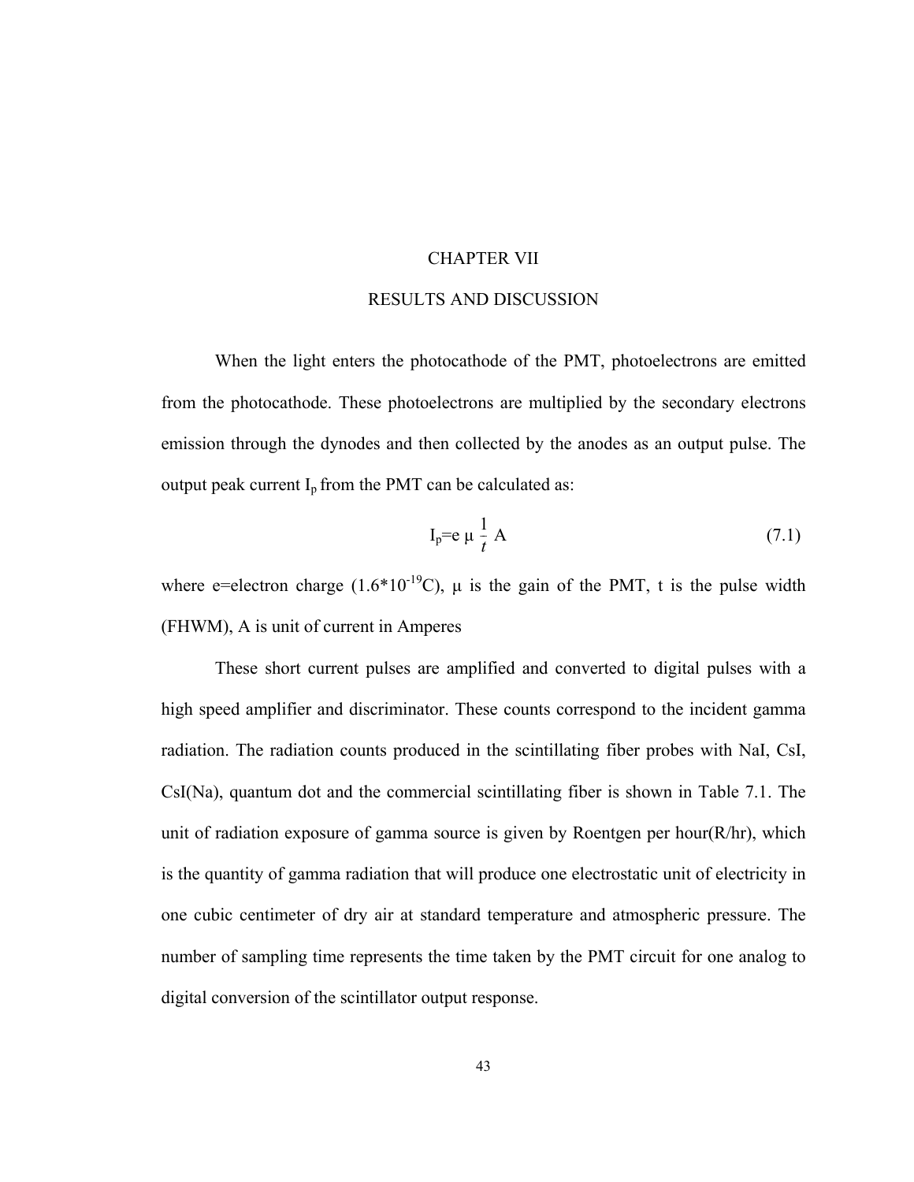# CHAPTER VII

# RESULTS AND DISCUSSION

When the light enters the photocathode of the PMT, photoelectrons are emitted from the photocathode. These photoelectrons are multiplied by the secondary electrons emission through the dynodes and then collected by the anodes as an output pulse. The output peak current $I_p$ from the PMT can be calculated as:

$$I_p = e\ \mu\ \frac{1}{t}\ A \tag{7.1}$$

where e=electron charge ($1.6*10^{-19}$C), μ is the gain of the PMT, t is the pulse width (FHWM), A is unit of current in Amperes

These short current pulses are amplified and converted to digital pulses with a high speed amplifier and discriminator. These counts correspond to the incident gamma radiation. The radiation counts produced in the scintillating fiber probes with NaI, CsI, CsI(Na), quantum dot and the commercial scintillating fiber is shown in Table 7.1. The unit of radiation exposure of gamma source is given by Roentgen per hour(R/hr), which is the quantity of gamma radiation that will produce one electrostatic unit of electricity in one cubic centimeter of dry air at standard temperature and atmospheric pressure. The number of sampling time represents the time taken by the PMT circuit for one analog to digital conversion of the scintillator output response.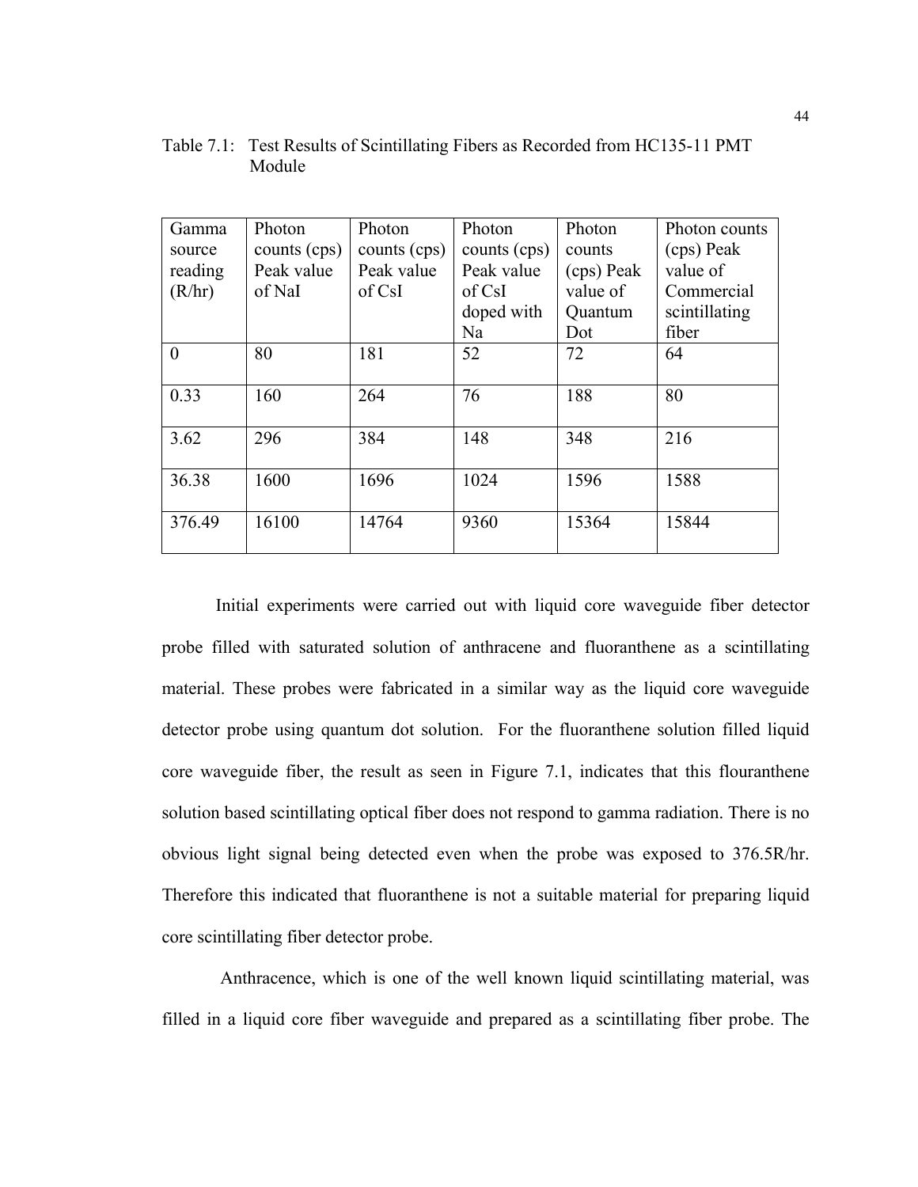Table 7.1: Test Results of Scintillating Fibers as Recorded from HC135-11 PMT Module

| Gamma source reading (R/hr) | Photon counts (cps) Peak value of NaI | Photon counts (cps) Peak value of CsI | Photon counts (cps) Peak value of CsI doped with Na | Photon counts (cps) Peak value of Quantum Dot | Photon counts (cps) Peak value of Commercial scintillating fiber |
|---|---|---|---|---|---|
| 0 | 80 | 181 | 52 | 72 | 64 |
| 0.33 | 160 | 264 | 76 | 188 | 80 |
| 3.62 | 296 | 384 | 148 | 348 | 216 |
| 36.38 | 1600 | 1696 | 1024 | 1596 | 1588 |
| 376.49 | 16100 | 14764 | 9360 | 15364 | 15844 |

Initial experiments were carried out with liquid core waveguide fiber detector probe filled with saturated solution of anthracene and fluoranthene as a scintillating material. These probes were fabricated in a similar way as the liquid core waveguide detector probe using quantum dot solution. For the fluoranthene solution filled liquid core waveguide fiber, the result as seen in Figure 7.1, indicates that this flouranthene solution based scintillating optical fiber does not respond to gamma radiation. There is no obvious light signal being detected even when the probe was exposed to 376.5R/hr. Therefore this indicated that fluoranthene is not a suitable material for preparing liquid core scintillating fiber detector probe.

Anthracence, which is one of the well known liquid scintillating material, was filled in a liquid core fiber waveguide and prepared as a scintillating fiber probe. The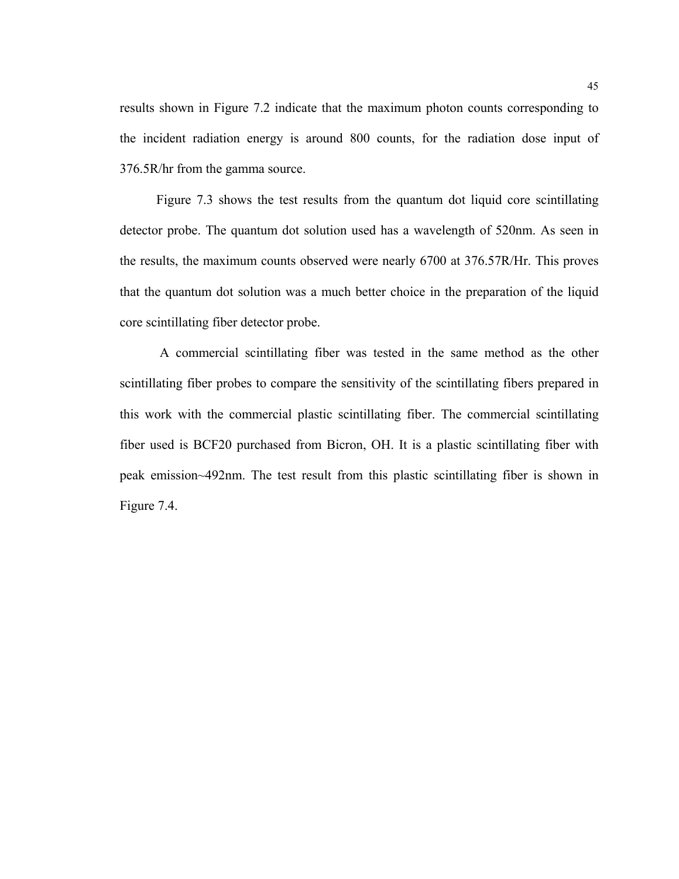results shown in Figure 7.2 indicate that the maximum photon counts corresponding to the incident radiation energy is around 800 counts, for the radiation dose input of 376.5R/hr from the gamma source.

Figure 7.3 shows the test results from the quantum dot liquid core scintillating detector probe. The quantum dot solution used has a wavelength of 520nm. As seen in the results, the maximum counts observed were nearly 6700 at 376.57R/Hr. This proves that the quantum dot solution was a much better choice in the preparation of the liquid core scintillating fiber detector probe.

A commercial scintillating fiber was tested in the same method as the other scintillating fiber probes to compare the sensitivity of the scintillating fibers prepared in this work with the commercial plastic scintillating fiber. The commercial scintillating fiber used is BCF20 purchased from Bicron, OH. It is a plastic scintillating fiber with peak emission~492nm. The test result from this plastic scintillating fiber is shown in Figure 7.4.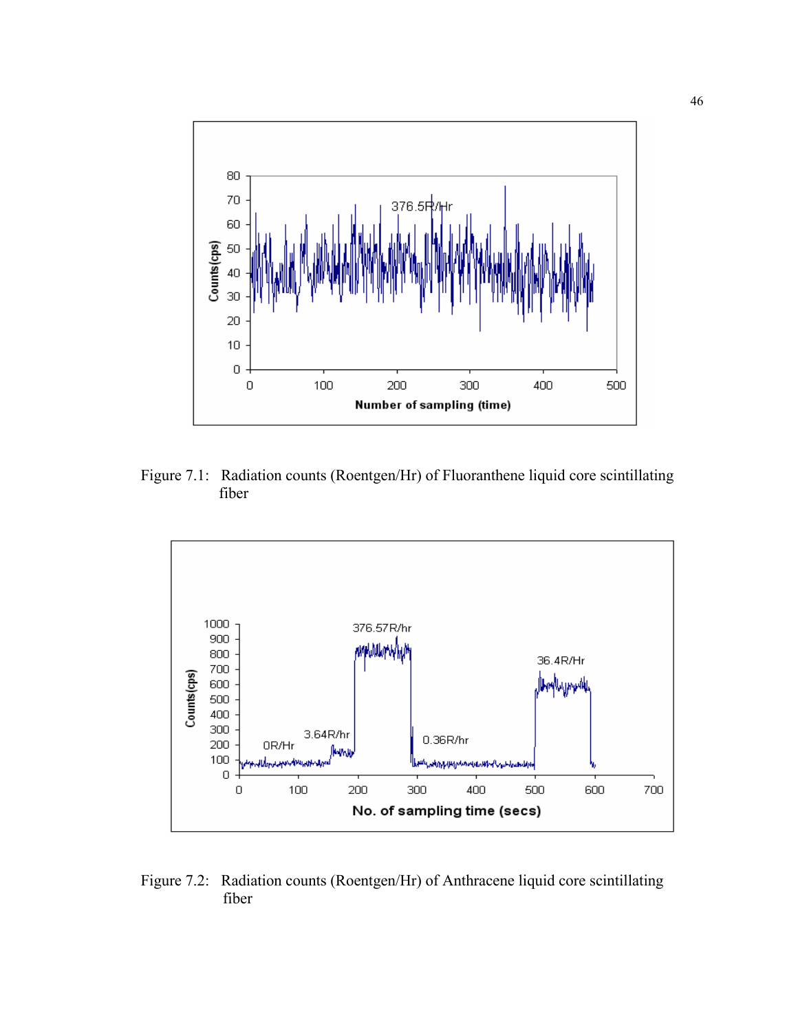Figure 7.1: Radiation counts (Roentgen/Hr) of Fluoranthene liquid core scintillating fiber

Figure 7.2: Radiation counts (Roentgen/Hr) of Anthracene liquid core scintillating fiber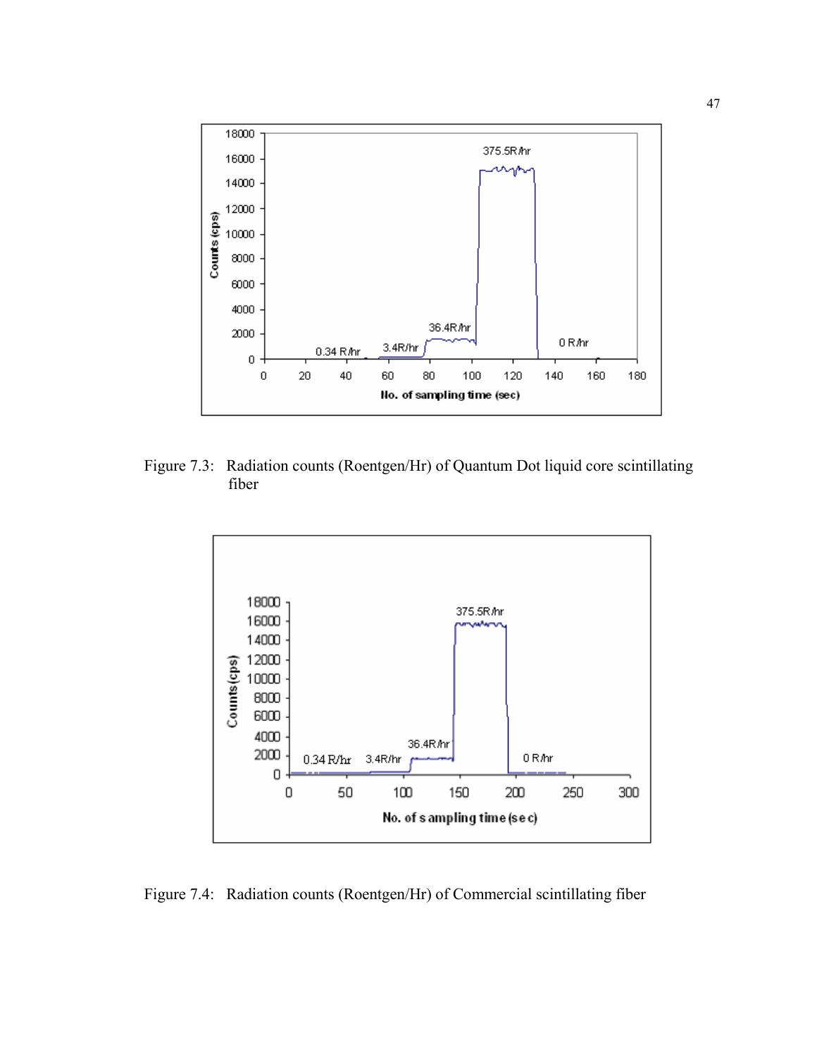Figure 7.3: Radiation counts (Roentgen/Hr) of Quantum Dot liquid core scintillating fiber

Figure 7.4: Radiation counts (Roentgen/Hr) of Commercial scintillating fiber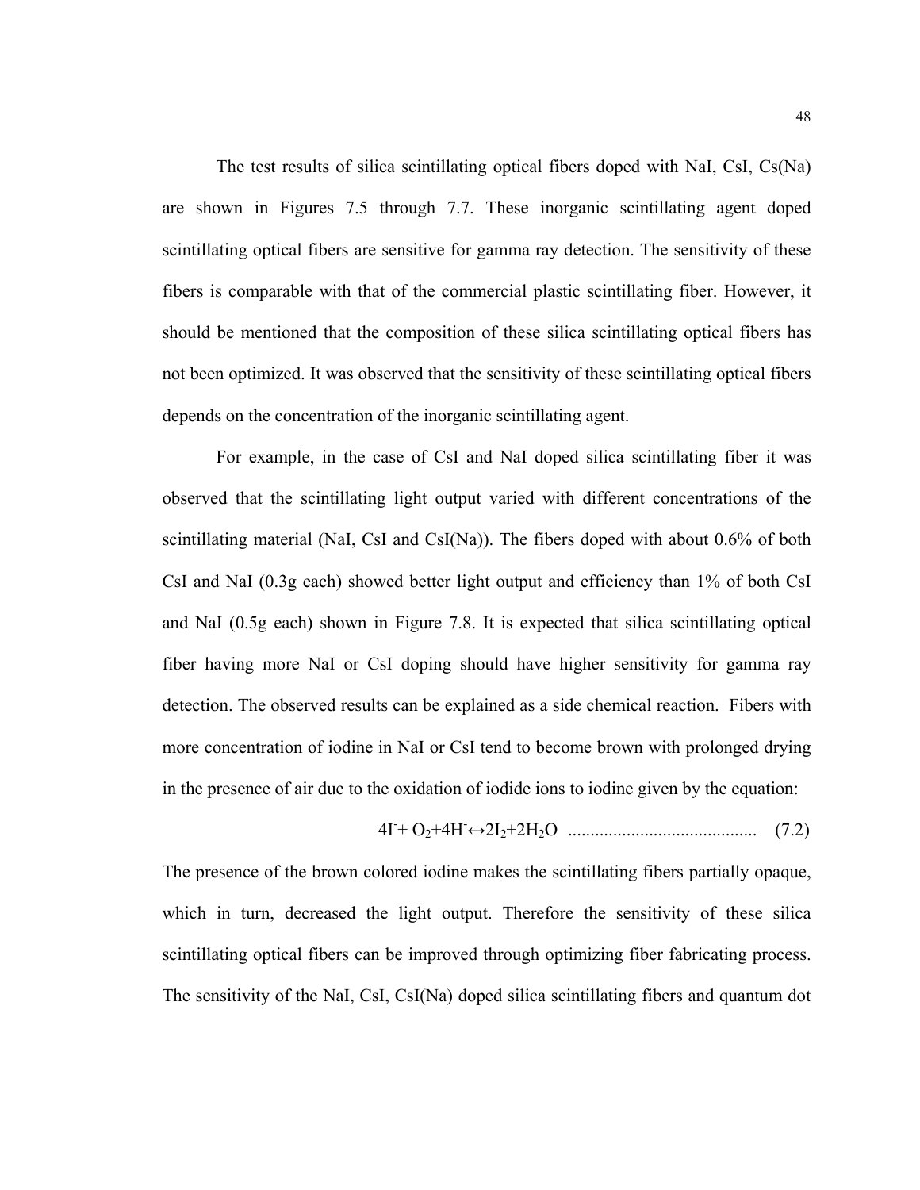The test results of silica scintillating optical fibers doped with NaI, CsI, Cs(Na) are shown in Figures 7.5 through 7.7. These inorganic scintillating agent doped scintillating optical fibers are sensitive for gamma ray detection. The sensitivity of these fibers is comparable with that of the commercial plastic scintillating fiber. However, it should be mentioned that the composition of these silica scintillating optical fibers has not been optimized. It was observed that the sensitivity of these scintillating optical fibers depends on the concentration of the inorganic scintillating agent.

For example, in the case of CsI and NaI doped silica scintillating fiber it was observed that the scintillating light output varied with different concentrations of the scintillating material (NaI, CsI and CsI(Na)). The fibers doped with about 0.6% of both CsI and NaI (0.3g each) showed better light output and efficiency than 1% of both CsI and NaI (0.5g each) shown in Figure 7.8. It is expected that silica scintillating optical fiber having more NaI or CsI doping should have higher sensitivity for gamma ray detection. The observed results can be explained as a side chemical reaction. Fibers with more concentration of iodine in NaI or CsI tend to become brown with prolonged drying in the presence of air due to the oxidation of iodide ions to iodine given by the equation:

$$4I^{-} + O_2 + 4H^{-} \leftrightarrow 2I_2 + 2H_2O \quad (7.2)$$

The presence of the brown colored iodine makes the scintillating fibers partially opaque, which in turn, decreased the light output. Therefore the sensitivity of these silica scintillating optical fibers can be improved through optimizing fiber fabricating process. The sensitivity of the NaI, CsI, CsI(Na) doped silica scintillating fibers and quantum dot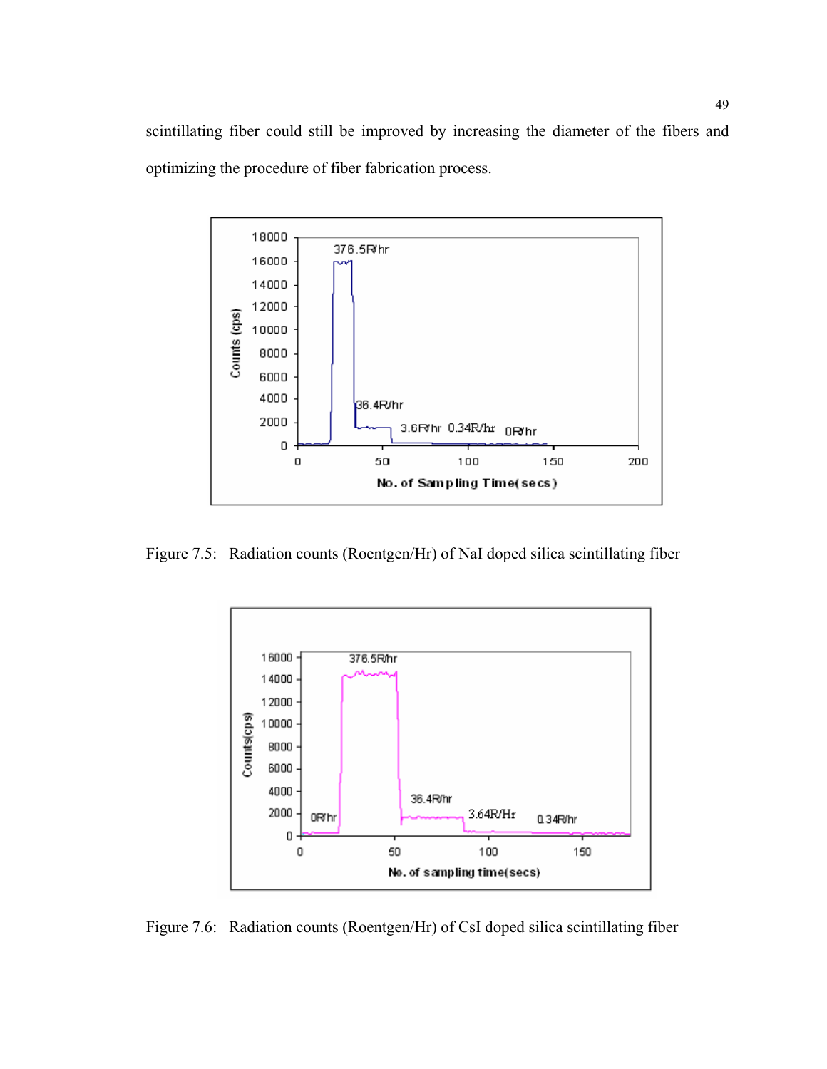scintillating fiber could still be improved by increasing the diameter of the fibers and optimizing the procedure of fiber fabrication process.

Figure 7.5: Radiation counts (Roentgen/Hr) of NaI doped silica scintillating fiber

Figure 7.6: Radiation counts (Roentgen/Hr) of CsI doped silica scintillating fiber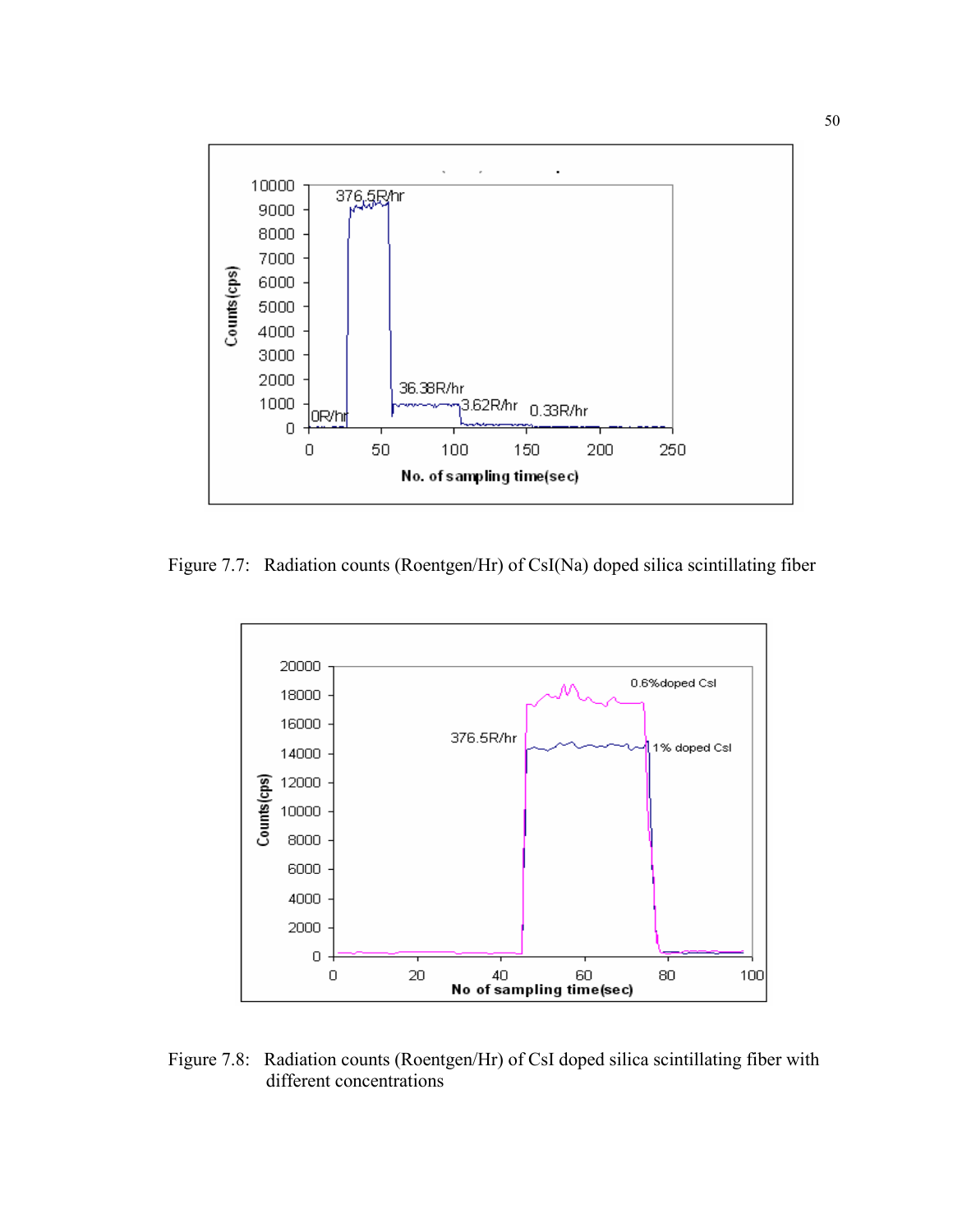Figure 7.7: Radiation counts (Roentgen/Hr) of CsI(Na) doped silica scintillating fiber

Figure 7.8: Radiation counts (Roentgen/Hr) of CsI doped silica scintillating fiber with different concentrations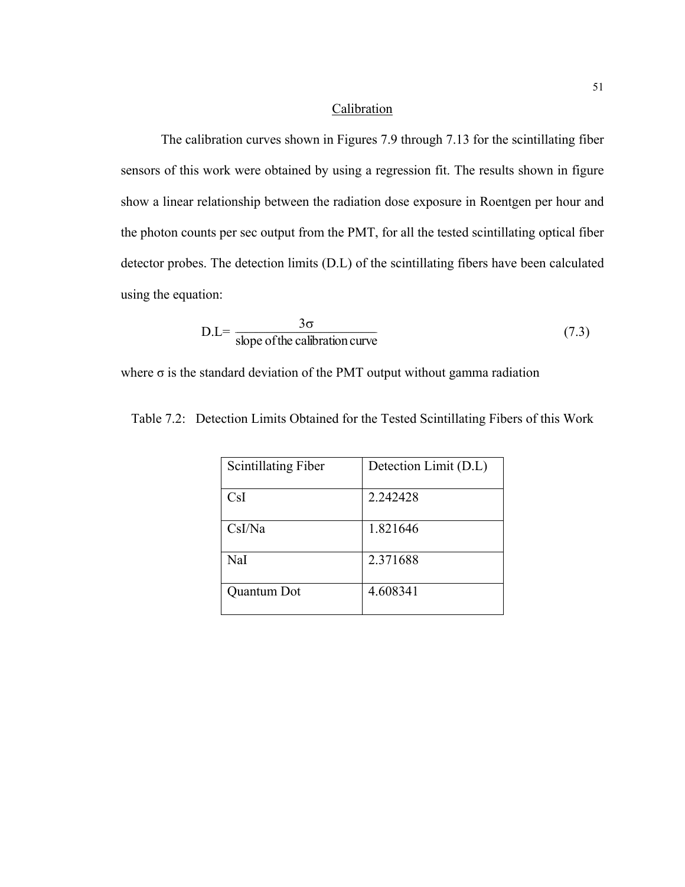## Calibration

The calibration curves shown in Figures 7.9 through 7.13 for the scintillating fiber sensors of this work were obtained by using a regression fit. The results shown in figure show a linear relationship between the radiation dose exposure in Roentgen per hour and the photon counts per sec output from the PMT, for all the tested scintillating optical fiber detector probes. The detection limits (D.L) of the scintillating fibers have been calculated using the equation:

$$\text{D.L} = \frac{3\sigma}{\text{slope of the calibration curve}} \tag{7.3}$$

where $\sigma$ is the standard deviation of the PMT output without gamma radiation

Table 7.2: Detection Limits Obtained for the Tested Scintillating Fibers of this Work

| Scintillating Fiber | Detection Limit (D.L) |
|---|---|
| CsI | 2.242428 |
| CsI/Na | 1.821646 |
| NaI | 2.371688 |
| Quantum Dot | 4.608341 |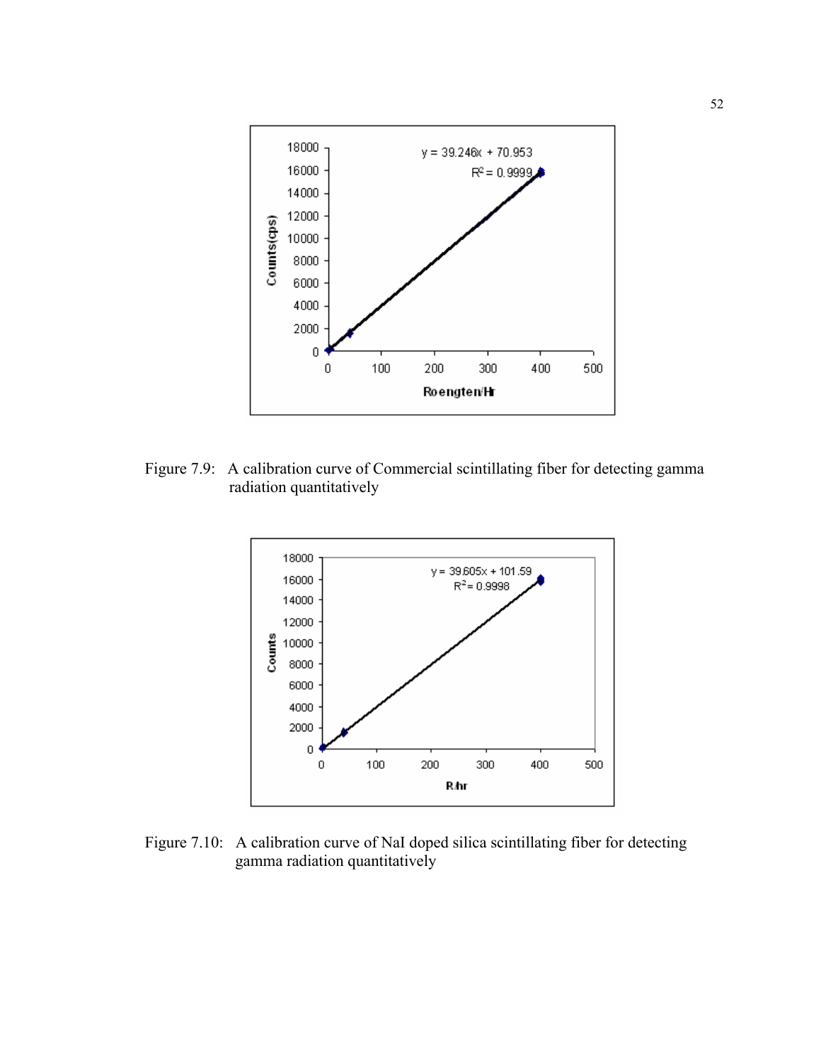Figure 7.9: A calibration curve of Commercial scintillating fiber for detecting gamma radiation quantitatively

Figure 7.10: A calibration curve of NaI doped silica scintillating fiber for detecting gamma radiation quantitatively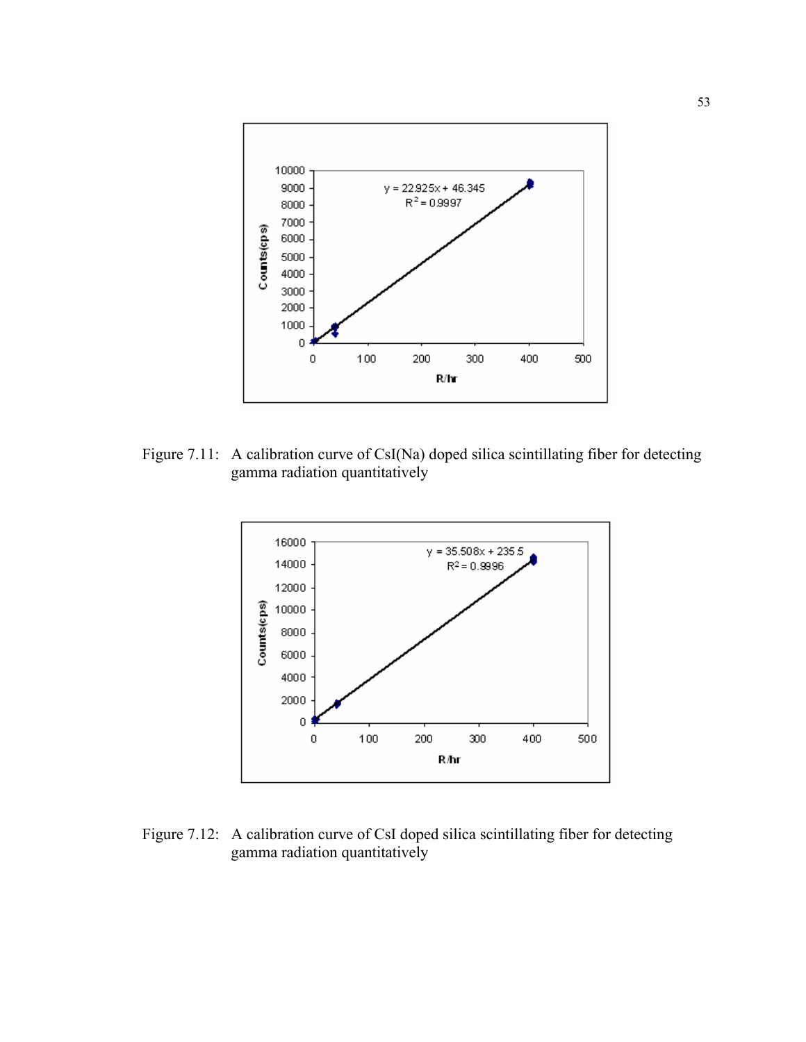Figure 7.11: A calibration curve of CsI(Na) doped silica scintillating fiber for detecting gamma radiation quantitatively

Figure 7.12: A calibration curve of CsI doped silica scintillating fiber for detecting gamma radiation quantitatively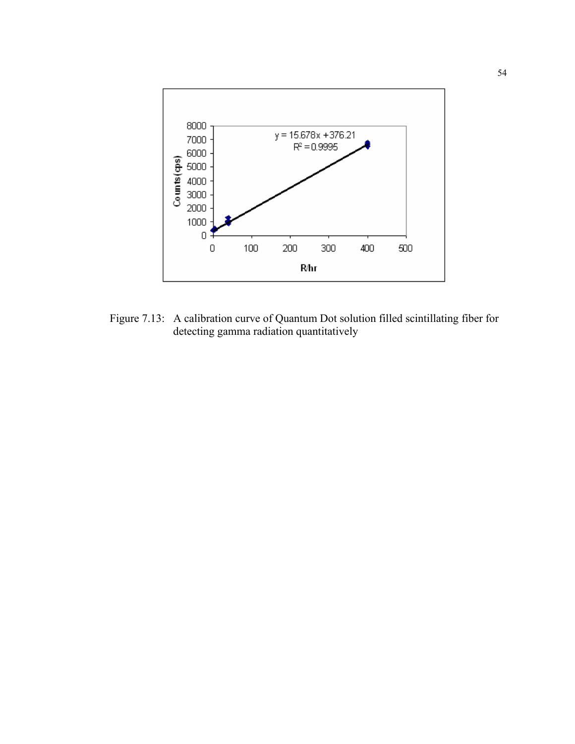Figure 7.13: A calibration curve of Quantum Dot solution filled scintillating fiber for detecting gamma radiation quantitatively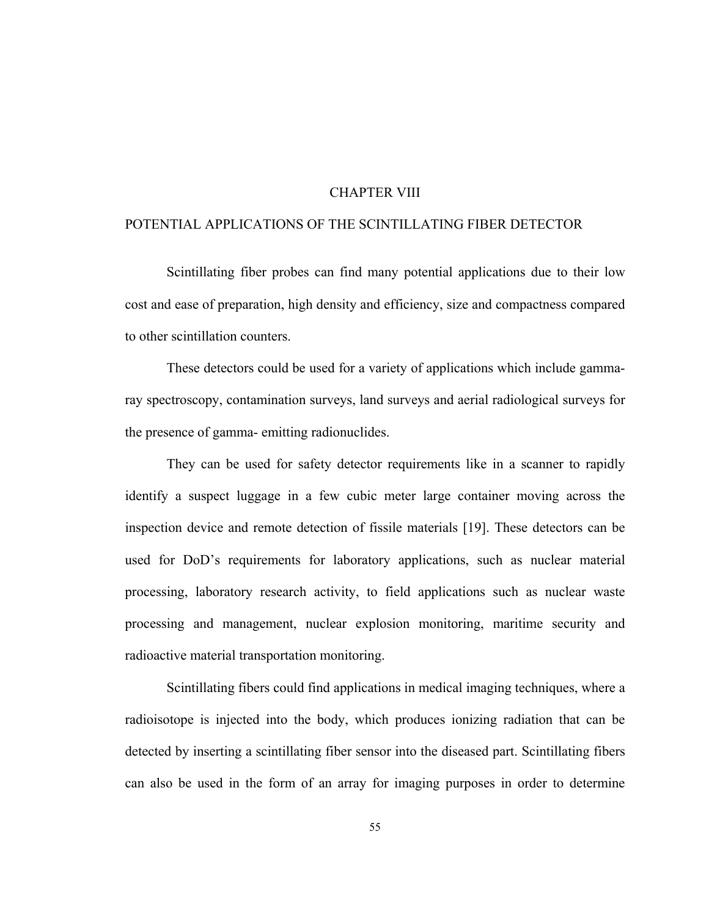# CHAPTER VIII

## POTENTIAL APPLICATIONS OF THE SCINTILLATING FIBER DETECTOR

Scintillating fiber probes can find many potential applications due to their low cost and ease of preparation, high density and efficiency, size and compactness compared to other scintillation counters.

These detectors could be used for a variety of applications which include gamma-ray spectroscopy, contamination surveys, land surveys and aerial radiological surveys for the presence of gamma- emitting radionuclides.

They can be used for safety detector requirements like in a scanner to rapidly identify a suspect luggage in a few cubic meter large container moving across the inspection device and remote detection of fissile materials [19]. These detectors can be used for DoD's requirements for laboratory applications, such as nuclear material processing, laboratory research activity, to field applications such as nuclear waste processing and management, nuclear explosion monitoring, maritime security and radioactive material transportation monitoring.

Scintillating fibers could find applications in medical imaging techniques, where a radioisotope is injected into the body, which produces ionizing radiation that can be detected by inserting a scintillating fiber sensor into the diseased part. Scintillating fibers can also be used in the form of an array for imaging purposes in order to determine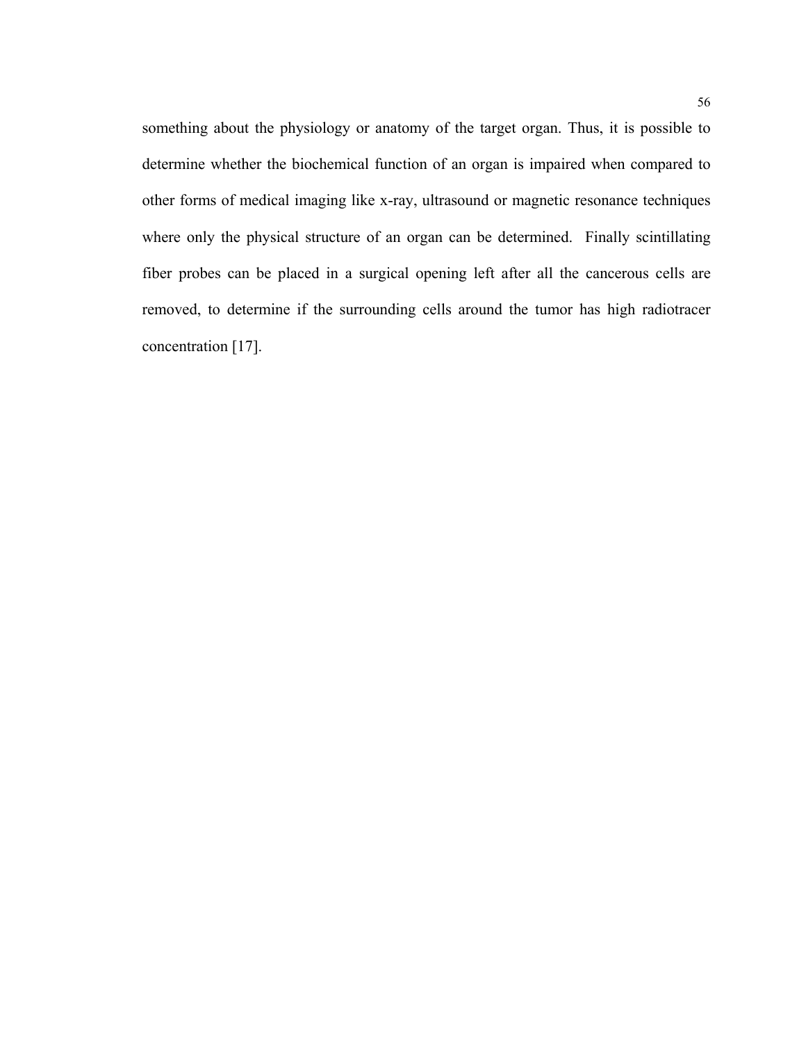something about the physiology or anatomy of the target organ. Thus, it is possible to determine whether the biochemical function of an organ is impaired when compared to other forms of medical imaging like x-ray, ultrasound or magnetic resonance techniques where only the physical structure of an organ can be determined. Finally scintillating fiber probes can be placed in a surgical opening left after all the cancerous cells are removed, to determine if the surrounding cells around the tumor has high radiotracer concentration [17].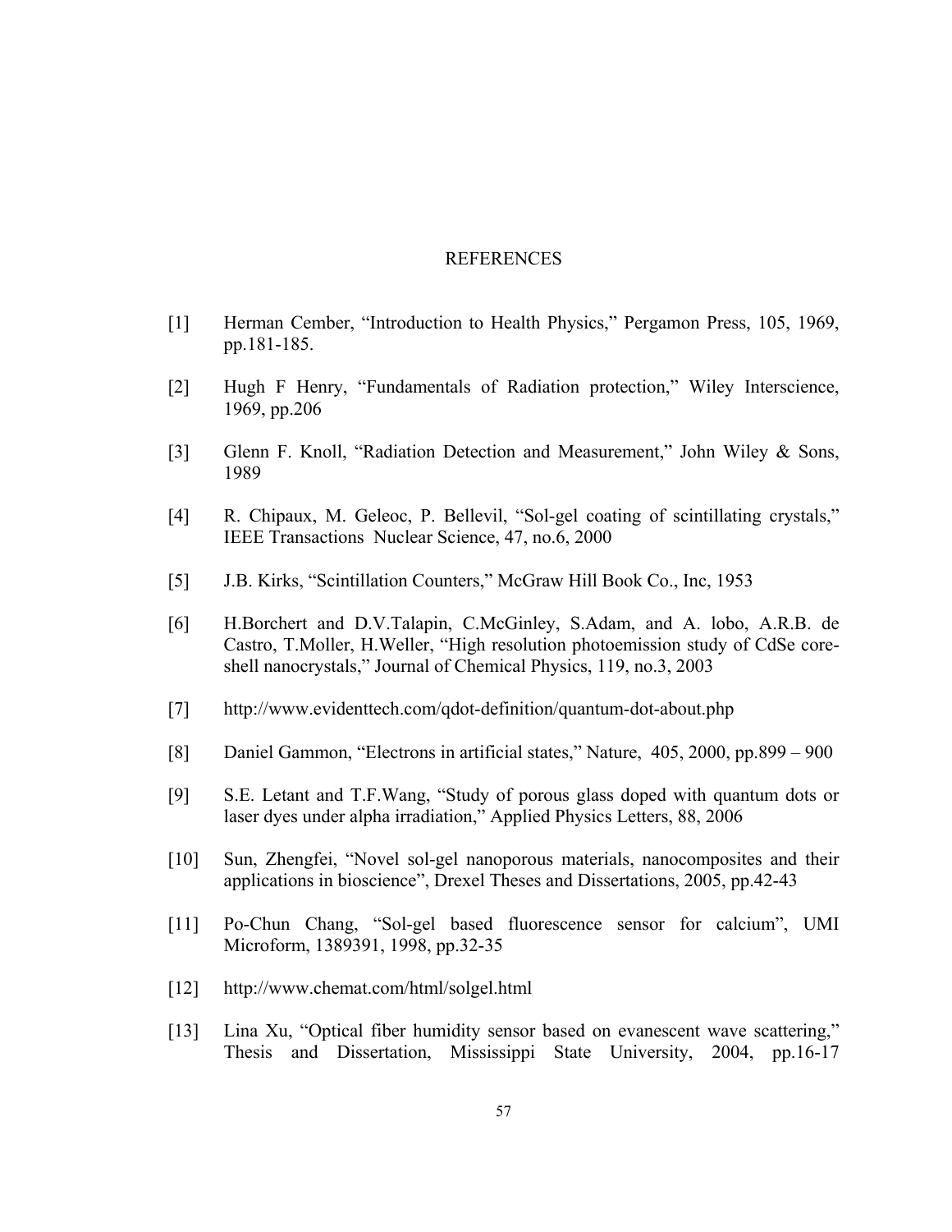# REFERENCES

[1] Herman Cember, "Introduction to Health Physics," Pergamon Press, 105, 1969, pp.181-185.

[2] Hugh F Henry, "Fundamentals of Radiation protection," Wiley Interscience, 1969, pp.206

[3] Glenn F. Knoll, "Radiation Detection and Measurement," John Wiley & Sons, 1989

[4] R. Chipaux, M. Geleoc, P. Bellevil, "Sol-gel coating of scintillating crystals," IEEE Transactions Nuclear Science, 47, no.6, 2000

[5] J.B. Kirks, "Scintillation Counters," McGraw Hill Book Co., Inc, 1953

[6] H.Borchert and D.V.Talapin, C.McGinley, S.Adam, and A. lobo, A.R.B. de Castro, T.Moller, H.Weller, "High resolution photoemission study of CdSe core-shell nanocrystals," Journal of Chemical Physics, 119, no.3, 2003

[7] http://www.evidenttech.com/qdot-definition/quantum-dot-about.php

[8] Daniel Gammon, "Electrons in artificial states," Nature, 405, 2000, pp.899 – 900

[9] S.E. Letant and T.F.Wang, "Study of porous glass doped with quantum dots or laser dyes under alpha irradiation," Applied Physics Letters, 88, 2006

[10] Sun, Zhengfei, "Novel sol-gel nanoporous materials, nanocomposites and their applications in bioscience", Drexel Theses and Dissertations, 2005, pp.42-43

[11] Po-Chun Chang, "Sol-gel based fluorescence sensor for calcium", UMI Microform, 1389391, 1998, pp.32-35

[12] http://www.chemat.com/html/solgel.html

[13] Lina Xu, "Optical fiber humidity sensor based on evanescent wave scattering," Thesis and Dissertation, Mississippi State University, 2004, pp.16-17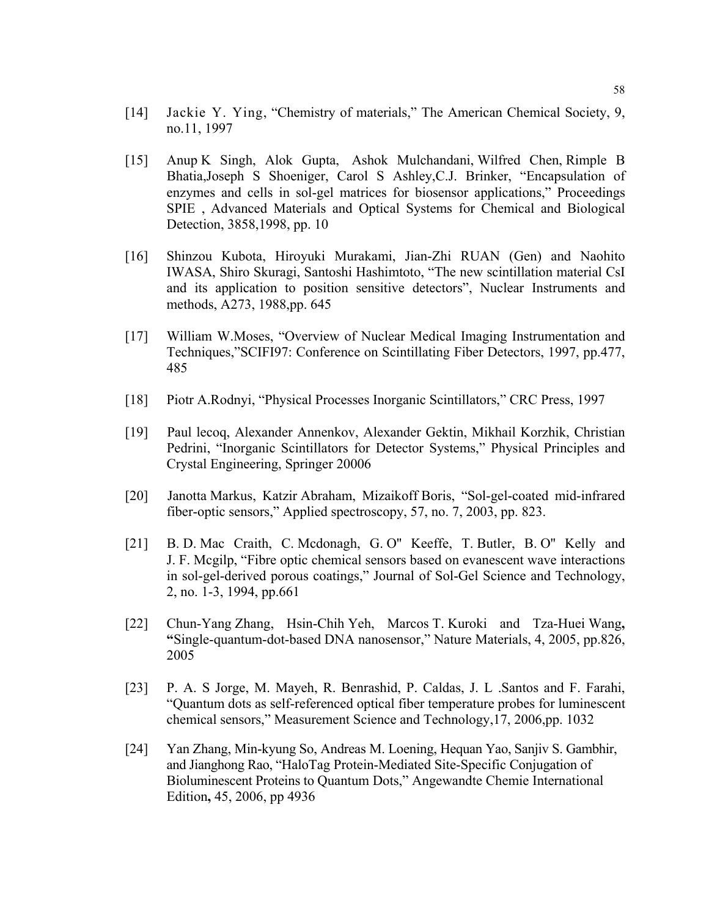[14] Jackie Y. Ying, "Chemistry of materials," The American Chemical Society, 9, no.11, 1997

[15] Anup K Singh, Alok Gupta, Ashok Mulchandani, Wilfred Chen, Rimple B Bhatia,Joseph S Shoeniger, Carol S Ashley,C.J. Brinker, "Encapsulation of enzymes and cells in sol-gel matrices for biosensor applications," Proceedings SPIE , Advanced Materials and Optical Systems for Chemical and Biological Detection, 3858,1998, pp. 10

[16] Shinzou Kubota, Hiroyuki Murakami, Jian-Zhi RUAN (Gen) and Naohito IWASA, Shiro Skuragi, Santoshi Hashimtoto, "The new scintillation material CsI and its application to position sensitive detectors", Nuclear Instruments and methods, A273, 1988,pp. 645

[17] William W.Moses, "Overview of Nuclear Medical Imaging Instrumentation and Techniques,"SCIFI97: Conference on Scintillating Fiber Detectors, 1997, pp.477, 485

[18] Piotr A.Rodnyi, "Physical Processes Inorganic Scintillators," CRC Press, 1997

[19] Paul lecoq, Alexander Annenkov, Alexander Gektin, Mikhail Korzhik, Christian Pedrini, "Inorganic Scintillators for Detector Systems," Physical Principles and Crystal Engineering, Springer 20006

[20] Janotta Markus, Katzir Abraham, Mizaikoff Boris, "Sol-gel-coated mid-infrared fiber-optic sensors," Applied spectroscopy, 57, no. 7, 2003, pp. 823.

[21] B. D. Mac Craith, C. Mcdonagh, G. O'' Keeffe, T. Butler, B. O'' Kelly and J. F. Mcgilp, "Fibre optic chemical sensors based on evanescent wave interactions in sol-gel-derived porous coatings," Journal of Sol-Gel Science and Technology, 2, no. 1-3, 1994, pp.661

[22] Chun-Yang Zhang, Hsin-Chih Yeh, Marcos T. Kuroki and Tza-Huei Wang, "Single-quantum-dot-based DNA nanosensor," Nature Materials, 4, 2005, pp.826, 2005

[23] P. A. S Jorge, M. Mayeh, R. Benrashid, P. Caldas, J. L .Santos and F. Farahi, "Quantum dots as self-referenced optical fiber temperature probes for luminescent chemical sensors," Measurement Science and Technology,17, 2006,pp. 1032

[24] Yan Zhang, Min-kyung So, Andreas M. Loening, Hequan Yao, Sanjiv S. Gambhir, and Jianghong Rao, "HaloTag Protein-Mediated Site-Specific Conjugation of Bioluminescent Proteins to Quantum Dots," Angewandte Chemie International Edition**,** 45, 2006, pp 4936